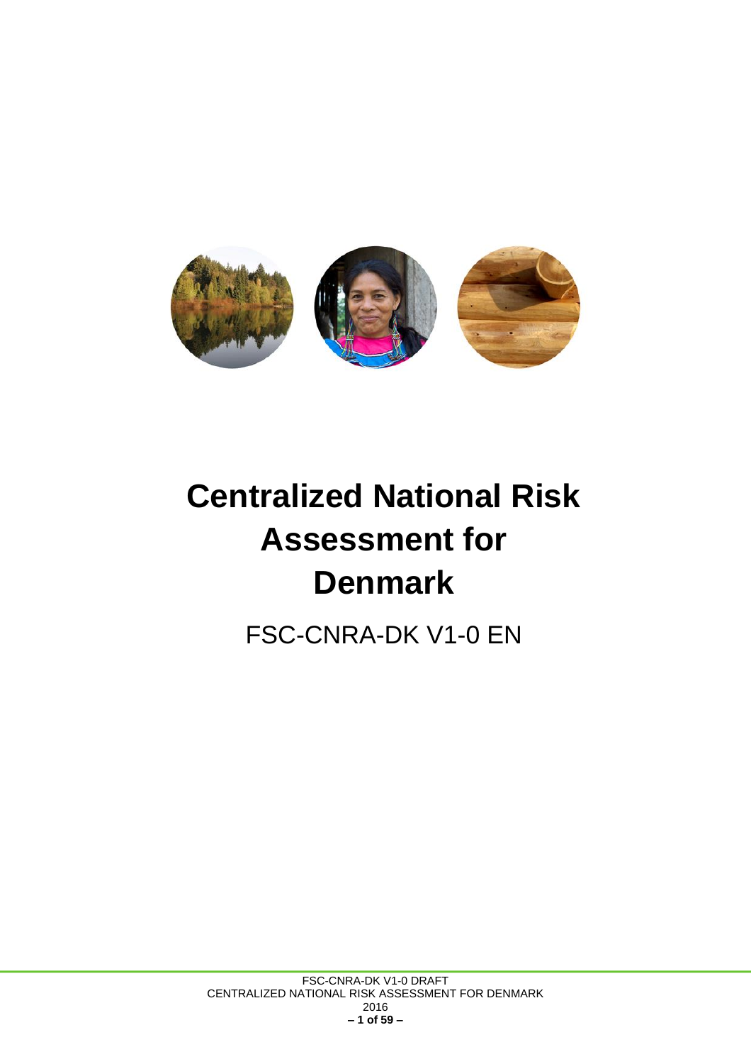# Centralized National Risk Assessment for Denmark

FSC-CNRA-DK V1-0 EN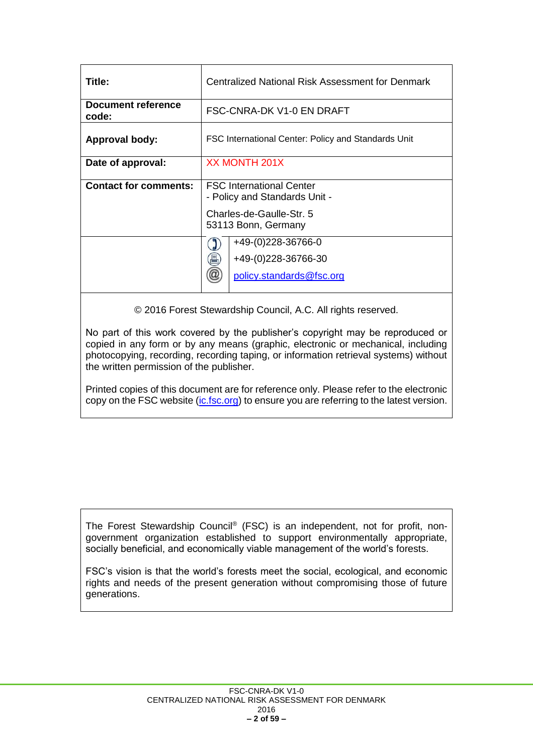| | |
|---|---|
| **Title:** | Centralized National Risk Assessment for Denmark |
| **Document reference code:** | FSC-CNRA-DK V1-0 EN DRAFT |
| **Approval body:** | FSC International Center: Policy and Standards Unit |
| **Date of approval:** | XX MONTH 201X |
| **Contact for comments:** | FSC International Center<br>- Policy and Standards Unit -<br>Charles-de-Gaulle-Str. 5<br>53113 Bonn, Germany |
| | +49-(0)228-36766-0<br>+49-(0)228-36766-30<br>policy.standards@fsc.org |

© 2016 Forest Stewardship Council, A.C. All rights reserved.

No part of this work covered by the publisher's copyright may be reproduced or copied in any form or by any means (graphic, electronic or mechanical, including photocopying, recording, recording taping, or information retrieval systems) without the written permission of the publisher.

Printed copies of this document are for reference only. Please refer to the electronic copy on the FSC website (ic.fsc.org) to ensure you are referring to the latest version.

The Forest Stewardship Council® (FSC) is an independent, not for profit, non-government organization established to support environmentally appropriate, socially beneficial, and economically viable management of the world's forests.

FSC's vision is that the world's forests meet the social, ecological, and economic rights and needs of the present generation without compromising those of future generations.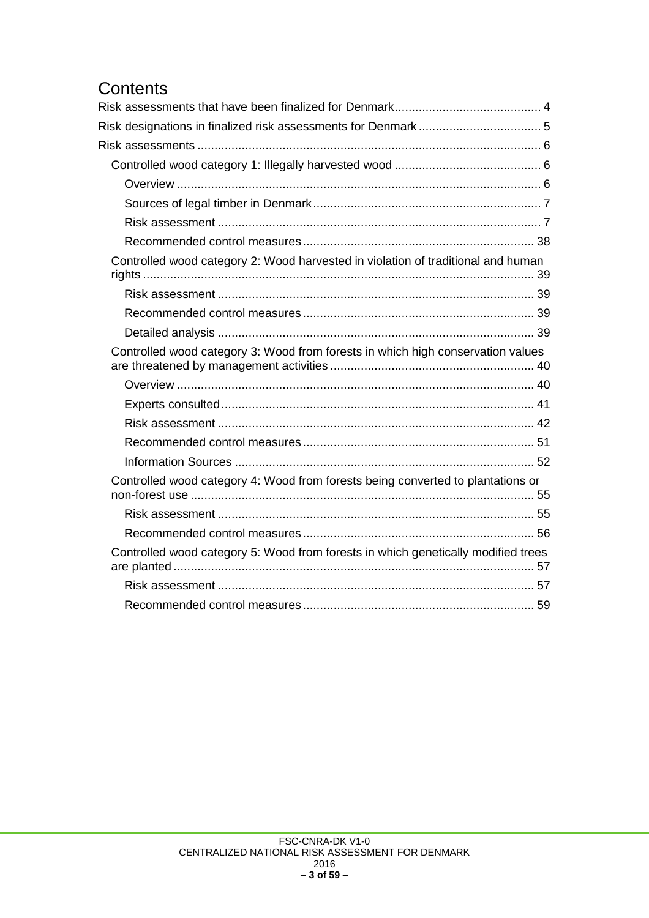# Contents

Risk assessments that have been finalized for Denmark .......... 4

Risk designations in finalized risk assessments for Denmark .......... 5

Risk assessments .......... 6

- Controlled wood category 1: Illegally harvested wood .......... 6
  - Overview .......... 6
  - Sources of legal timber in Denmark .......... 7
  - Risk assessment .......... 7
  - Recommended control measures .......... 38
- Controlled wood category 2: Wood harvested in violation of traditional and human rights .......... 39
  - Risk assessment .......... 39
  - Recommended control measures .......... 39
  - Detailed analysis .......... 39
- Controlled wood category 3: Wood from forests in which high conservation values are threatened by management activities .......... 40
  - Overview .......... 40
  - Experts consulted .......... 41
  - Risk assessment .......... 42
  - Recommended control measures .......... 51
  - Information Sources .......... 52
- Controlled wood category 4: Wood from forests being converted to plantations or non-forest use .......... 55
  - Risk assessment .......... 55
  - Recommended control measures .......... 56
- Controlled wood category 5: Wood from forests in which genetically modified trees are planted .......... 57
  - Risk assessment .......... 57
  - Recommended control measures .......... 59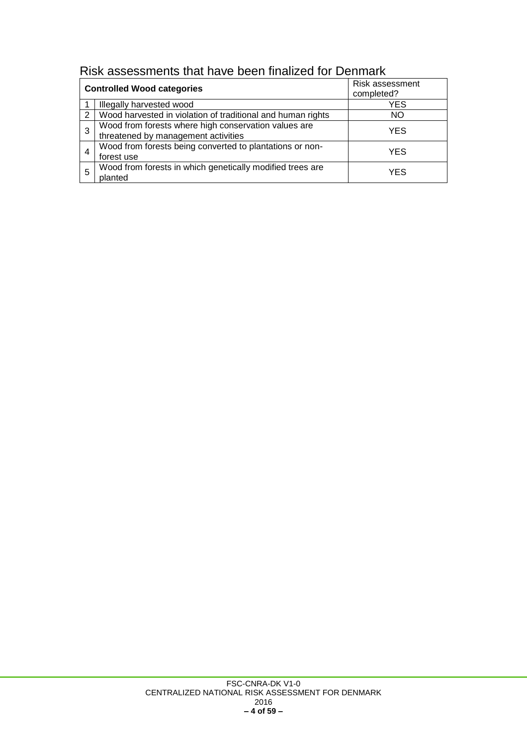## Risk assessments that have been finalized for Denmark

| Controlled Wood categories | | Risk assessment completed? |
|---|---|---|
| 1 | Illegally harvested wood | YES |
| 2 | Wood harvested in violation of traditional and human rights | NO |
| 3 | Wood from forests where high conservation values are threatened by management activities | YES |
| 4 | Wood from forests being converted to plantations or non-forest use | YES |
| 5 | Wood from forests in which genetically modified trees are planted | YES |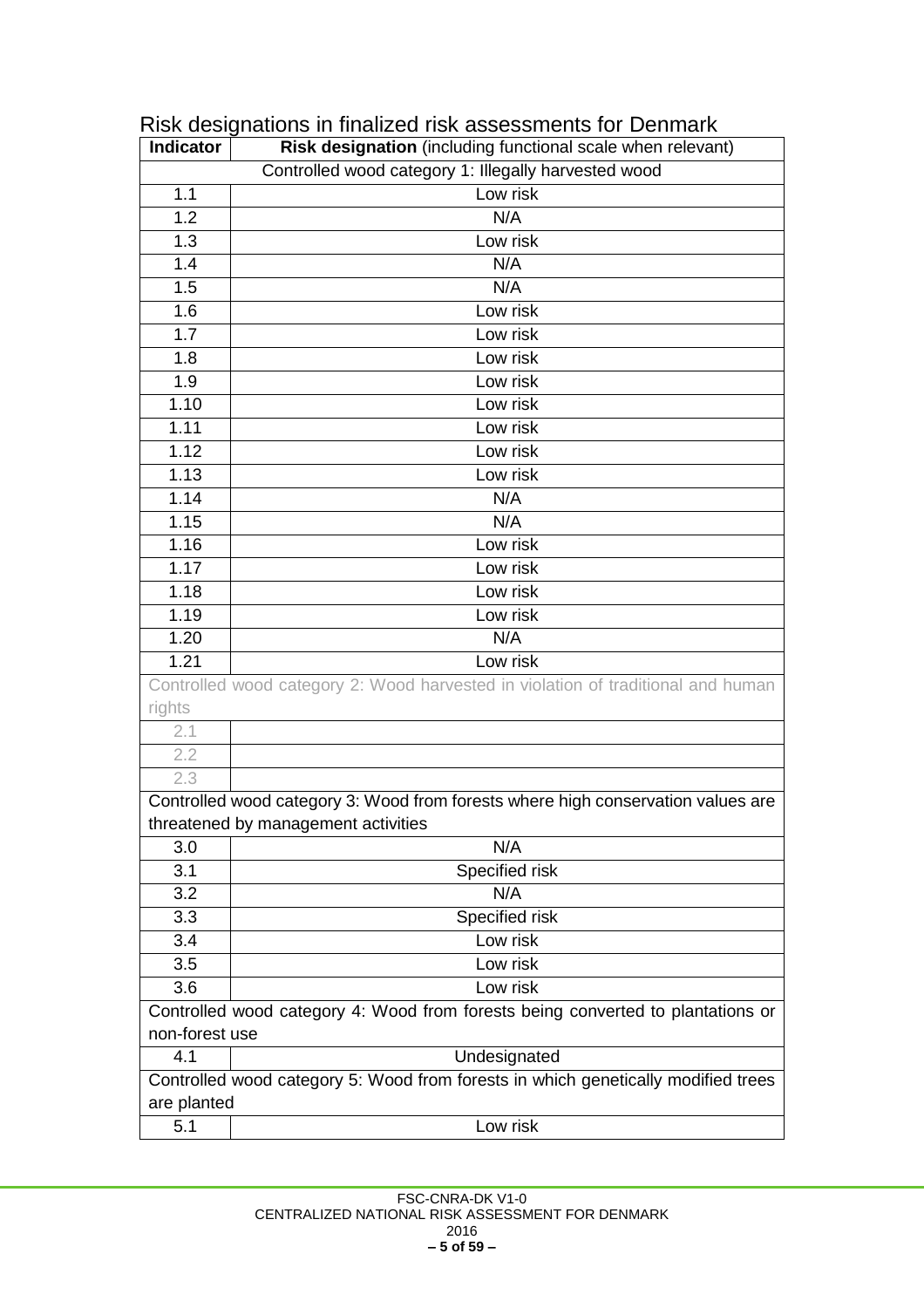## Risk designations in finalized risk assessments for Denmark

| Indicator | **Risk designation** (including functional scale when relevant) |
|---|---|
| Controlled wood category 1: Illegally harvested wood | |
| 1.1 | Low risk |
| 1.2 | N/A |
| 1.3 | Low risk |
| 1.4 | N/A |
| 1.5 | N/A |
| 1.6 | Low risk |
| 1.7 | Low risk |
| 1.8 | Low risk |
| 1.9 | Low risk |
| 1.10 | Low risk |
| 1.11 | Low risk |
| 1.12 | Low risk |
| 1.13 | Low risk |
| 1.14 | N/A |
| 1.15 | N/A |
| 1.16 | Low risk |
| 1.17 | Low risk |
| 1.18 | Low risk |
| 1.19 | Low risk |
| 1.20 | N/A |
| 1.21 | Low risk |
| Controlled wood category 2: Wood harvested in violation of traditional and human rights | |
| 2.1 | |
| 2.2 | |
| 2.3 | |
| Controlled wood category 3: Wood from forests where high conservation values are threatened by management activities | |
| 3.0 | N/A |
| 3.1 | Specified risk |
| 3.2 | N/A |
| 3.3 | Specified risk |
| 3.4 | Low risk |
| 3.5 | Low risk |
| 3.6 | Low risk |
| Controlled wood category 4: Wood from forests being converted to plantations or non-forest use | |
| 4.1 | Undesignated |
| Controlled wood category 5: Wood from forests in which genetically modified trees are planted | |
| 5.1 | Low risk |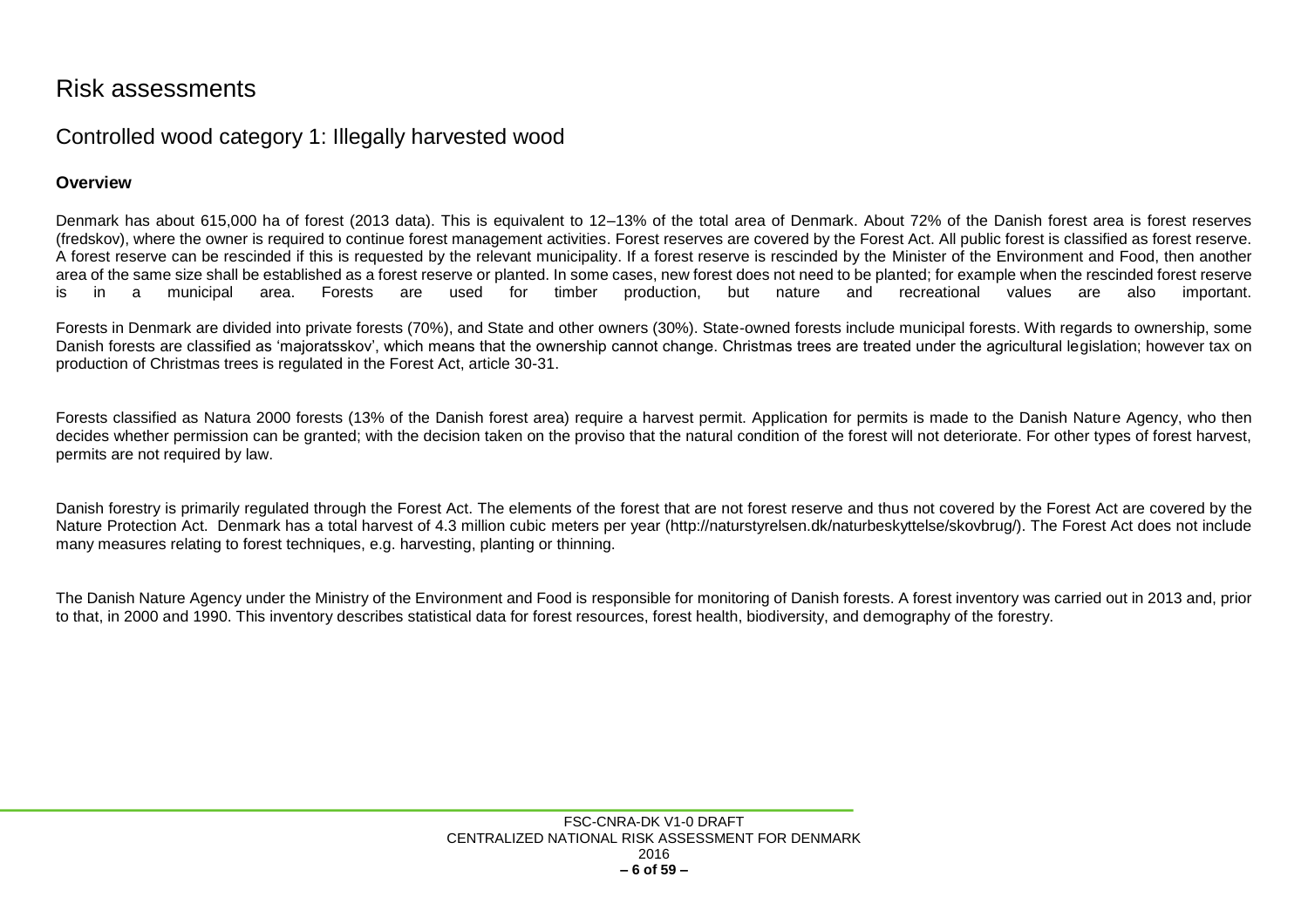# Risk assessments

## Controlled wood category 1: Illegally harvested wood

### Overview

Denmark has about 615,000 ha of forest (2013 data). This is equivalent to 12–13% of the total area of Denmark. About 72% of the Danish forest area is forest reserves (fredskov), where the owner is required to continue forest management activities. Forest reserves are covered by the Forest Act. All public forest is classified as forest reserve. A forest reserve can be rescinded if this is requested by the relevant municipality. If a forest reserve is rescinded by the Minister of the Environment and Food, then another area of the same size shall be established as a forest reserve or planted. In some cases, new forest does not need to be planted; for example when the rescinded forest reserve is in a municipal area. Forests are used for timber production, but nature and recreational values are also important.

Forests in Denmark are divided into private forests (70%), and State and other owners (30%). State-owned forests include municipal forests. With regards to ownership, some Danish forests are classified as 'majoratsskov', which means that the ownership cannot change. Christmas trees are treated under the agricultural legislation; however tax on production of Christmas trees is regulated in the Forest Act, article 30-31.

Forests classified as Natura 2000 forests (13% of the Danish forest area) require a harvest permit. Application for permits is made to the Danish Nature Agency, who then decides whether permission can be granted; with the decision taken on the proviso that the natural condition of the forest will not deteriorate. For other types of forest harvest, permits are not required by law.

Danish forestry is primarily regulated through the Forest Act. The elements of the forest that are not forest reserve and thus not covered by the Forest Act are covered by the Nature Protection Act. Denmark has a total harvest of 4.3 million cubic meters per year (http://naturstyrelsen.dk/naturbeskyttelse/skovbrug/). The Forest Act does not include many measures relating to forest techniques, e.g. harvesting, planting or thinning.

The Danish Nature Agency under the Ministry of the Environment and Food is responsible for monitoring of Danish forests. A forest inventory was carried out in 2013 and, prior to that, in 2000 and 1990. This inventory describes statistical data for forest resources, forest health, biodiversity, and demography of the forestry.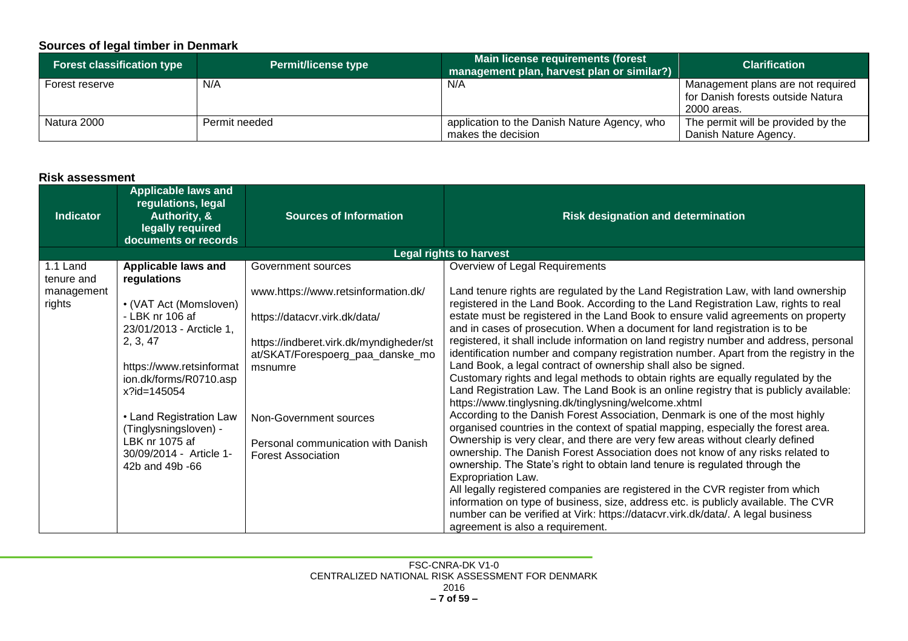**Sources of legal timber in Denmark**

| Forest classification type | Permit/license type | Main license requirements (forest management plan, harvest plan or similar?) | Clarification |
|---|---|---|---|
| Forest reserve | N/A | N/A | Management plans are not required for Danish forests outside Natura 2000 areas. |
| Natura 2000 | Permit needed | application to the Danish Nature Agency, who makes the decision | The permit will be provided by the Danish Nature Agency. |

**Risk assessment**

| Indicator | Applicable laws and regulations, legal Authority, & legally required documents or records | Sources of Information | Risk designation and determination |
|---|---|---|---|
| **Legal rights to harvest** | | | |
| 1.1 Land tenure and management rights | **Applicable laws and regulations**<br><br>• (VAT Act (Momsloven) - LBK nr 106 af 23/01/2013 - Arcticle 1, 2, 3, 47<br><br>https://www.retsinformation.dk/forms/R0710.aspx?id=145054<br><br>• Land Registration Law (Tinglysningsloven) - LBK nr 1075 af 30/09/2014 - Article 1-42b and 49b -66 | Government sources<br><br>www.https://www.retsinformation.dk/<br><br>https://datacvr.virk.dk/data/<br><br>https://indberet.virk.dk/myndigheder/stat/SKAT/Forespoerg_paa_danske_momsnumre<br><br>Non-Government sources<br><br>Personal communication with Danish Forest Association | Overview of Legal Requirements<br><br>Land tenure rights are regulated by the Land Registration Law, with land ownership registered in the Land Book. According to the Land Registration Law, rights to real estate must be registered in the Land Book to ensure valid agreements on property and in cases of prosecution. When a document for land registration is to be registered, it shall include information on land registry number and address, personal identification number and company registration number. Apart from the registry in the Land Book, a legal contract of ownership shall also be signed.<br>Customary rights and legal methods to obtain rights are equally regulated by the Land Registration Law. The Land Book is an online registry that is publicly available: https://www.tinglysning.dk/tinglysning/welcome.xhtml<br>According to the Danish Forest Association, Denmark is one of the most highly organised countries in the context of spatial mapping, especially the forest area. Ownership is very clear, and there are very few areas without clearly defined ownership. The Danish Forest Association does not know of any risks related to ownership. The State's right to obtain land tenure is regulated through the Expropriation Law.<br>All legally registered companies are registered in the CVR register from which information on type of business, size, address etc. is publicly available. The CVR number can be verified at Virk: https://datacvr.virk.dk/data/. A legal business agreement is also a requirement. |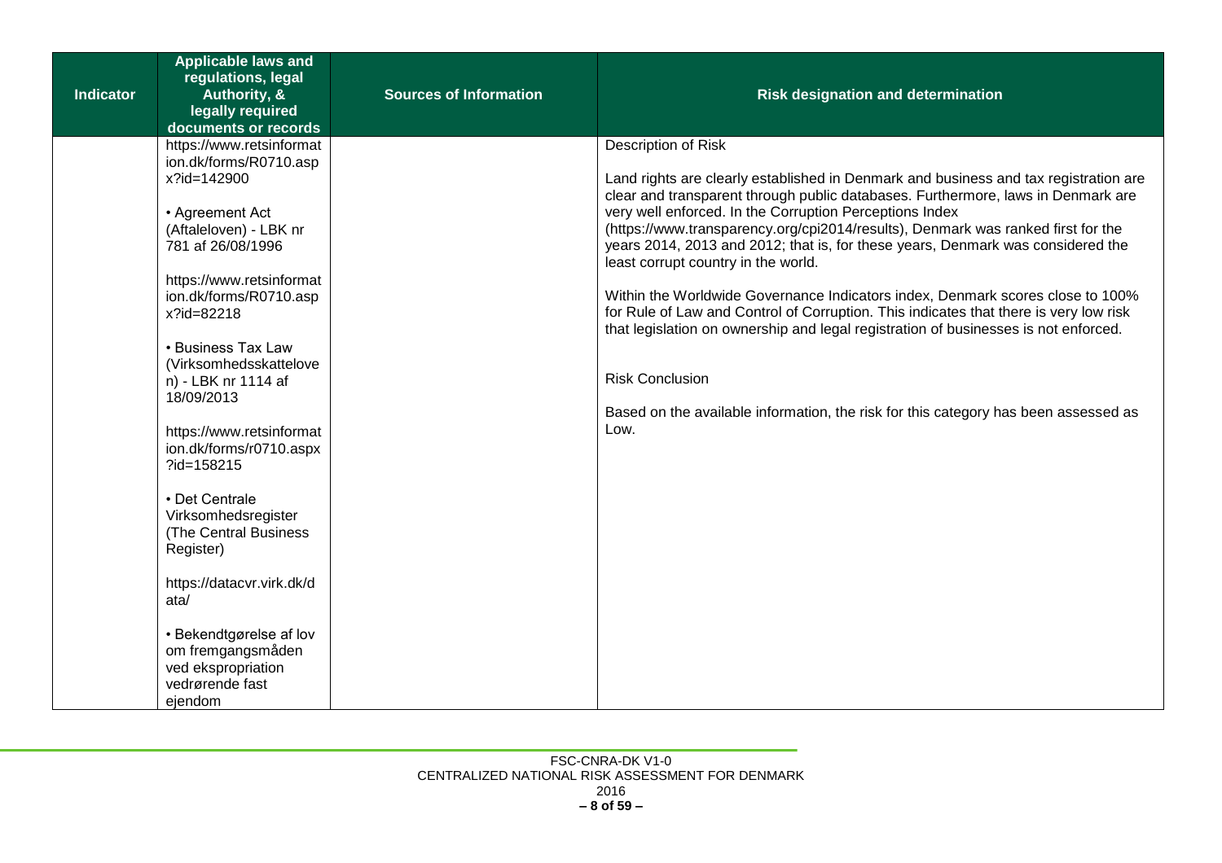| Indicator | Applicable laws and regulations, legal Authority, & legally required documents or records | Sources of Information | Risk designation and determination |
|---|---|---|---|
| | https://www.retsinformation.dk/forms/R0710.aspx?id=142900<br><br>• Agreement Act (Aftaleloven) - LBK nr 781 af 26/08/1996<br><br>https://www.retsinformation.dk/forms/R0710.aspx?id=82218<br><br>• Business Tax Law (Virksomhedsskatteloven) - LBK nr 1114 af 18/09/2013<br><br>https://www.retsinformation.dk/forms/r0710.aspx?id=158215<br><br>• Det Centrale Virksomhedsregister (The Central Business Register)<br><br>https://datacvr.virk.dk/data/<br><br>• Bekendtgørelse af lov om fremgangsmåden ved ekspropriation vedrørende fast ejendom | | Description of Risk<br><br>Land rights are clearly established in Denmark and business and tax registration are clear and transparent through public databases. Furthermore, laws in Denmark are very well enforced. In the Corruption Perceptions Index (https://www.transparency.org/cpi2014/results), Denmark was ranked first for the years 2014, 2013 and 2012; that is, for these years, Denmark was considered the least corrupt country in the world.<br><br>Within the Worldwide Governance Indicators index, Denmark scores close to 100% for Rule of Law and Control of Corruption. This indicates that there is very low risk that legislation on ownership and legal registration of businesses is not enforced.<br><br>Risk Conclusion<br><br>Based on the available information, the risk for this category has been assessed as Low. |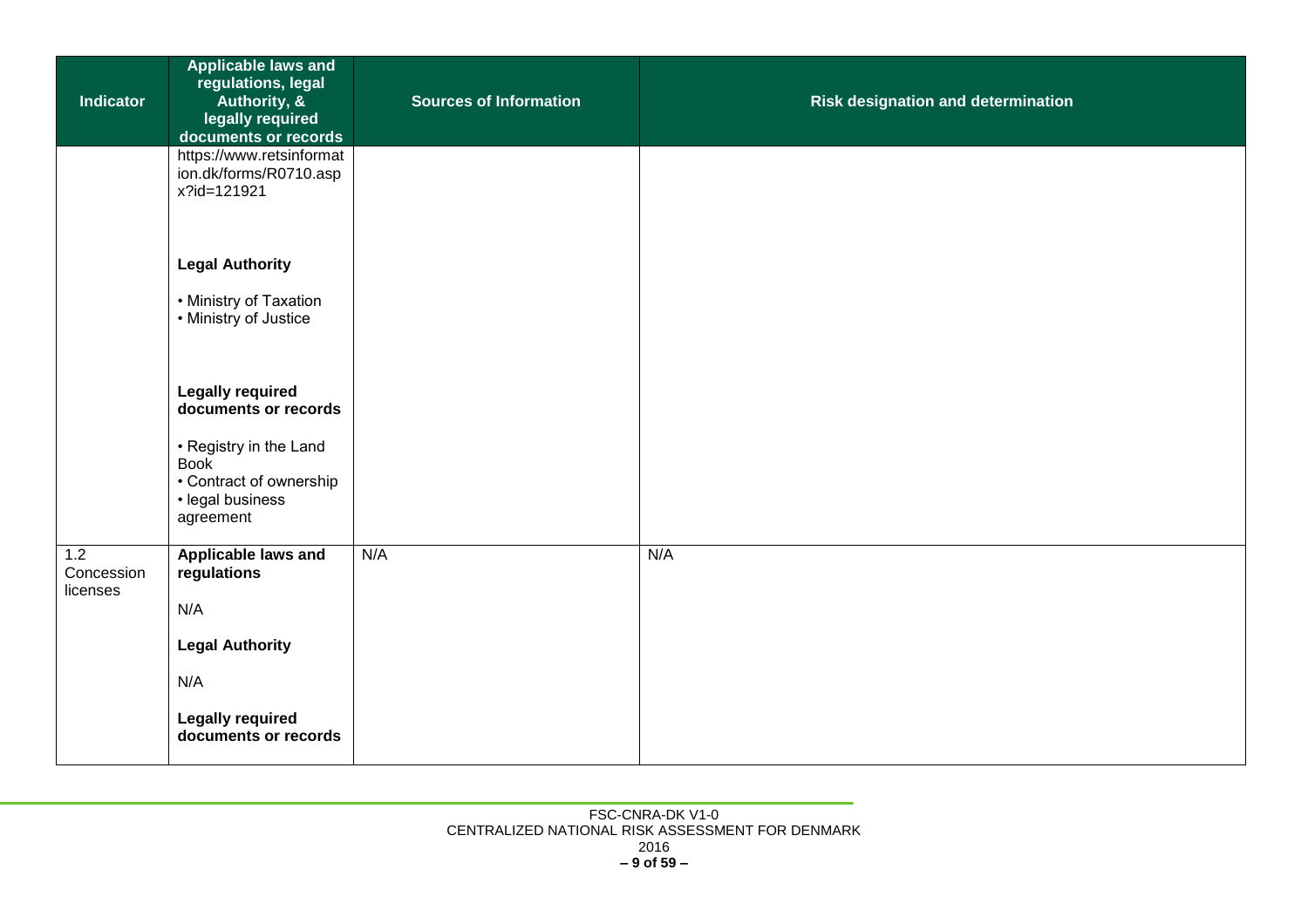| Indicator | Applicable laws and regulations, legal Authority, & legally required documents or records | Sources of Information | Risk designation and determination |
|---|---|---|---|
| | https://www.retsinformation.dk/forms/R0710.aspx?id=121921<br><br>**Legal Authority**<br><br>• Ministry of Taxation<br>• Ministry of Justice<br><br>**Legally required documents or records**<br><br>• Registry in the Land Book<br>• Contract of ownership<br>• legal business agreement | | |
| 1.2 Concession licenses | **Applicable laws and regulations**<br><br>N/A<br><br>**Legal Authority**<br><br>N/A<br><br>**Legally required documents or records** | N/A | N/A |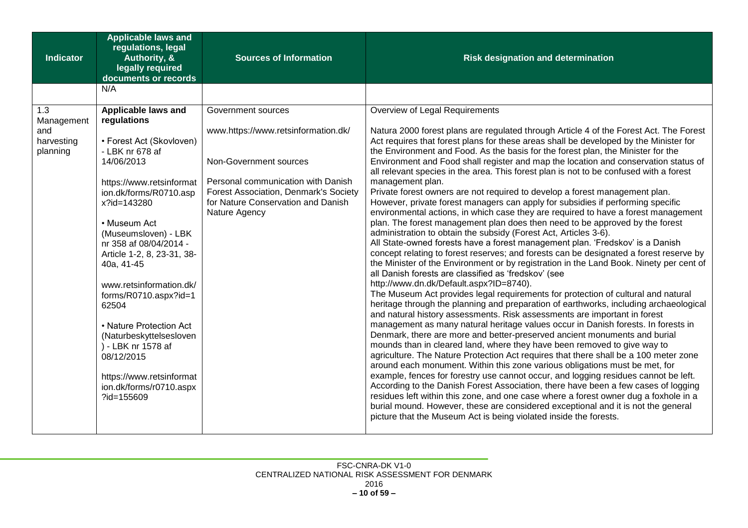| Indicator | Applicable laws and regulations, legal Authority, & legally required documents or records | Sources of Information | Risk designation and determination |
|---|---|---|---|
| | N/A | | |
| 1.3 Management and harvesting planning | **Applicable laws and regulations**<br><br>• Forest Act (Skovloven) - LBK nr 678 af 14/06/2013<br><br>https://www.retsinformation.dk/forms/R0710.aspx?id=143280<br><br>• Museum Act (Museumsloven) - LBK nr 358 af 08/04/2014 - Article 1-2, 8, 23-31, 38-40a, 41-45<br><br>www.retsinformation.dk/forms/R0710.aspx?id=162504<br><br>• Nature Protection Act (Naturbeskyttelsesloven) - LBK nr 1578 af 08/12/2015<br><br>https://www.retsinformation.dk/forms/r0710.aspx?id=155609 | Government sources<br><br>www.https://www.retsinformation.dk/<br><br>Non-Government sources<br><br>Personal communication with Danish Forest Association, Denmark's Society for Nature Conservation and Danish Nature Agency | Overview of Legal Requirements<br><br>Natura 2000 forest plans are regulated through Article 4 of the Forest Act. The Forest Act requires that forest plans for these areas shall be developed by the Minister for the Environment and Food. As the basis for the forest plan, the Minister for the Environment and Food shall register and map the location and conservation status of all relevant species in the area. This forest plan is not to be confused with a forest management plan.<br>Private forest owners are not required to develop a forest management plan. However, private forest managers can apply for subsidies if performing specific environmental actions, in which case they are required to have a forest management plan. The forest management plan does then need to be approved by the forest administration to obtain the subsidy (Forest Act, Articles 3-6).<br>All State-owned forests have a forest management plan. 'Fredskov' is a Danish concept relating to forest reserves; and forests can be designated a forest reserve by the Minister of the Environment or by registration in the Land Book. Ninety per cent of all Danish forests are classified as 'fredskov' (see http://www.dn.dk/Default.aspx?ID=8740).<br>The Museum Act provides legal requirements for protection of cultural and natural heritage through the planning and preparation of earthworks, including archaeological and natural history assessments. Risk assessments are important in forest management as many natural heritage values occur in Danish forests. In forests in Denmark, there are more and better-preserved ancient monuments and burial mounds than in cleared land, where they have been removed to give way to agriculture. The Nature Protection Act requires that there shall be a 100 meter zone around each monument. Within this zone various obligations must be met, for example, fences for forestry use cannot occur, and logging residues cannot be left. According to the Danish Forest Association, there have been a few cases of logging residues left within this zone, and one case where a forest owner dug a foxhole in a burial mound. However, these are considered exceptional and it is not the general picture that the Museum Act is being violated inside the forests. |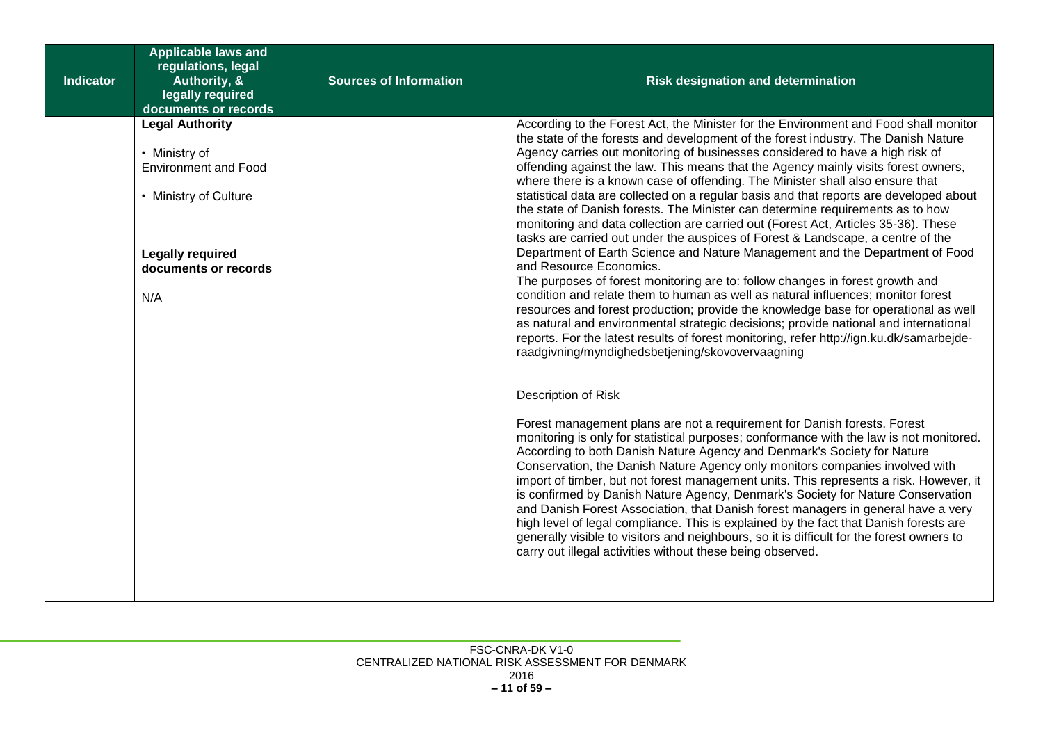| Indicator | Applicable laws and regulations, legal Authority, & legally required documents or records | Sources of Information | Risk designation and determination |
|---|---|---|---|
| | **Legal Authority**<br><br>• Ministry of Environment and Food<br><br>• Ministry of Culture<br><br>**Legally required documents or records**<br><br>N/A | | According to the Forest Act, the Minister for the Environment and Food shall monitor the state of the forests and development of the forest industry. The Danish Nature Agency carries out monitoring of businesses considered to have a high risk of offending against the law. This means that the Agency mainly visits forest owners, where there is a known case of offending. The Minister shall also ensure that statistical data are collected on a regular basis and that reports are developed about the state of Danish forests. The Minister can determine requirements as to how monitoring and data collection are carried out (Forest Act, Articles 35-36). These tasks are carried out under the auspices of Forest & Landscape, a centre of the Department of Earth Science and Nature Management and the Department of Food and Resource Economics.<br>The purposes of forest monitoring are to: follow changes in forest growth and condition and relate them to human as well as natural influences; monitor forest resources and forest production; provide the knowledge base for operational as well as natural and environmental strategic decisions; provide national and international reports. For the latest results of forest monitoring, refer http://ign.ku.dk/samarbejde-raadgivning/myndighedsbetjening/skovovervaagning<br><br>Description of Risk<br><br>Forest management plans are not a requirement for Danish forests. Forest monitoring is only for statistical purposes; conformance with the law is not monitored. According to both Danish Nature Agency and Denmark's Society for Nature Conservation, the Danish Nature Agency only monitors companies involved with import of timber, but not forest management units. This represents a risk. However, it is confirmed by Danish Nature Agency, Denmark's Society for Nature Conservation and Danish Forest Association, that Danish forest managers in general have a very high level of legal compliance. This is explained by the fact that Danish forests are generally visible to visitors and neighbours, so it is difficult for the forest owners to carry out illegal activities without these being observed. |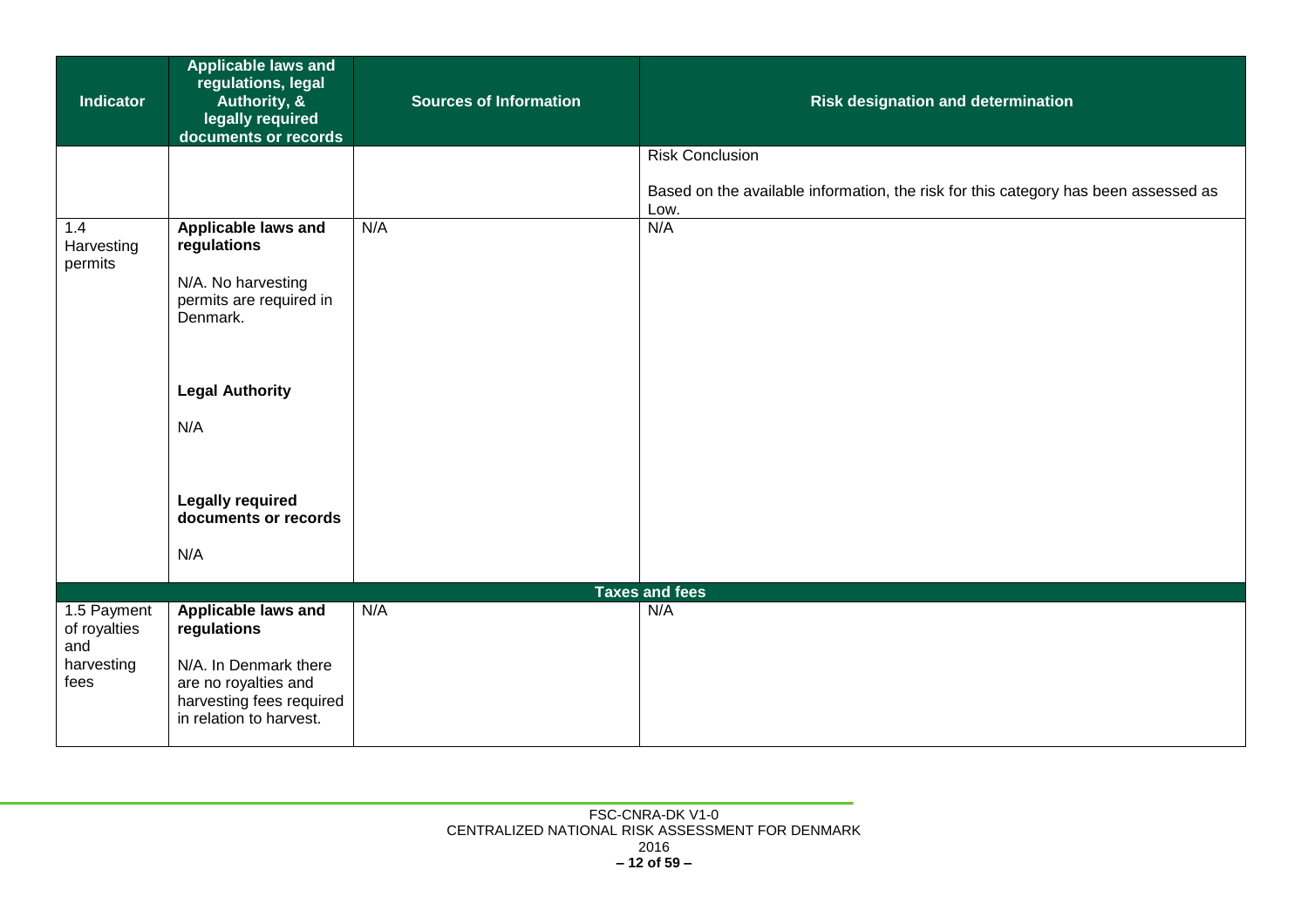| Indicator | Applicable laws and regulations, legal Authority, & legally required documents or records | Sources of Information | Risk designation and determination |
|---|---|---|---|
| | | | Risk Conclusion<br><br>Based on the available information, the risk for this category has been assessed as Low. |
| 1.4 Harvesting permits | **Applicable laws and regulations**<br><br>N/A. No harvesting permits are required in Denmark.<br><br>**Legal Authority**<br><br>N/A<br><br>**Legally required documents or records**<br><br>N/A | N/A | N/A |
| **Taxes and fees** | | | |
| 1.5 Payment of royalties and harvesting fees | **Applicable laws and regulations**<br><br>N/A. In Denmark there are no royalties and harvesting fees required in relation to harvest. | N/A | N/A |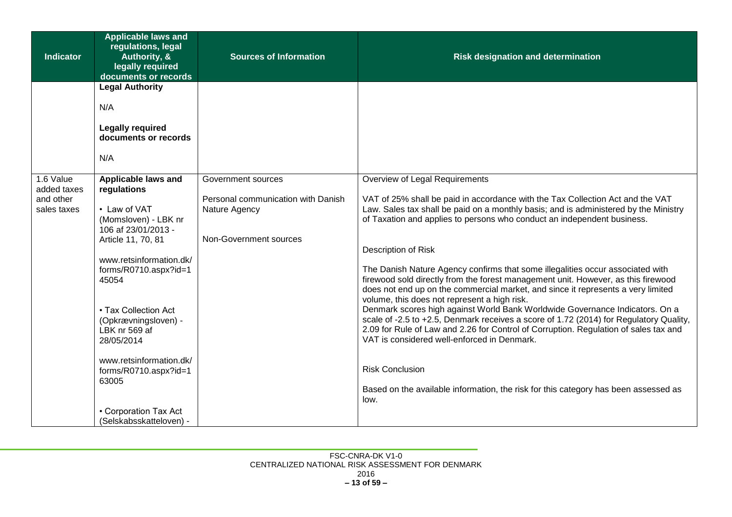| Indicator | Applicable laws and regulations, legal Authority, & legally required documents or records | Sources of Information | Risk designation and determination |
|---|---|---|---|
| | **Legal Authority**<br><br>N/A<br><br>**Legally required documents or records**<br><br>N/A | | |
| 1.6 Value added taxes and other sales taxes | **Applicable laws and regulations**<br><br>• Law of VAT (Momsloven) - LBK nr 106 af 23/01/2013 - Article 11, 70, 81<br><br>www.retsinformation.dk/forms/R0710.aspx?id=145054<br><br>• Tax Collection Act (Opkrævningsloven) - LBK nr 569 af 28/05/2014<br><br>www.retsinformation.dk/forms/R0710.aspx?id=163005<br><br>• Corporation Tax Act (Selskabsskatteloven) - | Government sources<br><br>Personal communication with Danish Nature Agency<br><br>Non-Government sources | Overview of Legal Requirements<br><br>VAT of 25% shall be paid in accordance with the Tax Collection Act and the VAT Law. Sales tax shall be paid on a monthly basis; and is administered by the Ministry of Taxation and applies to persons who conduct an independent business.<br><br>Description of Risk<br><br>The Danish Nature Agency confirms that some illegalities occur associated with firewood sold directly from the forest management unit. However, as this firewood does not end up on the commercial market, and since it represents a very limited volume, this does not represent a high risk.<br>Denmark scores high against World Bank Worldwide Governance Indicators. On a scale of -2.5 to +2.5, Denmark receives a score of 1.72 (2014) for Regulatory Quality, 2.09 for Rule of Law and 2.26 for Control of Corruption. Regulation of sales tax and VAT is considered well-enforced in Denmark.<br><br>Risk Conclusion<br><br>Based on the available information, the risk for this category has been assessed as low. |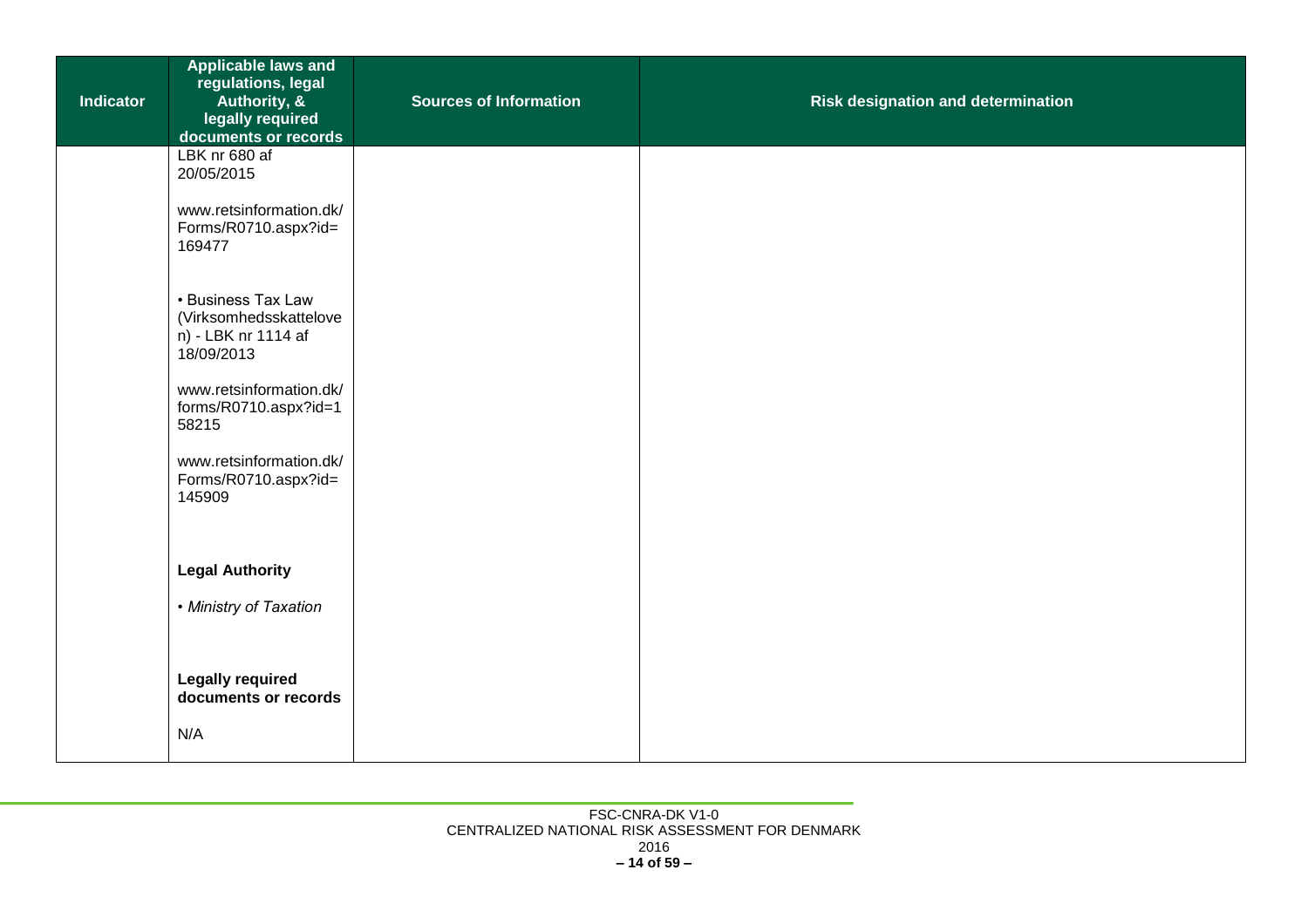| Indicator | Applicable laws and regulations, legal Authority, & legally required documents or records | Sources of Information | Risk designation and determination |
|---|---|---|---|
| | LBK nr 680 af 20/05/2015<br><br>www.retsinformation.dk/Forms/R0710.aspx?id=169477<br><br>• Business Tax Law (Virksomhedsskatteloven) - LBK nr 1114 af 18/09/2013<br><br>www.retsinformation.dk/forms/R0710.aspx?id=158215<br><br>www.retsinformation.dk/Forms/R0710.aspx?id=145909<br><br>**Legal Authority**<br><br>• *Ministry of Taxation*<br><br>**Legally required documents or records**<br><br>N/A | | |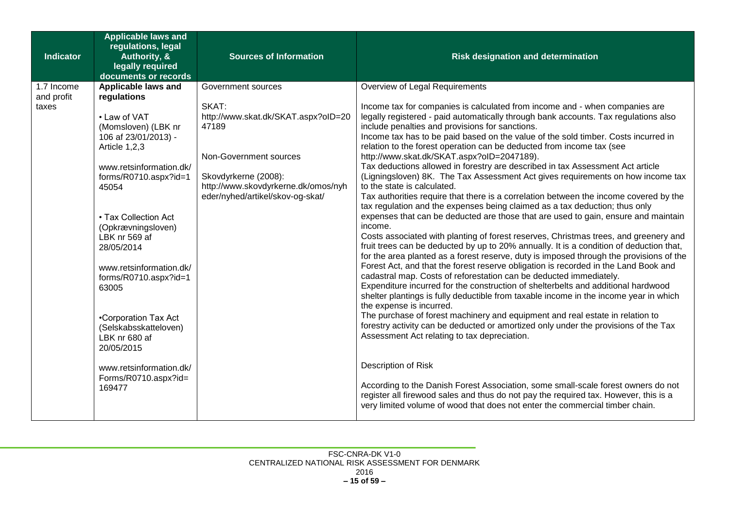| Indicator | Applicable laws and regulations, legal Authority, & legally required documents or records | Sources of Information | Risk designation and determination |
|---|---|---|---|
| 1.7 Income and profit taxes | **Applicable laws and regulations**<br><br>• Law of VAT (Momsloven) (LBK nr 106 af 23/01/2013) - Article 1,2,3<br><br>www.retsinformation.dk/forms/R0710.aspx?id=145054<br><br>• Tax Collection Act (Opkrævningsloven) LBK nr 569 af 28/05/2014<br><br>www.retsinformation.dk/forms/R0710.aspx?id=163005<br><br>•Corporation Tax Act (Selskabsskatteloven) LBK nr 680 af 20/05/2015<br><br>www.retsinformation.dk/Forms/R0710.aspx?id=169477 | Government sources<br><br>SKAT:<br>http://www.skat.dk/SKAT.aspx?oID=2047189<br><br>Non-Government sources<br><br>Skovdyrkerne (2008):<br>http://www.skovdyrkerne.dk/omos/nyheder/nyhed/artikel/skov-og-skat/ | Overview of Legal Requirements<br><br>Income tax for companies is calculated from income and - when companies are legally registered - paid automatically through bank accounts. Tax regulations also include penalties and provisions for sanctions.<br>Income tax has to be paid based on the value of the sold timber. Costs incurred in relation to the forest operation can be deducted from income tax (see http://www.skat.dk/SKAT.aspx?oID=2047189).<br>Tax deductions allowed in forestry are described in tax Assessment Act article (Ligningsloven) 8K. The Tax Assessment Act gives requirements on how income tax to the state is calculated.<br>Tax authorities require that there is a correlation between the income covered by the tax regulation and the expenses being claimed as a tax deduction; thus only expenses that can be deducted are those that are used to gain, ensure and maintain income.<br>Costs associated with planting of forest reserves, Christmas trees, and greenery and fruit trees can be deducted by up to 20% annually. It is a condition of deduction that, for the area planted as a forest reserve, duty is imposed through the provisions of the Forest Act, and that the forest reserve obligation is recorded in the Land Book and cadastral map. Costs of reforestation can be deducted immediately.<br>Expenditure incurred for the construction of shelterbelts and additional hardwood shelter plantings is fully deductible from taxable income in the income year in which the expense is incurred.<br>The purchase of forest machinery and equipment and real estate in relation to forestry activity can be deducted or amortized only under the provisions of the Tax Assessment Act relating to tax depreciation.<br><br>Description of Risk<br><br>According to the Danish Forest Association, some small-scale forest owners do not register all firewood sales and thus do not pay the required tax. However, this is a very limited volume of wood that does not enter the commercial timber chain. |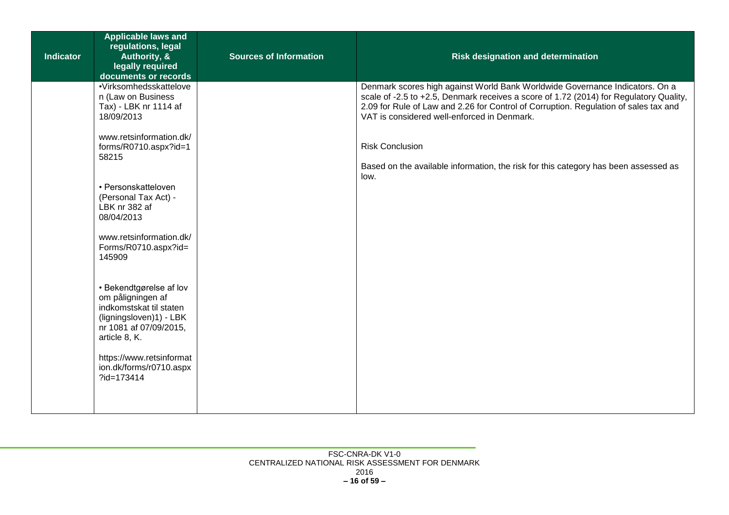| Indicator | Applicable laws and regulations, legal Authority, & legally required documents or records | Sources of Information | Risk designation and determination |
| --- | --- | --- | --- |
| | •Virksomhedsskatteloven (Law on Business Tax) - LBK nr 1114 af 18/09/2013<br><br>www.retsinformation.dk/forms/R0710.aspx?id=158215<br><br>• Personskatteloven (Personal Tax Act) - LBK nr 382 af 08/04/2013<br><br>www.retsinformation.dk/Forms/R0710.aspx?id=145909<br><br>• Bekendtgørelse af lov om påligningen af indkomstskat til staten (ligningsloven)1) - LBK nr 1081 af 07/09/2015, article 8, K.<br><br>https://www.retsinformation.dk/forms/r0710.aspx?id=173414 | | Denmark scores high against World Bank Worldwide Governance Indicators. On a scale of -2.5 to +2.5, Denmark receives a score of 1.72 (2014) for Regulatory Quality, 2.09 for Rule of Law and 2.26 for Control of Corruption. Regulation of sales tax and VAT is considered well-enforced in Denmark.<br><br>Risk Conclusion<br><br>Based on the available information, the risk for this category has been assessed as low. |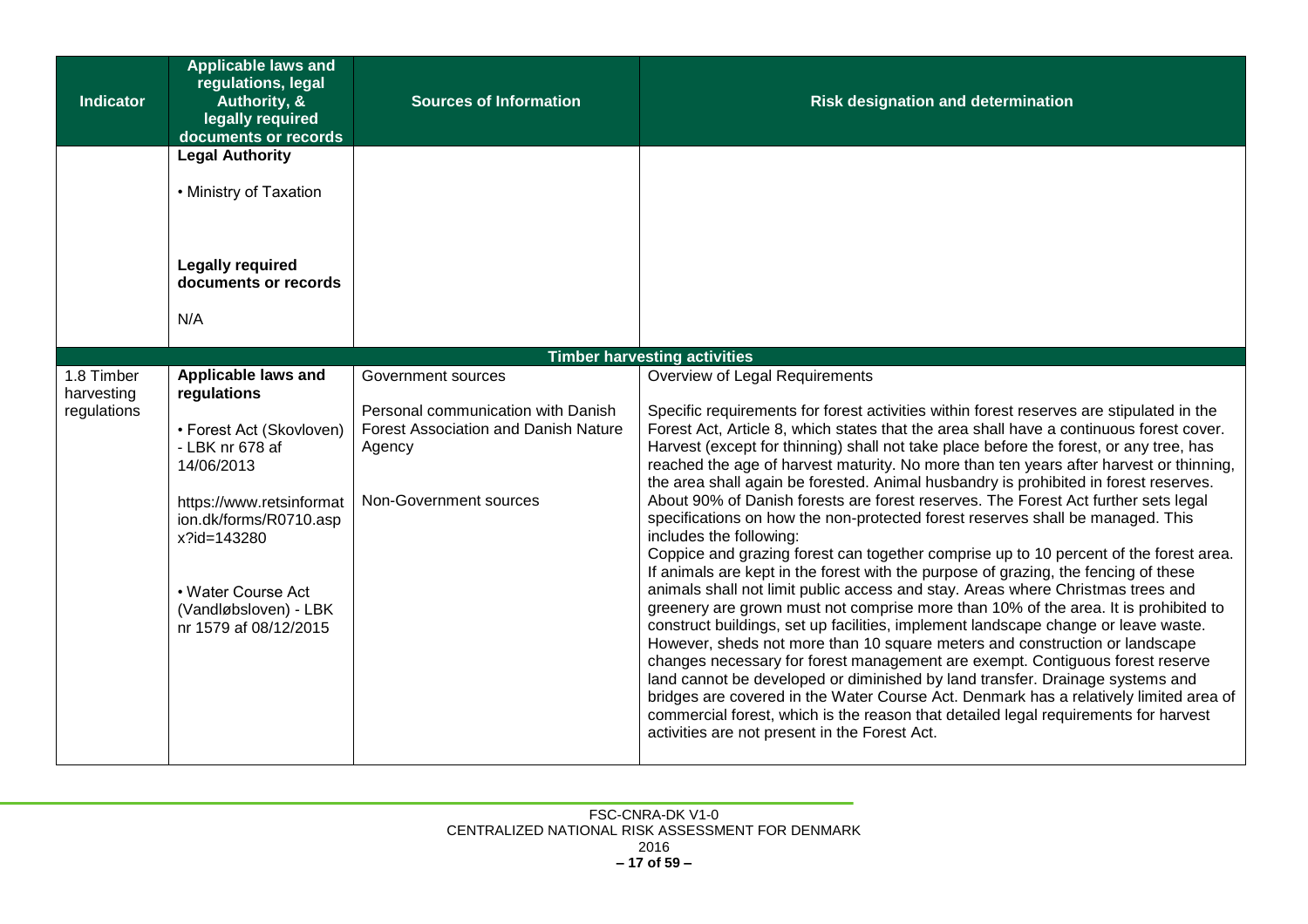| Indicator | Applicable laws and regulations, legal Authority, & legally required documents or records | Sources of Information | Risk designation and determination |
|---|---|---|---|
| | **Legal Authority**<br><br>• Ministry of Taxation<br><br>**Legally required documents or records**<br><br>N/A | | |
| **Timber harvesting activities** | | | |
| 1.8 Timber harvesting regulations | **Applicable laws and regulations**<br><br>• Forest Act (Skovloven) - LBK nr 678 af 14/06/2013<br><br>https://www.retsinformation.dk/forms/R0710.aspx?id=143280<br><br>• Water Course Act (Vandløbsloven) - LBK nr 1579 af 08/12/2015 | Government sources<br><br>Personal communication with Danish Forest Association and Danish Nature Agency<br><br>Non-Government sources | Overview of Legal Requirements<br><br>Specific requirements for forest activities within forest reserves are stipulated in the Forest Act, Article 8, which states that the area shall have a continuous forest cover. Harvest (except for thinning) shall not take place before the forest, or any tree, has reached the age of harvest maturity. No more than ten years after harvest or thinning, the area shall again be forested. Animal husbandry is prohibited in forest reserves. About 90% of Danish forests are forest reserves. The Forest Act further sets legal specifications on how the non-protected forest reserves shall be managed. This includes the following:<br>Coppice and grazing forest can together comprise up to 10 percent of the forest area. If animals are kept in the forest with the purpose of grazing, the fencing of these animals shall not limit public access and stay. Areas where Christmas trees and greenery are grown must not comprise more than 10% of the area. It is prohibited to construct buildings, set up facilities, implement landscape change or leave waste. However, sheds not more than 10 square meters and construction or landscape changes necessary for forest management are exempt. Contiguous forest reserve land cannot be developed or diminished by land transfer. Drainage systems and bridges are covered in the Water Course Act. Denmark has a relatively limited area of commercial forest, which is the reason that detailed legal requirements for harvest activities are not present in the Forest Act. |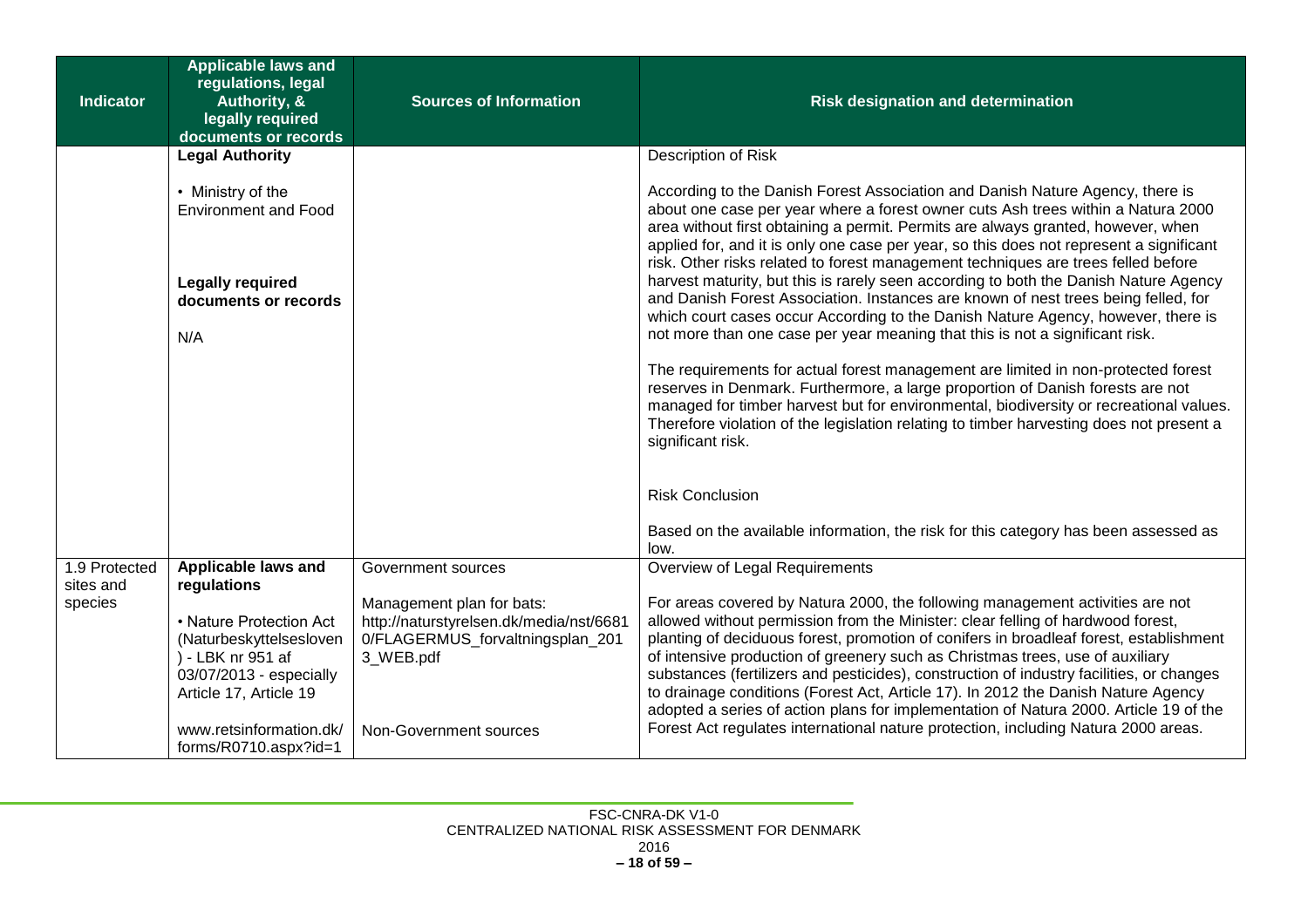| Indicator | Applicable laws and regulations, legal Authority, & legally required documents or records | Sources of Information | Risk designation and determination |
|---|---|---|---|
| | **Legal Authority**<br><br>• Ministry of the Environment and Food<br><br>**Legally required documents or records**<br><br>N/A | | Description of Risk<br><br>According to the Danish Forest Association and Danish Nature Agency, there is about one case per year where a forest owner cuts Ash trees within a Natura 2000 area without first obtaining a permit. Permits are always granted, however, when applied for, and it is only one case per year, so this does not represent a significant risk. Other risks related to forest management techniques are trees felled before harvest maturity, but this is rarely seen according to both the Danish Nature Agency and Danish Forest Association. Instances are known of nest trees being felled, for which court cases occur According to the Danish Nature Agency, however, there is not more than one case per year meaning that this is not a significant risk.<br><br>The requirements for actual forest management are limited in non-protected forest reserves in Denmark. Furthermore, a large proportion of Danish forests are not managed for timber harvest but for environmental, biodiversity or recreational values. Therefore violation of the legislation relating to timber harvesting does not present a significant risk.<br><br>Risk Conclusion<br><br>Based on the available information, the risk for this category has been assessed as low. |
| 1.9 Protected sites and species | **Applicable laws and regulations**<br><br>• Nature Protection Act (Naturbeskyttelsesloven) - LBK nr 951 af 03/07/2013 - especially Article 17, Article 19<br><br>www.retsinformation.dk/forms/R0710.aspx?id=1 | Government sources<br><br>Management plan for bats: http://naturstyrelsen.dk/media/nst/66810/FLAGERMUS_forvaltningsplan_2013_WEB.pdf<br><br>Non-Government sources | Overview of Legal Requirements<br><br>For areas covered by Natura 2000, the following management activities are not allowed without permission from the Minister: clear felling of hardwood forest, planting of deciduous forest, promotion of conifers in broadleaf forest, establishment of intensive production of greenery such as Christmas trees, use of auxiliary substances (fertilizers and pesticides), construction of industry facilities, or changes to drainage conditions (Forest Act, Article 17). In 2012 the Danish Nature Agency adopted a series of action plans for implementation of Natura 2000. Article 19 of the Forest Act regulates international nature protection, including Natura 2000 areas. |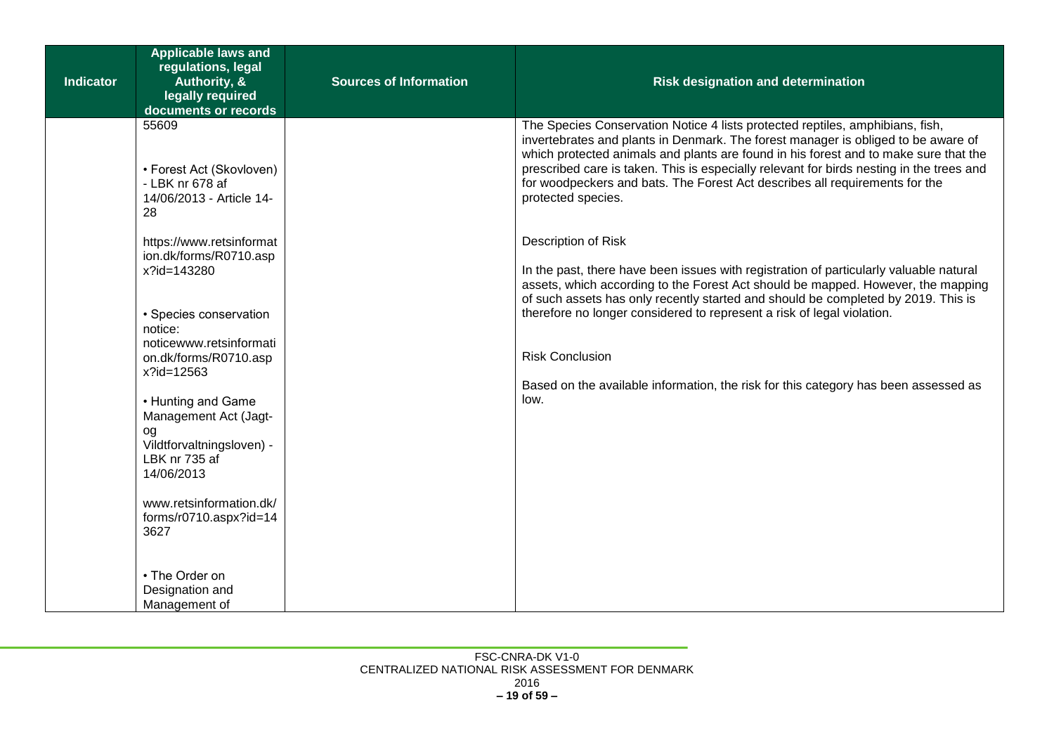| Indicator | Applicable laws and regulations, legal Authority, & legally required documents or records | Sources of Information | Risk designation and determination |
|---|---|---|---|
| | 55609<br><br>• Forest Act (Skovloven) - LBK nr 678 af 14/06/2013 - Article 14-28<br><br>https://www.retsinformation.dk/forms/R0710.aspx?id=143280<br><br>• Species conservation notice: noticewww.retsinformation.dk/forms/R0710.aspx?id=12563<br><br>• Hunting and Game Management Act (Jagt- og Vildtforvaltningsloven) - LBK nr 735 af 14/06/2013<br><br>www.retsinformation.dk/forms/r0710.aspx?id=143627<br><br>• The Order on Designation and Management of | | The Species Conservation Notice 4 lists protected reptiles, amphibians, fish, invertebrates and plants in Denmark. The forest manager is obliged to be aware of which protected animals and plants are found in his forest and to make sure that the prescribed care is taken. This is especially relevant for birds nesting in the trees and for woodpeckers and bats. The Forest Act describes all requirements for the protected species.<br><br>Description of Risk<br><br>In the past, there have been issues with registration of particularly valuable natural assets, which according to the Forest Act should be mapped. However, the mapping of such assets has only recently started and should be completed by 2019. This is therefore no longer considered to represent a risk of legal violation.<br><br>Risk Conclusion<br><br>Based on the available information, the risk for this category has been assessed as low. |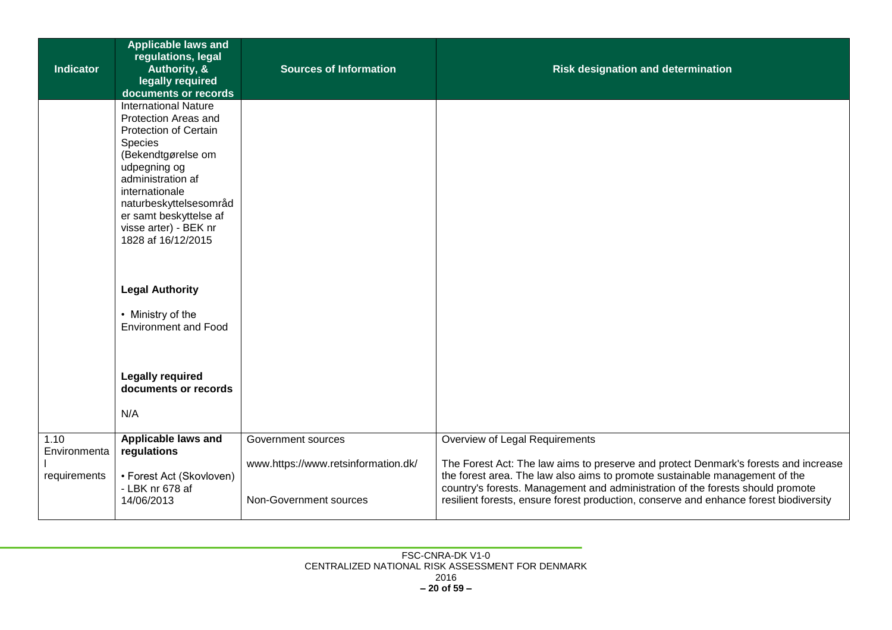| Indicator | Applicable laws and regulations, legal Authority, & legally required documents or records | Sources of Information | Risk designation and determination |
|---|---|---|---|
| | International Nature Protection Areas and Protection of Certain Species (Bekendtgørelse om udpegning og administration af internationale naturbeskyttelsesområder samt beskyttelse af visse arter) - BEK nr 1828 af 16/12/2015<br><br>**Legal Authority**<br><br>• Ministry of the Environment and Food<br><br>**Legally required documents or records**<br><br>N/A | | |
| 1.10 Environmental requirements | **Applicable laws and regulations**<br><br>• Forest Act (Skovloven) - LBK nr 678 af 14/06/2013 | Government sources<br><br>www.https://www.retsinformation.dk/<br><br>Non-Government sources | Overview of Legal Requirements<br><br>The Forest Act: The law aims to preserve and protect Denmark's forests and increase the forest area. The law also aims to promote sustainable management of the country's forests. Management and administration of the forests should promote resilient forests, ensure forest production, conserve and enhance forest biodiversity |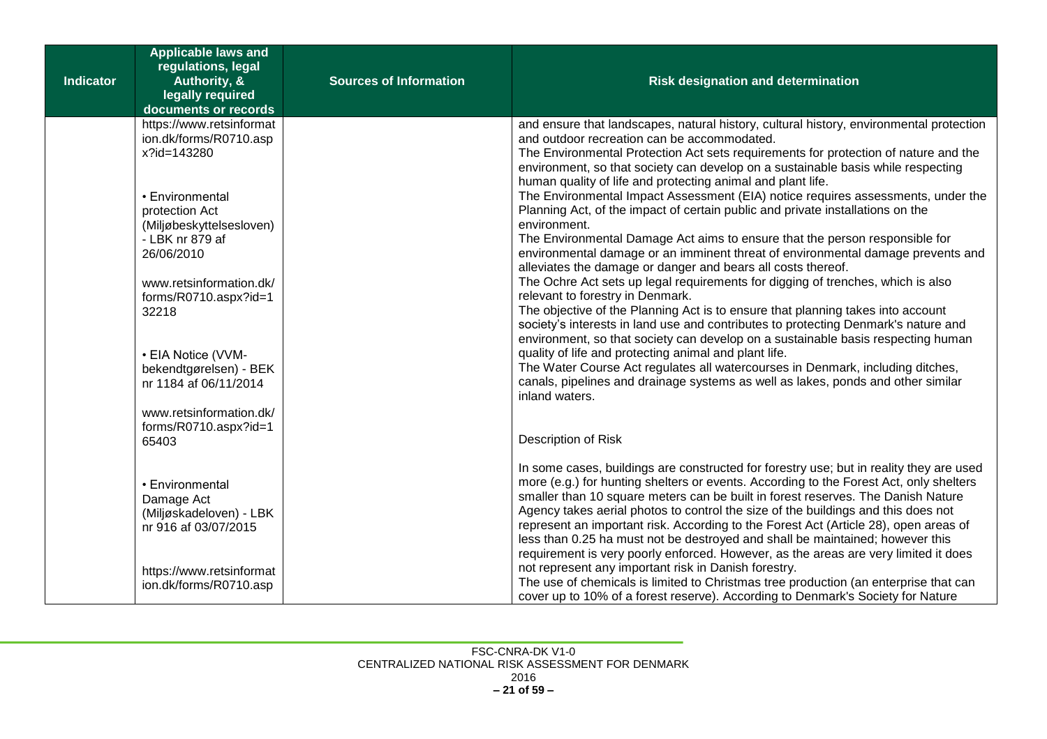| Indicator | Applicable laws and regulations, legal Authority, & legally required documents or records | Sources of Information | Risk designation and determination |
|---|---|---|---|
| | https://www.retsinformation.dk/forms/R0710.aspx?id=143280<br><br>• Environmental protection Act (Miljøbeskyttelsesloven) - LBK nr 879 af 26/06/2010<br><br>www.retsinformation.dk/forms/R0710.aspx?id=132218<br><br>• EIA Notice (VVM-bekendtgørelsen) - BEK nr 1184 af 06/11/2014<br><br>www.retsinformation.dk/forms/R0710.aspx?id=165403<br><br>• Environmental Damage Act (Miljøskadeloven) - LBK nr 916 af 03/07/2015<br><br>https://www.retsinformation.dk/forms/R0710.asp | | and ensure that landscapes, natural history, cultural history, environmental protection and outdoor recreation can be accommodated.<br>The Environmental Protection Act sets requirements for protection of nature and the environment, so that society can develop on a sustainable basis while respecting human quality of life and protecting animal and plant life.<br>The Environmental Impact Assessment (EIA) notice requires assessments, under the Planning Act, of the impact of certain public and private installations on the environment.<br>The Environmental Damage Act aims to ensure that the person responsible for environmental damage or an imminent threat of environmental damage prevents and alleviates the damage or danger and bears all costs thereof.<br>The Ochre Act sets up legal requirements for digging of trenches, which is also relevant to forestry in Denmark.<br>The objective of the Planning Act is to ensure that planning takes into account society's interests in land use and contributes to protecting Denmark's nature and environment, so that society can develop on a sustainable basis respecting human quality of life and protecting animal and plant life.<br>The Water Course Act regulates all watercourses in Denmark, including ditches, canals, pipelines and drainage systems as well as lakes, ponds and other similar inland waters.<br><br>Description of Risk<br><br>In some cases, buildings are constructed for forestry use; but in reality they are used more (e.g.) for hunting shelters or events. According to the Forest Act, only shelters smaller than 10 square meters can be built in forest reserves. The Danish Nature Agency takes aerial photos to control the size of the buildings and this does not represent an important risk. According to the Forest Act (Article 28), open areas of less than 0.25 ha must not be destroyed and shall be maintained; however this requirement is very poorly enforced. However, as the areas are very limited it does not represent any important risk in Danish forestry.<br>The use of chemicals is limited to Christmas tree production (an enterprise that can cover up to 10% of a forest reserve). According to Denmark's Society for Nature |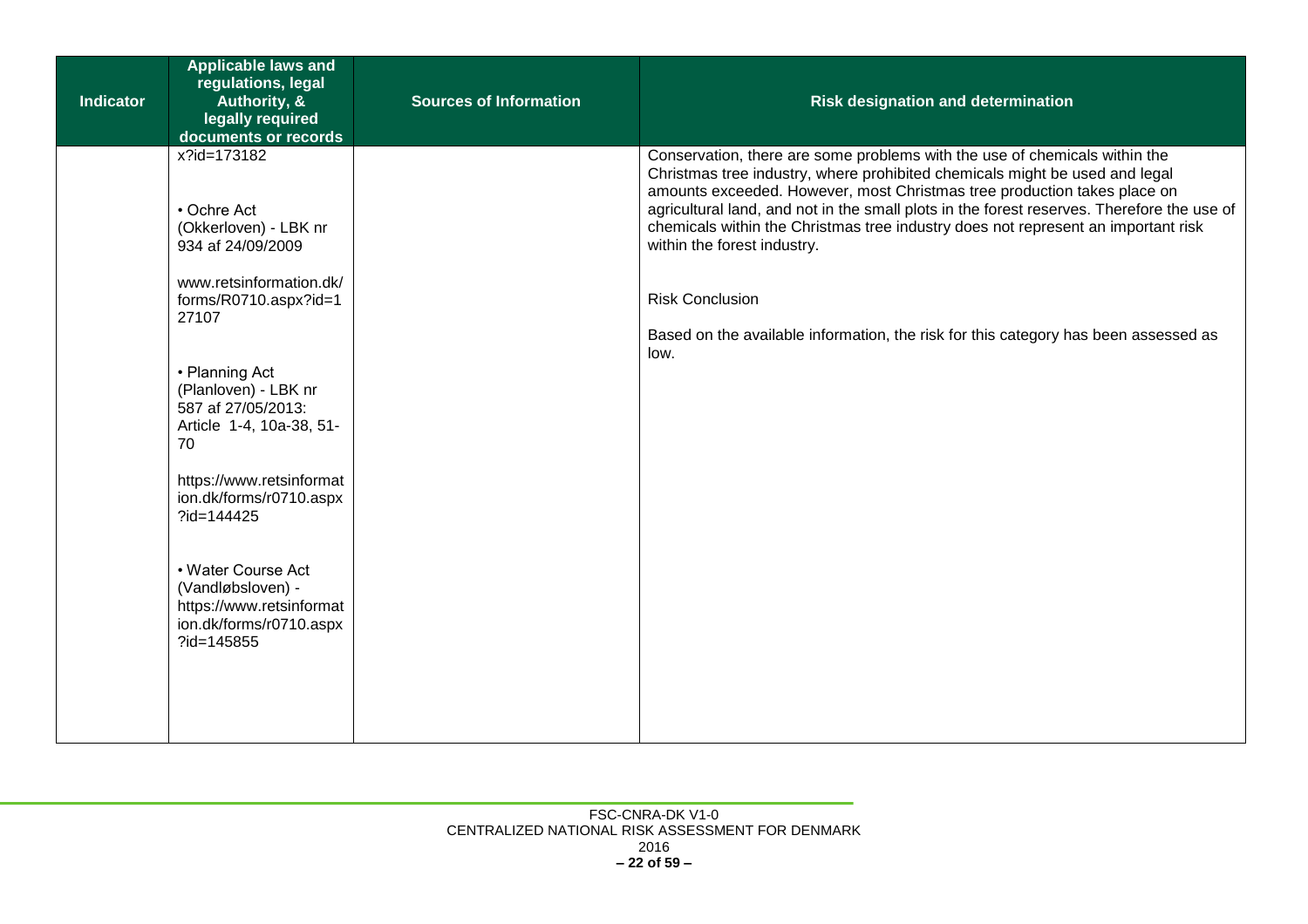| Indicator | Applicable laws and regulations, legal Authority, & legally required documents or records | Sources of Information | Risk designation and determination |
|---|---|---|---|
| | x?id=173182<br><br>• Ochre Act (Okkerloven) - LBK nr 934 af 24/09/2009<br><br>www.retsinformation.dk/forms/R0710.aspx?id=127107<br><br>• Planning Act (Planloven) - LBK nr 587 af 27/05/2013: Article 1-4, 10a-38, 51-70<br><br>https://www.retsinformation.dk/forms/r0710.aspx?id=144425<br><br>• Water Course Act (Vandløbsloven) - https://www.retsinformation.dk/forms/r0710.aspx?id=145855 | | Conservation, there are some problems with the use of chemicals within the Christmas tree industry, where prohibited chemicals might be used and legal amounts exceeded. However, most Christmas tree production takes place on agricultural land, and not in the small plots in the forest reserves. Therefore the use of chemicals within the Christmas tree industry does not represent an important risk within the forest industry.<br><br>Risk Conclusion<br><br>Based on the available information, the risk for this category has been assessed as low. |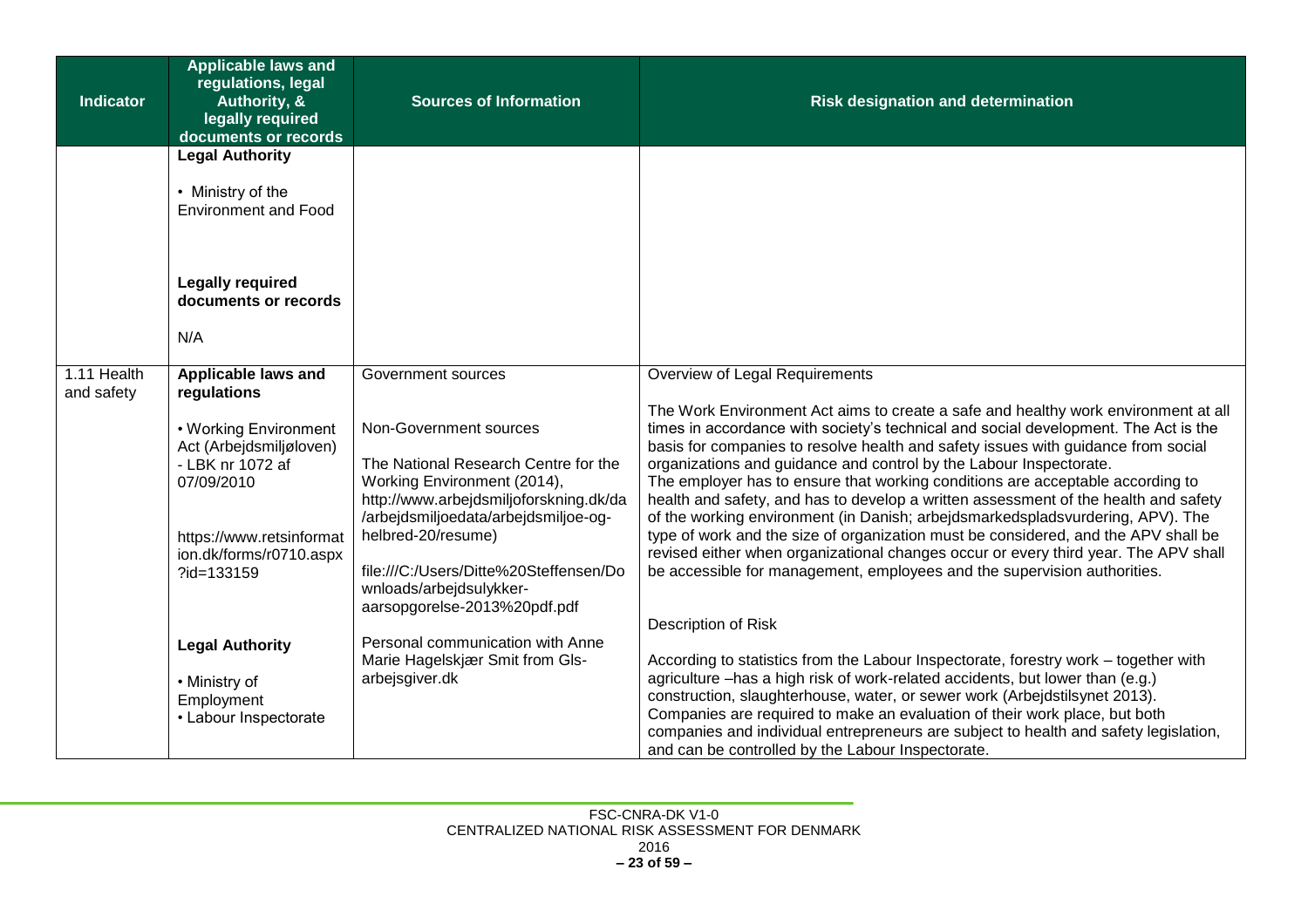| Indicator | Applicable laws and regulations, legal Authority, & legally required documents or records | Sources of Information | Risk designation and determination |
|---|---|---|---|
| | **Legal Authority**<br><br>• Ministry of the Environment and Food<br><br>**Legally required documents or records**<br><br>N/A | | |
| 1.11 Health and safety | **Applicable laws and regulations**<br><br>• Working Environment Act (Arbejdsmiljøloven) - LBK nr 1072 af 07/09/2010<br><br>https://www.retsinformation.dk/forms/r0710.aspx?id=133159<br><br>**Legal Authority**<br><br>• Ministry of Employment<br>• Labour Inspectorate | Government sources<br><br>Non-Government sources<br><br>The National Research Centre for the Working Environment (2014), http://www.arbejdsmiljoforskning.dk/da/arbejdsmiljoedata/arbejdsmiljoe-og-helbred-20/resume)<br><br>file:///C:/Users/Ditte%20Steffensen/Downloads/arbejdsulykker-aarsopgorelse-2013%20pdf.pdf<br><br>Personal communication with Anne Marie Hagelskjær Smit from Gls-arbejsgiver.dk | Overview of Legal Requirements<br><br>The Work Environment Act aims to create a safe and healthy work environment at all times in accordance with society's technical and social development. The Act is the basis for companies to resolve health and safety issues with guidance from social organizations and guidance and control by the Labour Inspectorate.<br>The employer has to ensure that working conditions are acceptable according to health and safety, and has to develop a written assessment of the health and safety of the working environment (in Danish; arbejdsmarkedspladsvurdering, APV). The type of work and the size of organization must be considered, and the APV shall be revised either when organizational changes occur or every third year. The APV shall be accessible for management, employees and the supervision authorities.<br><br>Description of Risk<br><br>According to statistics from the Labour Inspectorate, forestry work – together with agriculture –has a high risk of work-related accidents, but lower than (e.g.) construction, slaughterhouse, water, or sewer work (Arbejdstilsynet 2013).<br>Companies are required to make an evaluation of their work place, but both companies and individual entrepreneurs are subject to health and safety legislation, and can be controlled by the Labour Inspectorate. |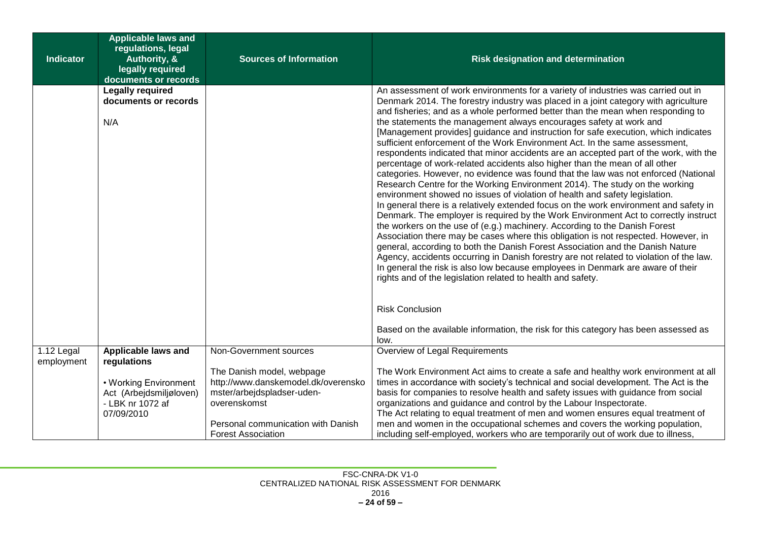| Indicator | Applicable laws and regulations, legal Authority, & legally required documents or records | Sources of Information | Risk designation and determination |
|---|---|---|---|
| | **Legally required documents or records**<br><br>N/A | | An assessment of work environments for a variety of industries was carried out in Denmark 2014. The forestry industry was placed in a joint category with agriculture and fisheries; and as a whole performed better than the mean when responding to the statements the management always encourages safety at work and [Management provides] guidance and instruction for safe execution, which indicates sufficient enforcement of the Work Environment Act. In the same assessment, respondents indicated that minor accidents are an accepted part of the work, with the percentage of work-related accidents also higher than the mean of all other categories. However, no evidence was found that the law was not enforced (National Research Centre for the Working Environment 2014). The study on the working environment showed no issues of violation of health and safety legislation.<br>In general there is a relatively extended focus on the work environment and safety in Denmark. The employer is required by the Work Environment Act to correctly instruct the workers on the use of (e.g.) machinery. According to the Danish Forest Association there may be cases where this obligation is not respected. However, in general, according to both the Danish Forest Association and the Danish Nature Agency, accidents occurring in Danish forestry are not related to violation of the law. In general the risk is also low because employees in Denmark are aware of their rights and of the legislation related to health and safety.<br><br>Risk Conclusion<br><br>Based on the available information, the risk for this category has been assessed as low. |
| 1.12 Legal employment | **Applicable laws and regulations**<br><br>• Working Environment Act (Arbejdsmiljøloven) - LBK nr 1072 af 07/09/2010 | Non-Government sources<br><br>The Danish model, webpage http://www.danskemodel.dk/overenskomster/arbejdspladser-uden-overenskomst<br><br>Personal communication with Danish Forest Association | Overview of Legal Requirements<br><br>The Work Environment Act aims to create a safe and healthy work environment at all times in accordance with society's technical and social development. The Act is the basis for companies to resolve health and safety issues with guidance from social organizations and guidance and control by the Labour Inspectorate.<br>The Act relating to equal treatment of men and women ensures equal treatment of men and women in the occupational schemes and covers the working population, including self-employed, workers who are temporarily out of work due to illness, |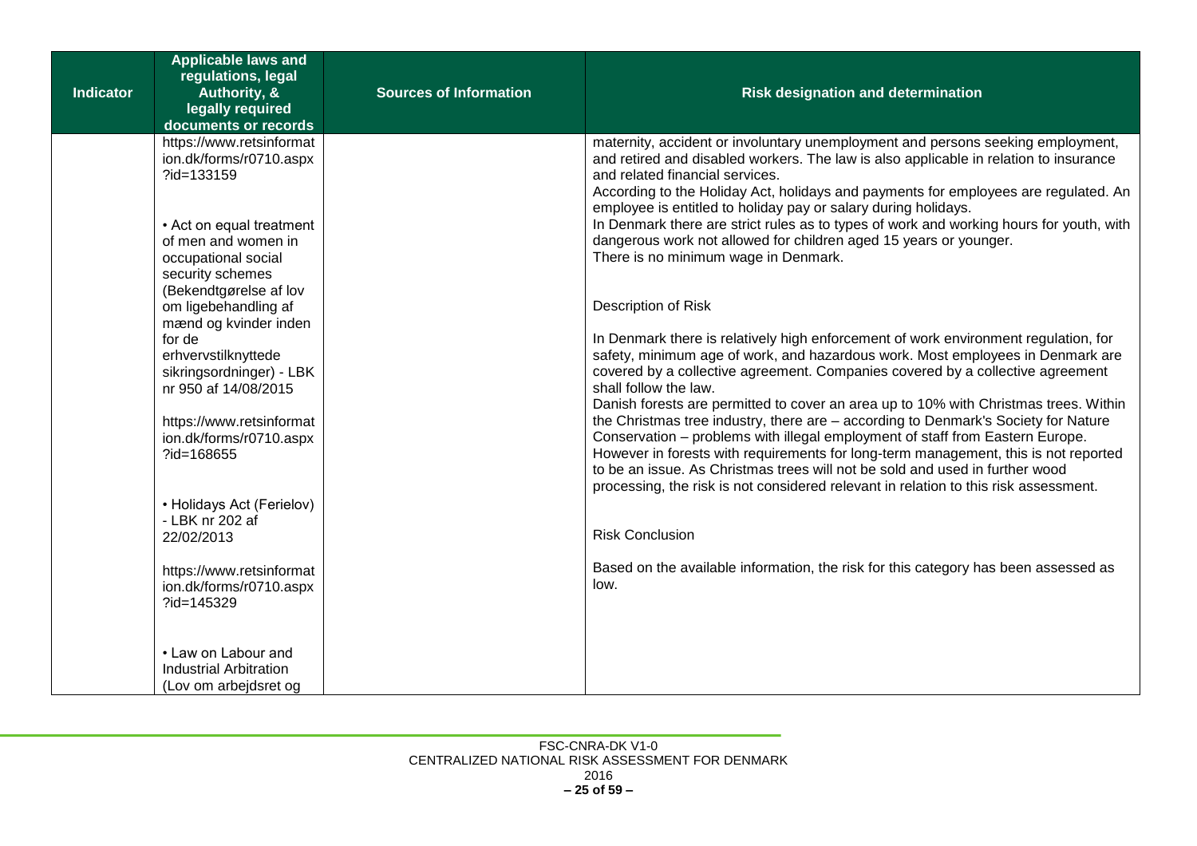| Indicator | Applicable laws and regulations, legal Authority, & legally required documents or records | Sources of Information | Risk designation and determination |
| --- | --- | --- | --- |
| | https://www.retsinformation.dk/forms/r0710.aspx?id=133159<br><br>• Act on equal treatment of men and women in occupational social security schemes (Bekendtgørelse af lov om ligebehandling af mænd og kvinder inden for de erhvervstilknyttede sikringsordninger) - LBK nr 950 af 14/08/2015<br><br>https://www.retsinformation.dk/forms/r0710.aspx?id=168655<br><br>• Holidays Act (Ferielov) - LBK nr 202 af 22/02/2013<br><br>https://www.retsinformation.dk/forms/r0710.aspx?id=145329<br><br>• Law on Labour and Industrial Arbitration (Lov om arbejdsret og | | maternity, accident or involuntary unemployment and persons seeking employment, and retired and disabled workers. The law is also applicable in relation to insurance and related financial services.<br>According to the Holiday Act, holidays and payments for employees are regulated. An employee is entitled to holiday pay or salary during holidays.<br>In Denmark there are strict rules as to types of work and working hours for youth, with dangerous work not allowed for children aged 15 years or younger.<br>There is no minimum wage in Denmark.<br><br>Description of Risk<br><br>In Denmark there is relatively high enforcement of work environment regulation, for safety, minimum age of work, and hazardous work. Most employees in Denmark are covered by a collective agreement. Companies covered by a collective agreement shall follow the law.<br>Danish forests are permitted to cover an area up to 10% with Christmas trees. Within the Christmas tree industry, there are – according to Denmark's Society for Nature Conservation – problems with illegal employment of staff from Eastern Europe. However in forests with requirements for long-term management, this is not reported to be an issue. As Christmas trees will not be sold and used in further wood processing, the risk is not considered relevant in relation to this risk assessment.<br><br>Risk Conclusion<br><br>Based on the available information, the risk for this category has been assessed as low. |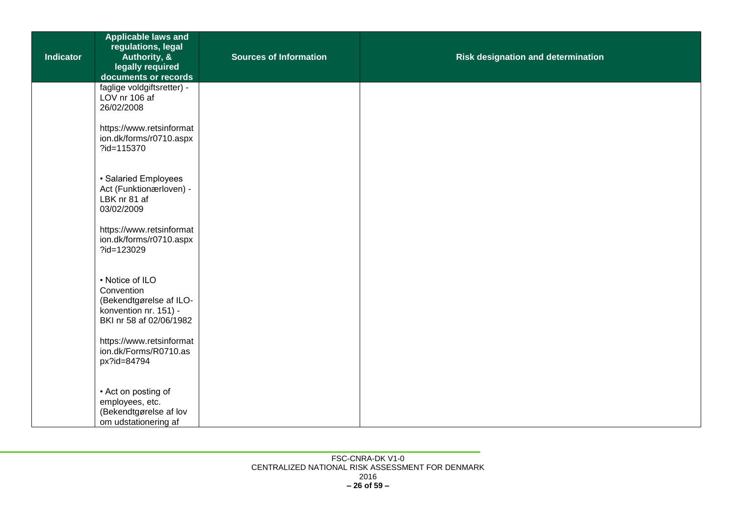| Indicator | Applicable laws and regulations, legal Authority, & legally required documents or records | Sources of Information | Risk designation and determination |
|---|---|---|---|
| | faglige voldgiftsretter) - LOV nr 106 af 26/02/2008<br><br>https://www.retsinformation.dk/forms/r0710.aspx?id=115370<br><br>• Salaried Employees Act (Funktionærloven) - LBK nr 81 af 03/02/2009<br><br>https://www.retsinformation.dk/forms/r0710.aspx?id=123029<br><br>• Notice of ILO Convention (Bekendtgørelse af ILO-konvention nr. 151) - BKI nr 58 af 02/06/1982<br><br>https://www.retsinformation.dk/Forms/R0710.aspx?id=84794<br><br>• Act on posting of employees, etc. (Bekendtgørelse af lov om udstationering af | | |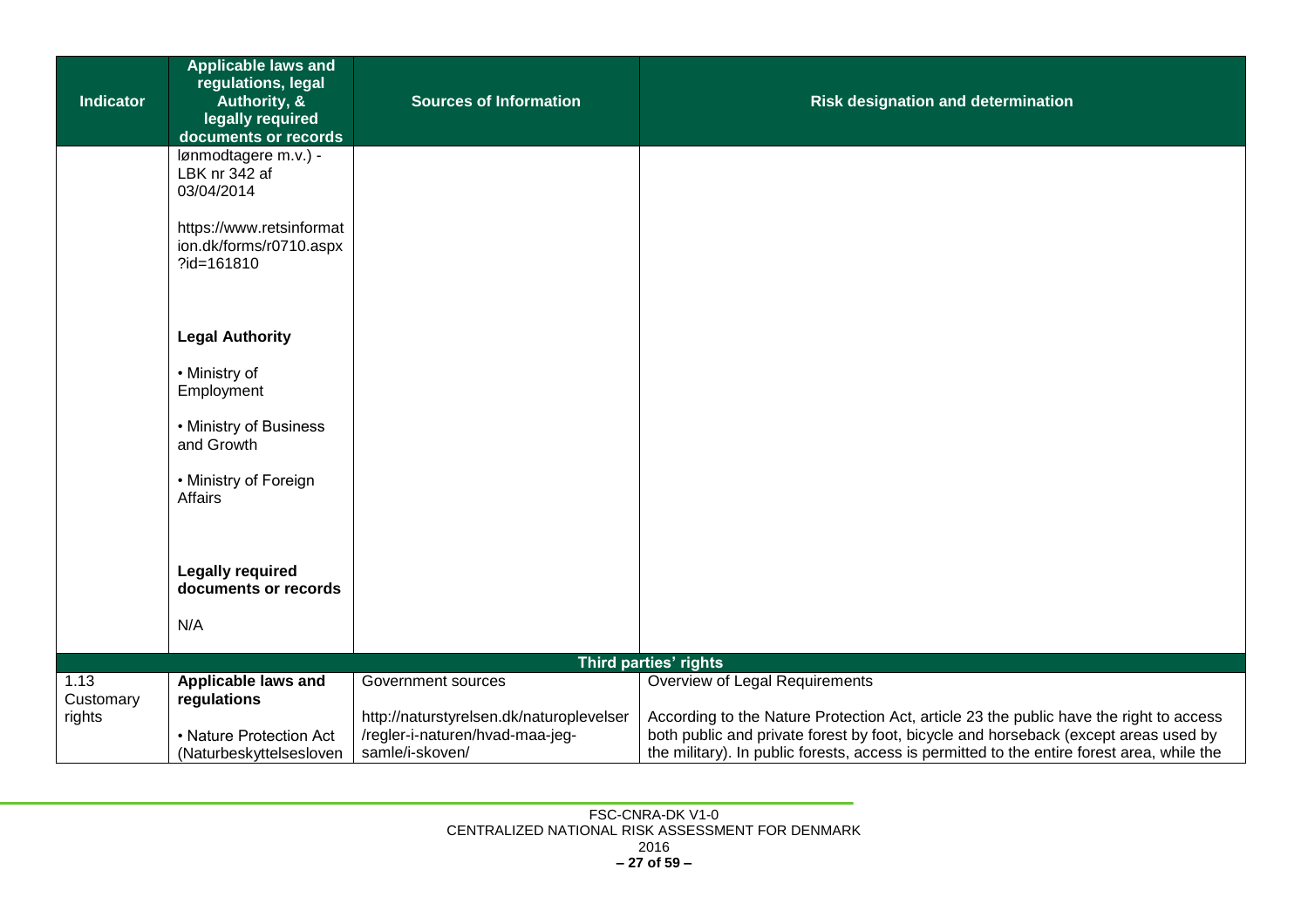| Indicator | Applicable laws and regulations, legal Authority, & legally required documents or records | Sources of Information | Risk designation and determination |
|---|---|---|---|
| | lønmodtagere m.v.) - LBK nr 342 af 03/04/2014<br><br>https://www.retsinformation.dk/forms/r0710.aspx?id=161810<br><br>**Legal Authority**<br><br>• Ministry of Employment<br><br>• Ministry of Business and Growth<br><br>• Ministry of Foreign Affairs<br><br>**Legally required documents or records**<br><br>N/A | | |
| **Third parties' rights** | | | |
| 1.13 Customary rights | **Applicable laws and regulations**<br><br>• Nature Protection Act (Naturbeskyttelsesloven | Government sources<br><br>http://naturstyrelsen.dk/naturoplevelser/regler-i-naturen/hvad-maa-jeg-samle/i-skoven/ | Overview of Legal Requirements<br><br>According to the Nature Protection Act, article 23 the public have the right to access both public and private forest by foot, bicycle and horseback (except areas used by the military). In public forests, access is permitted to the entire forest area, while the |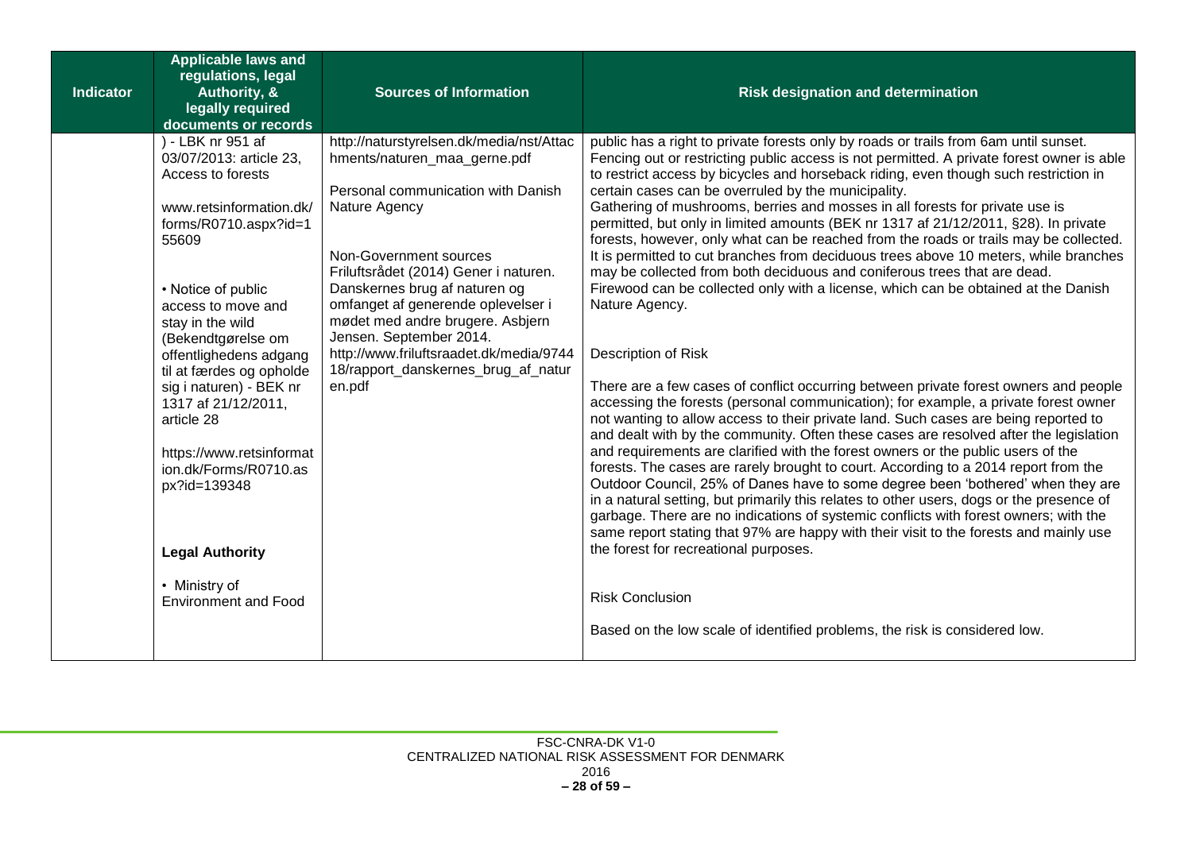| Indicator | Applicable laws and regulations, legal Authority, & legally required documents or records | Sources of Information | Risk designation and determination |
|---|---|---|---|
| | ) - LBK nr 951 af 03/07/2013: article 23, Access to forests<br><br>www.retsinformation.dk/forms/R0710.aspx?id=155609<br><br>• Notice of public access to move and stay in the wild (Bekendtgørelse om offentlighedens adgang til at færdes og opholde sig i naturen) - BEK nr 1317 af 21/12/2011, article 28<br><br>https://www.retsinformation.dk/Forms/R0710.aspx?id=139348<br><br>**Legal Authority**<br><br>• Ministry of Environment and Food | http://naturstyrelsen.dk/media/nst/Attachments/naturen_maa_gerne.pdf<br><br>Personal communication with Danish Nature Agency<br><br>Non-Government sources<br>Friluftsrådet (2014) Gener i naturen. Danskernes brug af naturen og omfanget af generende oplevelser i mødet med andre brugere. Asbjern Jensen. September 2014.<br>http://www.friluftsraadet.dk/media/974418/rapport_danskernes_brug_af_naturen.pdf | public has a right to private forests only by roads or trails from 6am until sunset. Fencing out or restricting public access is not permitted. A private forest owner is able to restrict access by bicycles and horseback riding, even though such restriction in certain cases can be overruled by the municipality.<br>Gathering of mushrooms, berries and mosses in all forests for private use is permitted, but only in limited amounts (BEK nr 1317 af 21/12/2011, §28). In private forests, however, only what can be reached from the roads or trails may be collected. It is permitted to cut branches from deciduous trees above 10 meters, while branches may be collected from both deciduous and coniferous trees that are dead.<br>Firewood can be collected only with a license, which can be obtained at the Danish Nature Agency.<br><br>Description of Risk<br><br>There are a few cases of conflict occurring between private forest owners and people accessing the forests (personal communication); for example, a private forest owner not wanting to allow access to their private land. Such cases are being reported to and dealt with by the community. Often these cases are resolved after the legislation and requirements are clarified with the forest owners or the public users of the forests. The cases are rarely brought to court. According to a 2014 report from the Outdoor Council, 25% of Danes have to some degree been 'bothered' when they are in a natural setting, but primarily this relates to other users, dogs or the presence of garbage. There are no indications of systemic conflicts with forest owners; with the same report stating that 97% are happy with their visit to the forests and mainly use the forest for recreational purposes.<br><br>Risk Conclusion<br><br>Based on the low scale of identified problems, the risk is considered low. |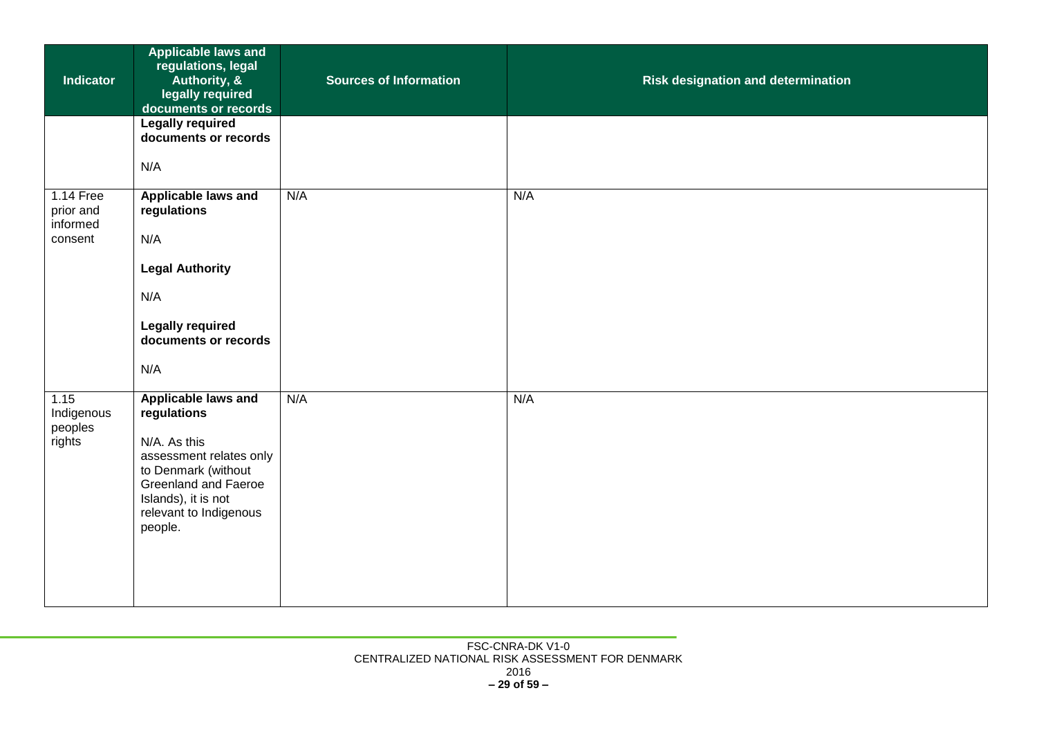| Indicator | Applicable laws and regulations, legal Authority, & legally required documents or records | Sources of Information | Risk designation and determination |
|---|---|---|---|
| | **Legally required documents or records**<br><br>N/A | | |
| 1.14 Free prior and informed consent | **Applicable laws and regulations**<br><br>N/A<br><br>**Legal Authority**<br><br>N/A<br><br>**Legally required documents or records**<br><br>N/A | N/A | N/A |
| 1.15 Indigenous peoples rights | **Applicable laws and regulations**<br><br>N/A. As this assessment relates only to Denmark (without Greenland and Faeroe Islands), it is not relevant to Indigenous people. | N/A | N/A |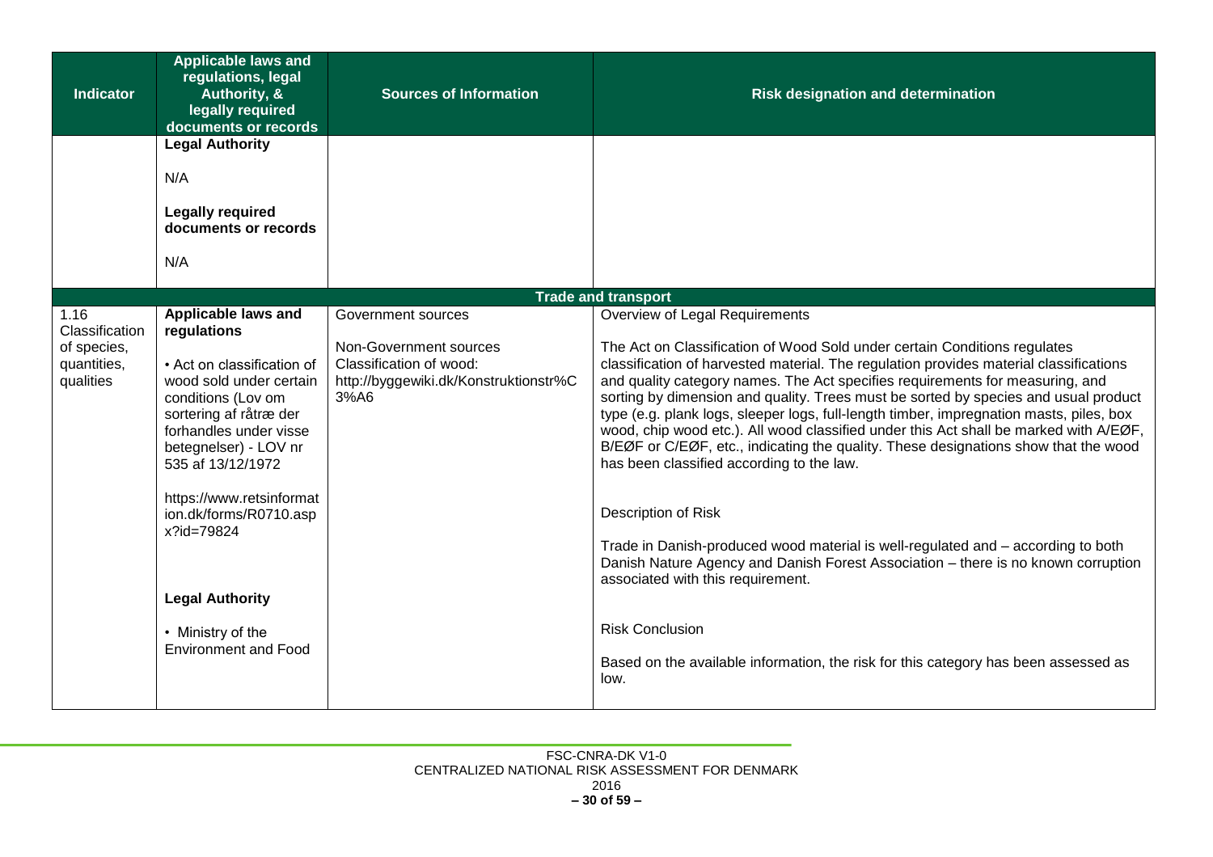| Indicator | Applicable laws and regulations, legal Authority, & legally required documents or records | Sources of Information | Risk designation and determination |
|---|---|---|---|
| | **Legal Authority**<br><br>N/A<br><br>**Legally required documents or records**<br><br>N/A | | |
| | | **Trade and transport** | |
| 1.16 Classification of species, quantities, qualities | **Applicable laws and regulations**<br><br>• Act on classification of wood sold under certain conditions (Lov om sortering af råtræ der forhandles under visse betegnelser) - LOV nr 535 af 13/12/1972<br><br>https://www.retsinformation.dk/forms/R0710.aspx?id=79824<br><br>**Legal Authority**<br><br>• Ministry of the Environment and Food | Government sources<br><br>Non-Government sources<br>Classification of wood:<br>http://byggewiki.dk/Konstruktionstr%C3%A6 | Overview of Legal Requirements<br><br>The Act on Classification of Wood Sold under certain Conditions regulates classification of harvested material. The regulation provides material classifications and quality category names. The Act specifies requirements for measuring, and sorting by dimension and quality. Trees must be sorted by species and usual product type (e.g. plank logs, sleeper logs, full-length timber, impregnation masts, piles, box wood, chip wood etc.). All wood classified under this Act shall be marked with A/EØF, B/EØF or C/EØF, etc., indicating the quality. These designations show that the wood has been classified according to the law.<br><br>Description of Risk<br><br>Trade in Danish-produced wood material is well-regulated and – according to both Danish Nature Agency and Danish Forest Association – there is no known corruption associated with this requirement.<br><br>Risk Conclusion<br><br>Based on the available information, the risk for this category has been assessed as low. |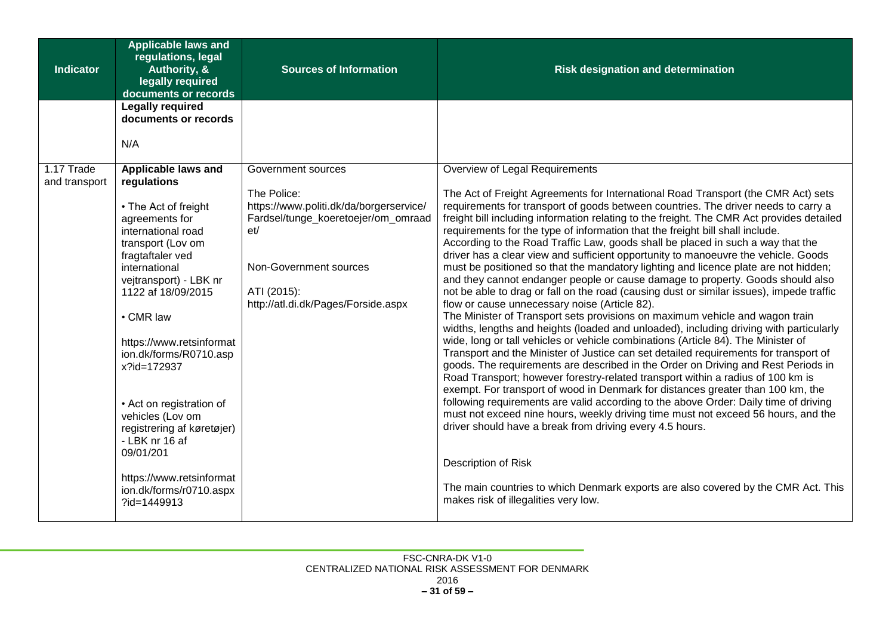| Indicator | Applicable laws and regulations, legal Authority, & legally required documents or records | Sources of Information | Risk designation and determination |
|---|---|---|---|
| | **Legally required documents or records**<br><br>N/A | | |
| 1.17 Trade and transport | **Applicable laws and regulations**<br><br>• The Act of freight agreements for international road transport (Lov om fragtaftaler ved international vejtransport) - LBK nr 1122 af 18/09/2015<br><br>• CMR law<br><br>https://www.retsinformation.dk/forms/R0710.aspx?id=172937<br><br>• Act on registration of vehicles (Lov om registrering af køretøjer) - LBK nr 16 af 09/01/201<br><br>https://www.retsinformation.dk/forms/r0710.aspx?id=1449913 | Government sources<br><br>The Police:<br>https://www.politi.dk/da/borgerservice/Fardsel/tunge_koeretoejer/om_omraadet/<br><br>Non-Government sources<br><br>ATI (2015):<br>http://atl.di.dk/Pages/Forside.aspx | Overview of Legal Requirements<br><br>The Act of Freight Agreements for International Road Transport (the CMR Act) sets requirements for transport of goods between countries. The driver needs to carry a freight bill including information relating to the freight. The CMR Act provides detailed requirements for the type of information that the freight bill shall include.<br>According to the Road Traffic Law, goods shall be placed in such a way that the driver has a clear view and sufficient opportunity to manoeuvre the vehicle. Goods must be positioned so that the mandatory lighting and licence plate are not hidden; and they cannot endanger people or cause damage to property. Goods should also not be able to drag or fall on the road (causing dust or similar issues), impede traffic flow or cause unnecessary noise (Article 82).<br>The Minister of Transport sets provisions on maximum vehicle and wagon train widths, lengths and heights (loaded and unloaded), including driving with particularly wide, long or tall vehicles or vehicle combinations (Article 84). The Minister of Transport and the Minister of Justice can set detailed requirements for transport of goods. The requirements are described in the Order on Driving and Rest Periods in Road Transport; however forestry-related transport within a radius of 100 km is exempt. For transport of wood in Denmark for distances greater than 100 km, the following requirements are valid according to the above Order: Daily time of driving must not exceed nine hours, weekly driving time must not exceed 56 hours, and the driver should have a break from driving every 4.5 hours.<br><br>Description of Risk<br><br>The main countries to which Denmark exports are also covered by the CMR Act. This makes risk of illegalities very low. |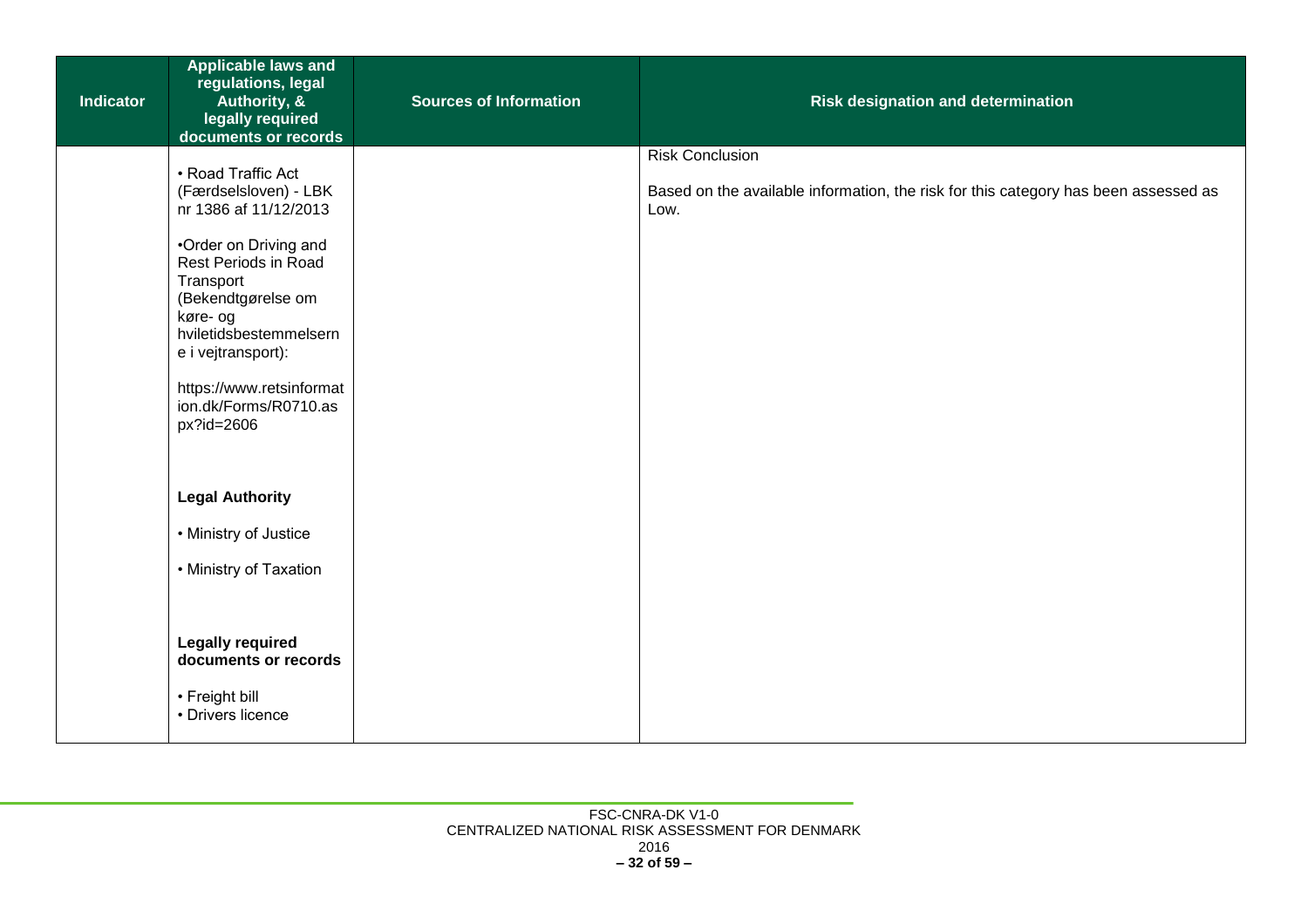| Indicator | Applicable laws and regulations, legal Authority, & legally required documents or records | Sources of Information | Risk designation and determination |
|---|---|---|---|
| | • Road Traffic Act (Færdselsloven) - LBK nr 1386 af 11/12/2013<br><br>•Order on Driving and Rest Periods in Road Transport (Bekendtgørelse om køre- og hviletidsbestemmelsern e i vejtransport):<br><br>https://www.retsinformation.dk/Forms/R0710.aspx?id=2606<br><br>**Legal Authority**<br><br>• Ministry of Justice<br><br>• Ministry of Taxation<br><br>**Legally required documents or records**<br><br>• Freight bill<br>• Drivers licence | | Risk Conclusion<br><br>Based on the available information, the risk for this category has been assessed as Low. |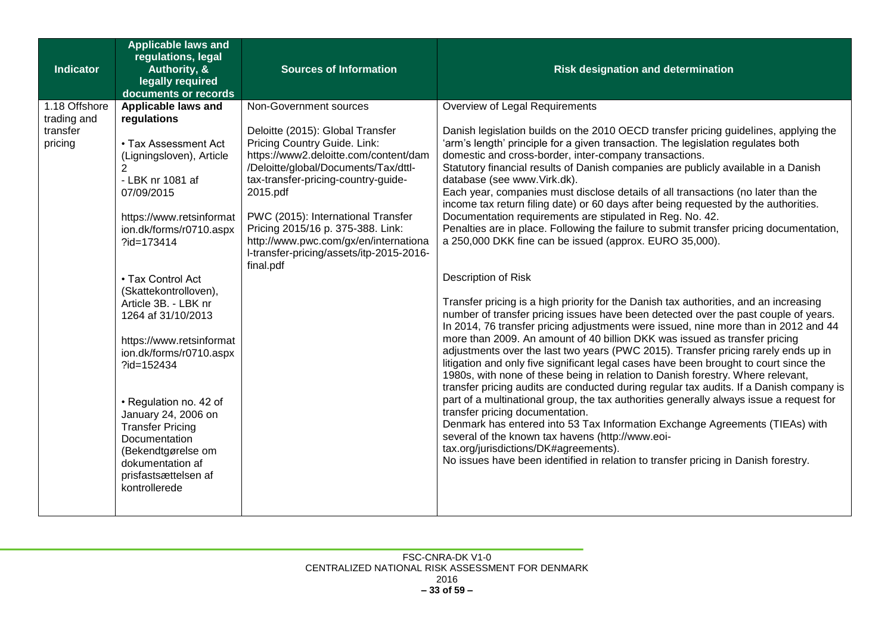| Indicator | Applicable laws and regulations, legal Authority, & legally required documents or records | Sources of Information | Risk designation and determination |
|---|---|---|---|
| 1.18 Offshore trading and transfer pricing | **Applicable laws and regulations**<br><br>• Tax Assessment Act (Ligningsloven), Article 2<br>- LBK nr 1081 af 07/09/2015<br><br>https://www.retsinformation.dk/forms/r0710.aspx?id=173414<br><br>• Tax Control Act (Skattekontrolloven), Article 3B. - LBK nr 1264 af 31/10/2013<br><br>https://www.retsinformation.dk/forms/r0710.aspx?id=152434<br><br>• Regulation no. 42 of January 24, 2006 on Transfer Pricing Documentation (Bekendtgørelse om dokumentation af prisfastsættelsen af kontrollerede | Non-Government sources<br><br>Deloitte (2015): Global Transfer Pricing Country Guide. Link: https://www2.deloitte.com/content/dam/Deloitte/global/Documents/Tax/dttl-tax-transfer-pricing-country-guide-2015.pdf<br><br>PWC (2015): International Transfer Pricing 2015/16 p. 375-388. Link: http://www.pwc.com/gx/en/international-transfer-pricing/assets/itp-2015-2016-final.pdf | Overview of Legal Requirements<br><br>Danish legislation builds on the 2010 OECD transfer pricing guidelines, applying the 'arm's length' principle for a given transaction. The legislation regulates both domestic and cross-border, inter-company transactions.<br>Statutory financial results of Danish companies are publicly available in a Danish database (see www.Virk.dk).<br>Each year, companies must disclose details of all transactions (no later than the income tax return filing date) or 60 days after being requested by the authorities. Documentation requirements are stipulated in Reg. No. 42.<br>Penalties are in place. Following the failure to submit transfer pricing documentation, a 250,000 DKK fine can be issued (approx. EURO 35,000).<br><br>Description of Risk<br><br>Transfer pricing is a high priority for the Danish tax authorities, and an increasing number of transfer pricing issues have been detected over the past couple of years. In 2014, 76 transfer pricing adjustments were issued, nine more than in 2012 and 44 more than 2009. An amount of 40 billion DKK was issued as transfer pricing adjustments over the last two years (PWC 2015). Transfer pricing rarely ends up in litigation and only five significant legal cases have been brought to court since the 1980s, with none of these being in relation to Danish forestry. Where relevant, transfer pricing audits are conducted during regular tax audits. If a Danish company is part of a multinational group, the tax authorities generally always issue a request for transfer pricing documentation.<br>Denmark has entered into 53 Tax Information Exchange Agreements (TIEAs) with several of the known tax havens (http://www.eoi-tax.org/jurisdictions/DK#agreements).<br>No issues have been identified in relation to transfer pricing in Danish forestry. |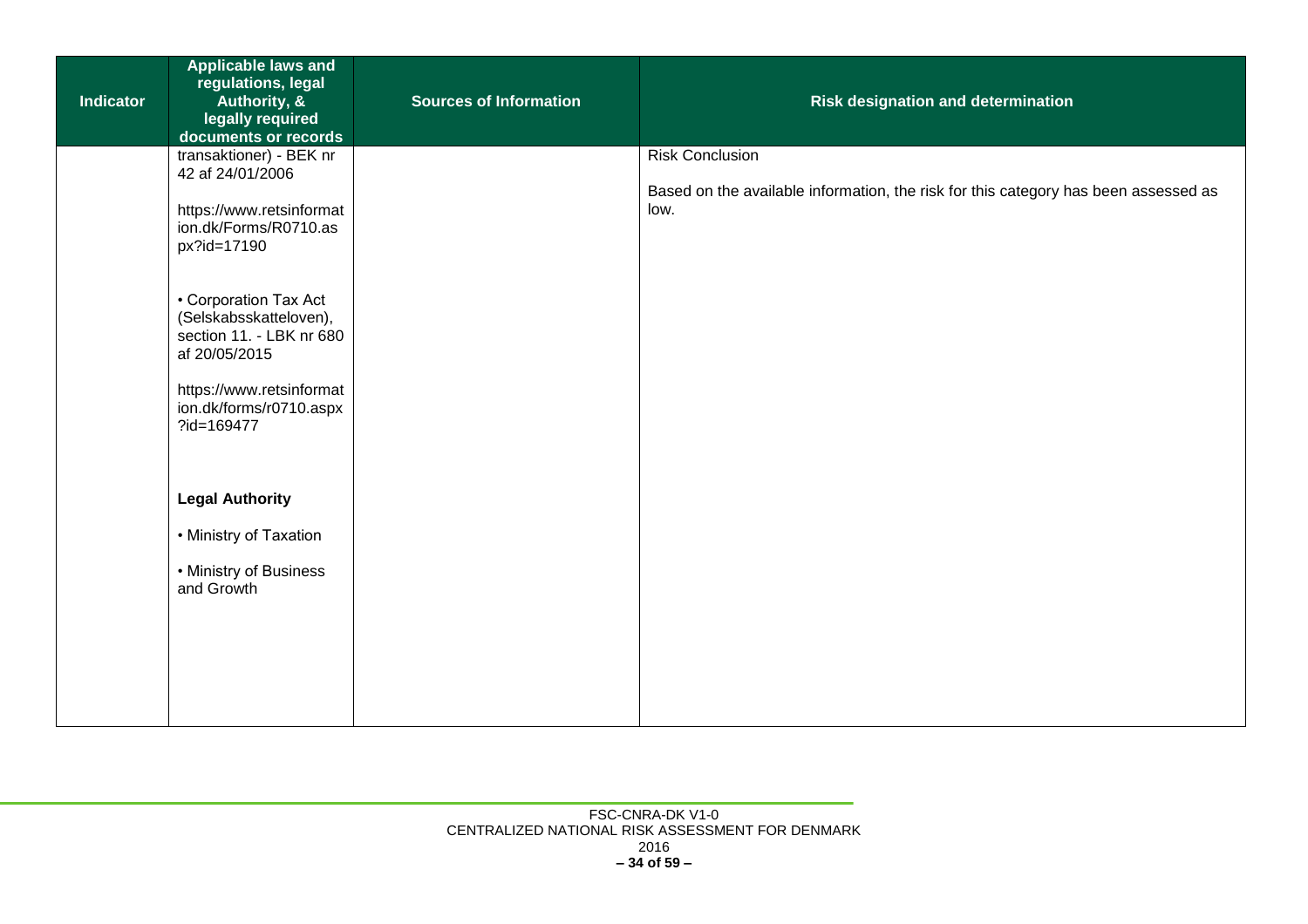| Indicator | Applicable laws and regulations, legal Authority, & legally required documents or records | Sources of Information | Risk designation and determination |
|---|---|---|---|
| | transaktioner) - BEK nr 42 af 24/01/2006<br><br>https://www.retsinformation.dk/Forms/R0710.aspx?id=17190<br><br>• Corporation Tax Act (Selskabsskatteloven), section 11. - LBK nr 680 af 20/05/2015<br><br>https://www.retsinformation.dk/forms/r0710.aspx?id=169477<br><br>**Legal Authority**<br><br>• Ministry of Taxation<br><br>• Ministry of Business and Growth | | Risk Conclusion<br><br>Based on the available information, the risk for this category has been assessed as low. |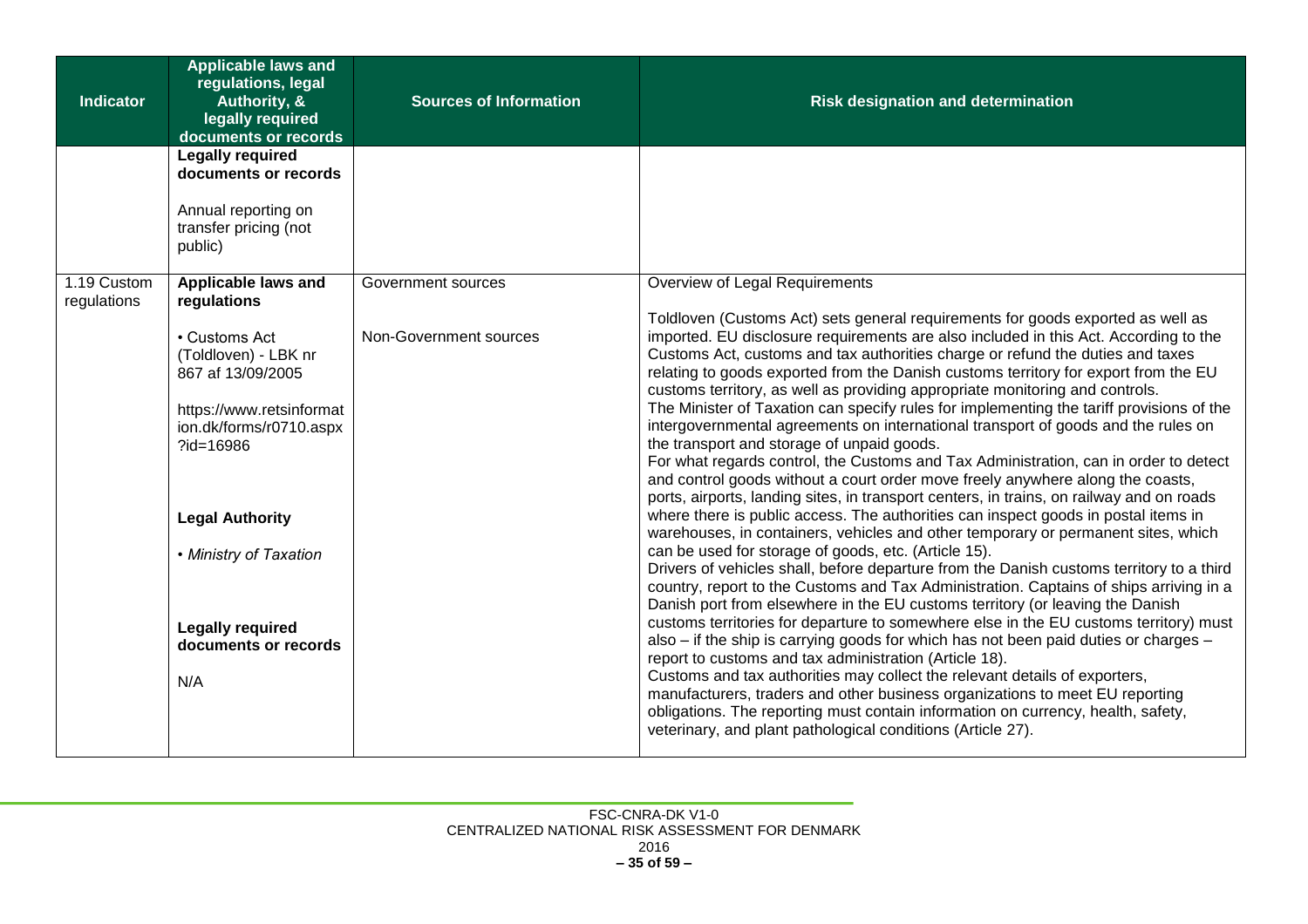| Indicator | Applicable laws and regulations, legal Authority, & legally required documents or records | Sources of Information | Risk designation and determination |
|---|---|---|---|
| | **Legally required documents or records**<br><br>Annual reporting on transfer pricing (not public) | | |
| 1.19 Custom regulations | **Applicable laws and regulations**<br><br>• Customs Act (Toldloven) - LBK nr 867 af 13/09/2005<br><br>https://www.retsinformation.dk/forms/r0710.aspx?id=16986<br><br>**Legal Authority**<br><br>• *Ministry of Taxation*<br><br>**Legally required documents or records**<br><br>N/A | Government sources<br><br>Non-Government sources | Overview of Legal Requirements<br><br>Toldloven (Customs Act) sets general requirements for goods exported as well as imported. EU disclosure requirements are also included in this Act. According to the Customs Act, customs and tax authorities charge or refund the duties and taxes relating to goods exported from the Danish customs territory for export from the EU customs territory, as well as providing appropriate monitoring and controls.<br>The Minister of Taxation can specify rules for implementing the tariff provisions of the intergovernmental agreements on international transport of goods and the rules on the transport and storage of unpaid goods.<br>For what regards control, the Customs and Tax Administration, can in order to detect and control goods without a court order move freely anywhere along the coasts, ports, airports, landing sites, in transport centers, in trains, on railway and on roads where there is public access. The authorities can inspect goods in postal items in warehouses, in containers, vehicles and other temporary or permanent sites, which can be used for storage of goods, etc. (Article 15).<br>Drivers of vehicles shall, before departure from the Danish customs territory to a third country, report to the Customs and Tax Administration. Captains of ships arriving in a Danish port from elsewhere in the EU customs territory (or leaving the Danish customs territories for departure to somewhere else in the EU customs territory) must also – if the ship is carrying goods for which has not been paid duties or charges – report to customs and tax administration (Article 18).<br>Customs and tax authorities may collect the relevant details of exporters, manufacturers, traders and other business organizations to meet EU reporting obligations. The reporting must contain information on currency, health, safety, veterinary, and plant pathological conditions (Article 27). |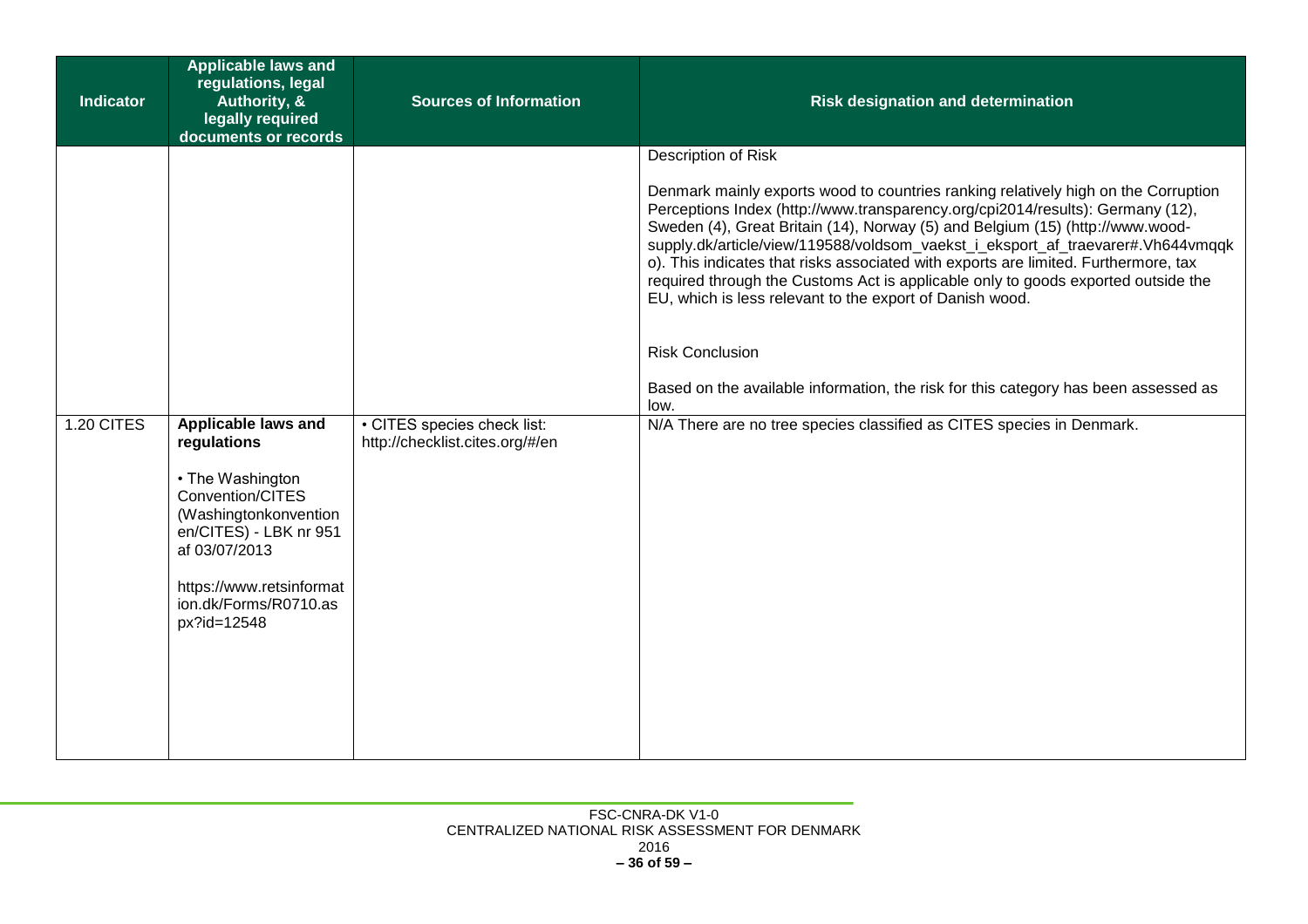| Indicator | Applicable laws and regulations, legal Authority, & legally required documents or records | Sources of Information | Risk designation and determination |
|---|---|---|---|
| | | | Description of Risk<br><br>Denmark mainly exports wood to countries ranking relatively high on the Corruption Perceptions Index (http://www.transparency.org/cpi2014/results): Germany (12), Sweden (4), Great Britain (14), Norway (5) and Belgium (15) (http://www.wood-supply.dk/article/view/119588/voldsom_vaekst_i_eksport_af_traevarer#.Vh644vmqqko). This indicates that risks associated with exports are limited. Furthermore, tax required through the Customs Act is applicable only to goods exported outside the EU, which is less relevant to the export of Danish wood.<br><br>Risk Conclusion<br><br>Based on the available information, the risk for this category has been assessed as low. |
| 1.20 CITES | **Applicable laws and regulations**<br><br>• The Washington Convention/CITES (Washingtonkonventionen/CITES) - LBK nr 951 af 03/07/2013<br><br>https://www.retsinformation.dk/Forms/R0710.aspx?id=12548 | • CITES species check list: http://checklist.cites.org/#/en | N/A There are no tree species classified as CITES species in Denmark. |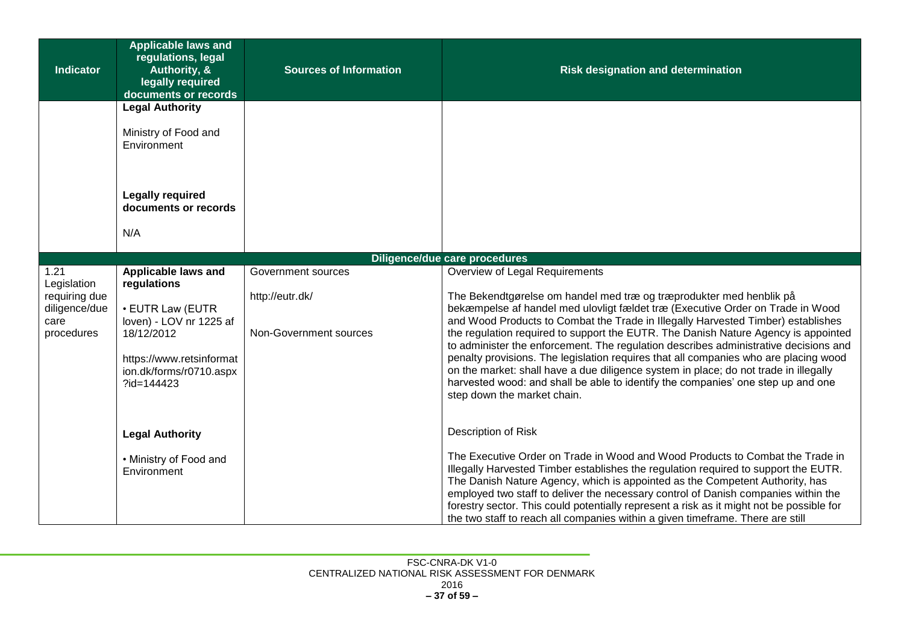| Indicator | Applicable laws and regulations, legal Authority, & legally required documents or records | Sources of Information | Risk designation and determination |
|---|---|---|---|
| | **Legal Authority**<br><br>Ministry of Food and Environment<br><br>**Legally required documents or records**<br><br>N/A | | |
| **Diligence/due care procedures** | | | |
| 1.21 Legislation requiring due diligence/due care procedures | **Applicable laws and regulations**<br><br>• EUTR Law (EUTR loven) - LOV nr 1225 af 18/12/2012<br><br>https://www.retsinformation.dk/forms/r0710.aspx?id=144423<br><br>**Legal Authority**<br><br>• Ministry of Food and Environment | Government sources<br><br>http://eutr.dk/<br><br>Non-Government sources | Overview of Legal Requirements<br><br>The Bekendtgørelse om handel med træ og træprodukter med henblik på bekæmpelse af handel med ulovligt fældet træ (Executive Order on Trade in Wood and Wood Products to Combat the Trade in Illegally Harvested Timber) establishes the regulation required to support the EUTR. The Danish Nature Agency is appointed to administer the enforcement. The regulation describes administrative decisions and penalty provisions. The legislation requires that all companies who are placing wood on the market: shall have a due diligence system in place; do not trade in illegally harvested wood: and shall be able to identify the companies' one step up and one step down the market chain.<br><br>Description of Risk<br><br>The Executive Order on Trade in Wood and Wood Products to Combat the Trade in Illegally Harvested Timber establishes the regulation required to support the EUTR. The Danish Nature Agency, which is appointed as the Competent Authority, has employed two staff to deliver the necessary control of Danish companies within the forestry sector. This could potentially represent a risk as it might not be possible for the two staff to reach all companies within a given timeframe. There are still |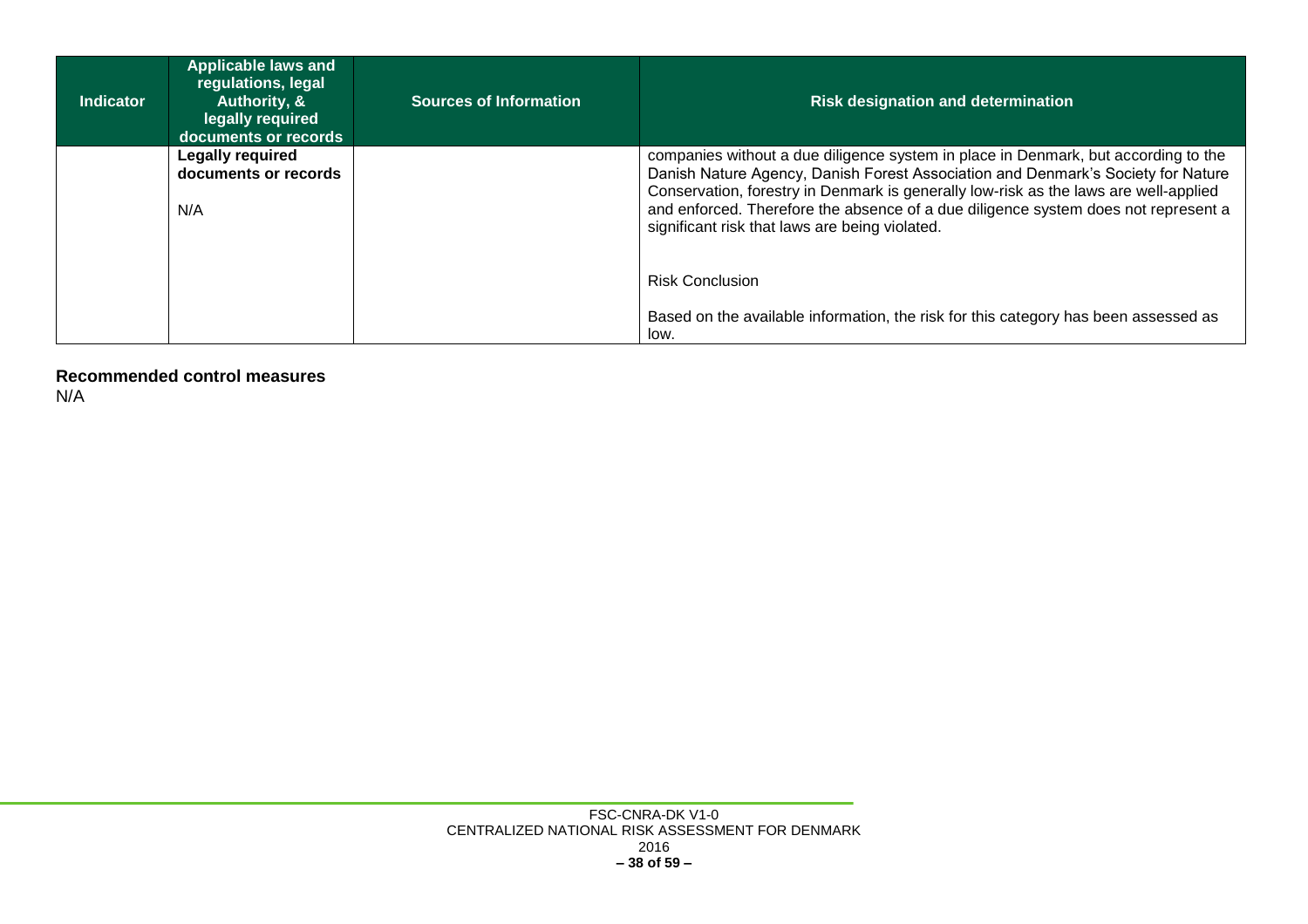| Indicator | Applicable laws and regulations, legal Authority, & legally required documents or records | Sources of Information | Risk designation and determination |
|---|---|---|---|
| | **Legally required documents or records**<br><br>N/A | | companies without a due diligence system in place in Denmark, but according to the Danish Nature Agency, Danish Forest Association and Denmark's Society for Nature Conservation, forestry in Denmark is generally low-risk as the laws are well-applied and enforced. Therefore the absence of a due diligence system does not represent a significant risk that laws are being violated.<br><br>Risk Conclusion<br><br>Based on the available information, the risk for this category has been assessed as low. |

**Recommended control measures**

N/A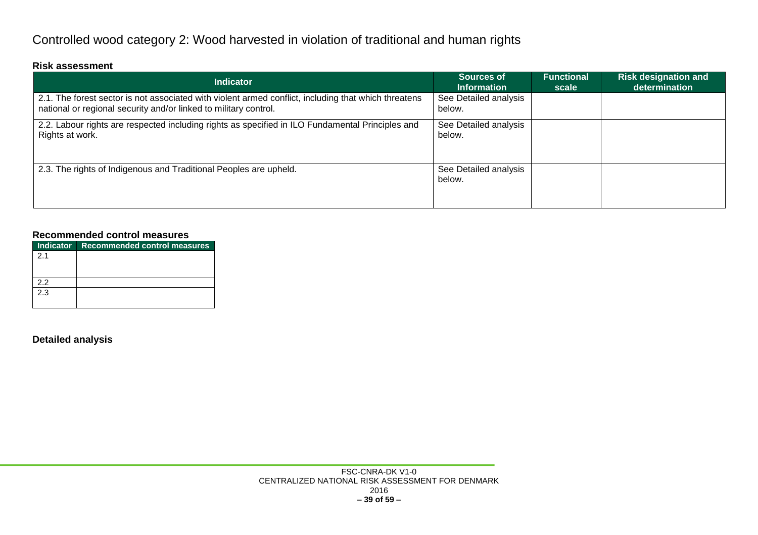# Controlled wood category 2: Wood harvested in violation of traditional and human rights

### Risk assessment

| Indicator | Sources of Information | Functional scale | Risk designation and determination |
|---|---|---|---|
| 2.1. The forest sector is not associated with violent armed conflict, including that which threatens national or regional security and/or linked to military control. | See Detailed analysis below. | | |
| 2.2. Labour rights are respected including rights as specified in ILO Fundamental Principles and Rights at work. | See Detailed analysis below. | | |
| 2.3. The rights of Indigenous and Traditional Peoples are upheld. | See Detailed analysis below. | | |

### Recommended control measures

| Indicator | Recommended control measures |
|---|---|
| 2.1 | |
| 2.2 | |
| 2.3 | |

### Detailed analysis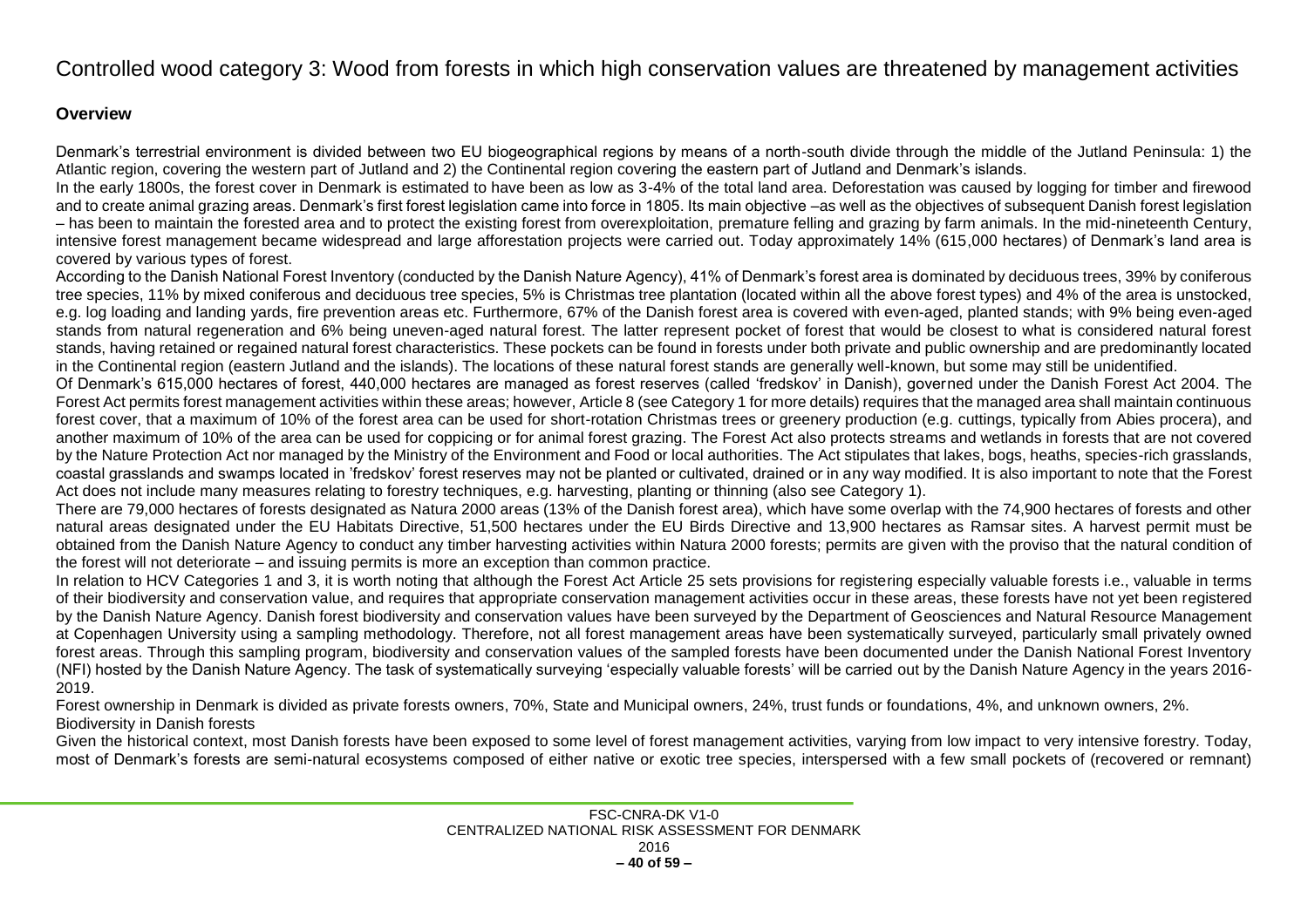# Controlled wood category 3: Wood from forests in which high conservation values are threatened by management activities

### Overview

Denmark's terrestrial environment is divided between two EU biogeographical regions by means of a north-south divide through the middle of the Jutland Peninsula: 1) the Atlantic region, covering the western part of Jutland and 2) the Continental region covering the eastern part of Jutland and Denmark's islands.

In the early 1800s, the forest cover in Denmark is estimated to have been as low as 3-4% of the total land area. Deforestation was caused by logging for timber and firewood and to create animal grazing areas. Denmark's first forest legislation came into force in 1805. Its main objective –as well as the objectives of subsequent Danish forest legislation – has been to maintain the forested area and to protect the existing forest from overexploitation, premature felling and grazing by farm animals. In the mid-nineteenth Century, intensive forest management became widespread and large afforestation projects were carried out. Today approximately 14% (615,000 hectares) of Denmark's land area is covered by various types of forest.

According to the Danish National Forest Inventory (conducted by the Danish Nature Agency), 41% of Denmark's forest area is dominated by deciduous trees, 39% by coniferous tree species, 11% by mixed coniferous and deciduous tree species, 5% is Christmas tree plantation (located within all the above forest types) and 4% of the area is unstocked, e.g. log loading and landing yards, fire prevention areas etc. Furthermore, 67% of the Danish forest area is covered with even-aged, planted stands; with 9% being even-aged stands from natural regeneration and 6% being uneven-aged natural forest. The latter represent pocket of forest that would be closest to what is considered natural forest stands, having retained or regained natural forest characteristics. These pockets can be found in forests under both private and public ownership and are predominantly located in the Continental region (eastern Jutland and the islands). The locations of these natural forest stands are generally well-known, but some may still be unidentified.

Of Denmark's 615,000 hectares of forest, 440,000 hectares are managed as forest reserves (called 'fredskov' in Danish), governed under the Danish Forest Act 2004. The Forest Act permits forest management activities within these areas; however, Article 8 (see Category 1 for more details) requires that the managed area shall maintain continuous forest cover, that a maximum of 10% of the forest area can be used for short-rotation Christmas trees or greenery production (e.g. cuttings, typically from Abies procera), and another maximum of 10% of the area can be used for coppicing or for animal forest grazing. The Forest Act also protects streams and wetlands in forests that are not covered by the Nature Protection Act nor managed by the Ministry of the Environment and Food or local authorities. The Act stipulates that lakes, bogs, heaths, species-rich grasslands, coastal grasslands and swamps located in 'fredskov' forest reserves may not be planted or cultivated, drained or in any way modified. It is also important to note that the Forest Act does not include many measures relating to forestry techniques, e.g. harvesting, planting or thinning (also see Category 1).

There are 79,000 hectares of forests designated as Natura 2000 areas (13% of the Danish forest area), which have some overlap with the 74,900 hectares of forests and other natural areas designated under the EU Habitats Directive, 51,500 hectares under the EU Birds Directive and 13,900 hectares as Ramsar sites. A harvest permit must be obtained from the Danish Nature Agency to conduct any timber harvesting activities within Natura 2000 forests; permits are given with the proviso that the natural condition of the forest will not deteriorate – and issuing permits is more an exception than common practice.

In relation to HCV Categories 1 and 3, it is worth noting that although the Forest Act Article 25 sets provisions for registering especially valuable forests i.e., valuable in terms of their biodiversity and conservation value, and requires that appropriate conservation management activities occur in these areas, these forests have not yet been registered by the Danish Nature Agency. Danish forest biodiversity and conservation values have been surveyed by the Department of Geosciences and Natural Resource Management at Copenhagen University using a sampling methodology. Therefore, not all forest management areas have been systematically surveyed, particularly small privately owned forest areas. Through this sampling program, biodiversity and conservation values of the sampled forests have been documented under the Danish National Forest Inventory (NFI) hosted by the Danish Nature Agency. The task of systematically surveying 'especially valuable forests' will be carried out by the Danish Nature Agency in the years 2016-2019.

Forest ownership in Denmark is divided as private forests owners, 70%, State and Municipal owners, 24%, trust funds or foundations, 4%, and unknown owners, 2%.

Biodiversity in Danish forests

Given the historical context, most Danish forests have been exposed to some level of forest management activities, varying from low impact to very intensive forestry. Today, most of Denmark's forests are semi-natural ecosystems composed of either native or exotic tree species, interspersed with a few small pockets of (recovered or remnant)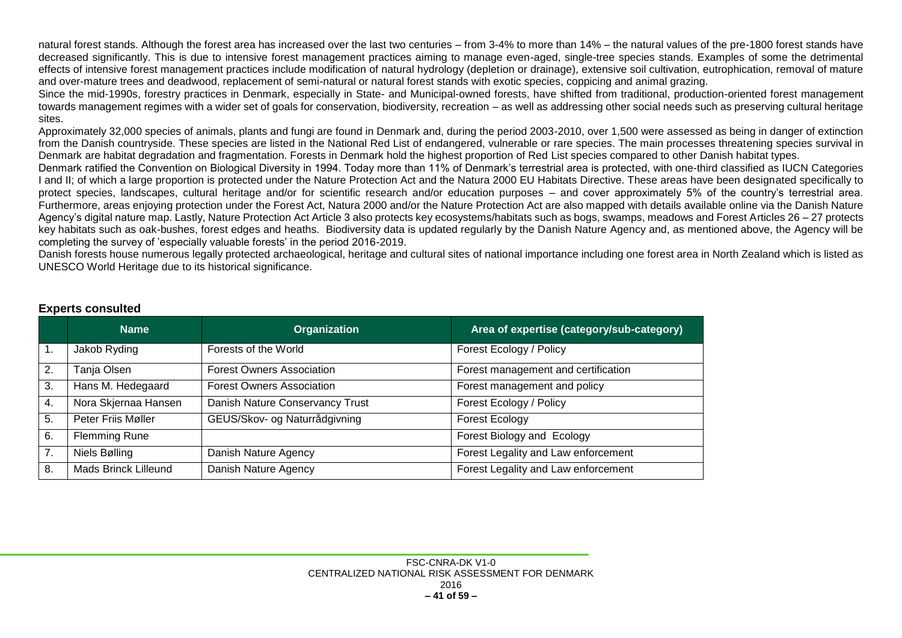natural forest stands. Although the forest area has increased over the last two centuries – from 3-4% to more than 14% – the natural values of the pre-1800 forest stands have decreased significantly. This is due to intensive forest management practices aiming to manage even-aged, single-tree species stands. Examples of some the detrimental effects of intensive forest management practices include modification of natural hydrology (depletion or drainage), extensive soil cultivation, eutrophication, removal of mature and over-mature trees and deadwood, replacement of semi-natural or natural forest stands with exotic species, coppicing and animal grazing.

Since the mid-1990s, forestry practices in Denmark, especially in State- and Municipal-owned forests, have shifted from traditional, production-oriented forest management towards management regimes with a wider set of goals for conservation, biodiversity, recreation – as well as addressing other social needs such as preserving cultural heritage sites.

Approximately 32,000 species of animals, plants and fungi are found in Denmark and, during the period 2003-2010, over 1,500 were assessed as being in danger of extinction from the Danish countryside. These species are listed in the National Red List of endangered, vulnerable or rare species. The main processes threatening species survival in Denmark are habitat degradation and fragmentation. Forests in Denmark hold the highest proportion of Red List species compared to other Danish habitat types.

Denmark ratified the Convention on Biological Diversity in 1994. Today more than 11% of Denmark's terrestrial area is protected, with one-third classified as IUCN Categories I and II; of which a large proportion is protected under the Nature Protection Act and the Natura 2000 EU Habitats Directive. These areas have been designated specifically to protect species, landscapes, cultural heritage and/or for scientific research and/or education purposes – and cover approximately 5% of the country's terrestrial area. Furthermore, areas enjoying protection under the Forest Act, Natura 2000 and/or the Nature Protection Act are also mapped with details available online via the Danish Nature Agency's digital nature map. Lastly, Nature Protection Act Article 3 also protects key ecosystems/habitats such as bogs, swamps, meadows and Forest Articles 26 – 27 protects key habitats such as oak-bushes, forest edges and heaths. Biodiversity data is updated regularly by the Danish Nature Agency and, as mentioned above, the Agency will be completing the survey of 'especially valuable forests' in the period 2016-2019.

Danish forests house numerous legally protected archaeological, heritage and cultural sites of national importance including one forest area in North Zealand which is listed as UNESCO World Heritage due to its historical significance.

### Experts consulted

| | Name | Organization | Area of expertise (category/sub-category) |
|---|---|---|---|
| 1. | Jakob Ryding | Forests of the World | Forest Ecology / Policy |
| 2. | Tanja Olsen | Forest Owners Association | Forest management and certification |
| 3. | Hans M. Hedegaard | Forest Owners Association | Forest management and policy |
| 4. | Nora Skjernaa Hansen | Danish Nature Conservancy Trust | Forest Ecology / Policy |
| 5. | Peter Friis Møller | GEUS/Skov- og Naturrådgivning | Forest Ecology |
| 6. | Flemming Rune | | Forest Biology and Ecology |
| 7. | Niels Bølling | Danish Nature Agency | Forest Legality and Law enforcement |
| 8. | Mads Brinck Lilleund | Danish Nature Agency | Forest Legality and Law enforcement |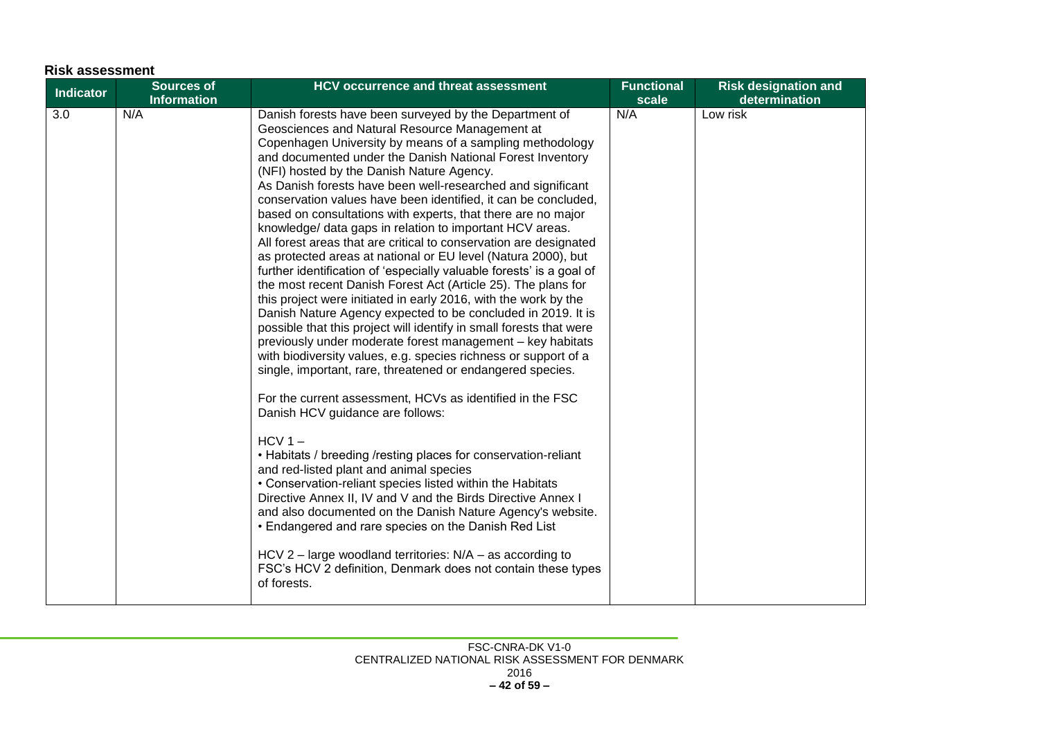**Risk assessment**

| Indicator | Sources of Information | HCV occurrence and threat assessment | Functional scale | Risk designation and determination |
|---|---|---|---|---|
| 3.0 | N/A | Danish forests have been surveyed by the Department of Geosciences and Natural Resource Management at Copenhagen University by means of a sampling methodology and documented under the Danish National Forest Inventory (NFI) hosted by the Danish Nature Agency.<br>As Danish forests have been well-researched and significant conservation values have been identified, it can be concluded, based on consultations with experts, that there are no major knowledge/ data gaps in relation to important HCV areas.<br>All forest areas that are critical to conservation are designated as protected areas at national or EU level (Natura 2000), but further identification of 'especially valuable forests' is a goal of the most recent Danish Forest Act (Article 25). The plans for this project were initiated in early 2016, with the work by the Danish Nature Agency expected to be concluded in 2019. It is possible that this project will identify in small forests that were previously under moderate forest management – key habitats with biodiversity values, e.g. species richness or support of a single, important, rare, threatened or endangered species.<br><br>For the current assessment, HCVs as identified in the FSC Danish HCV guidance are follows:<br><br>HCV 1 –<br>• Habitats / breeding /resting places for conservation-reliant and red-listed plant and animal species<br>• Conservation-reliant species listed within the Habitats Directive Annex II, IV and V and the Birds Directive Annex I and also documented on the Danish Nature Agency's website.<br>• Endangered and rare species on the Danish Red List<br><br>HCV 2 – large woodland territories: N/A – as according to FSC's HCV 2 definition, Denmark does not contain these types of forests. | N/A | Low risk |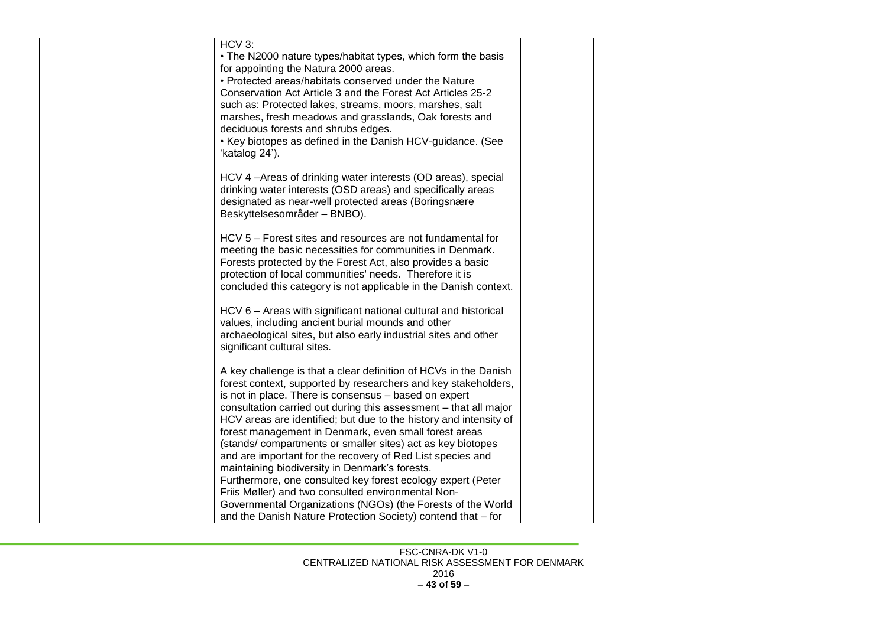| | | HCV 3:<br>• The N2000 nature types/habitat types, which form the basis for appointing the Natura 2000 areas.<br>• Protected areas/habitats conserved under the Nature Conservation Act Article 3 and the Forest Act Articles 25-2 such as: Protected lakes, streams, moors, marshes, salt marshes, fresh meadows and grasslands, Oak forests and deciduous forests and shrubs edges.<br>• Key biotopes as defined in the Danish HCV-guidance. (See 'katalog 24').<br><br>HCV 4 –Areas of drinking water interests (OD areas), special drinking water interests (OSD areas) and specifically areas designated as near-well protected areas (Boringsnære Beskyttelsesområder – BNBO).<br><br>HCV 5 – Forest sites and resources are not fundamental for meeting the basic necessities for communities in Denmark. Forests protected by the Forest Act, also provides a basic protection of local communities' needs. Therefore it is concluded this category is not applicable in the Danish context.<br><br>HCV 6 – Areas with significant national cultural and historical values, including ancient burial mounds and other archaeological sites, but also early industrial sites and other significant cultural sites.<br><br>A key challenge is that a clear definition of HCVs in the Danish forest context, supported by researchers and key stakeholders, is not in place. There is consensus – based on expert consultation carried out during this assessment – that all major HCV areas are identified; but due to the history and intensity of forest management in Denmark, even small forest areas (stands/ compartments or smaller sites) act as key biotopes and are important for the recovery of Red List species and maintaining biodiversity in Denmark's forests.<br>Furthermore, one consulted key forest ecology expert (Peter Friis Møller) and two consulted environmental Non-Governmental Organizations (NGOs) (the Forests of the World and the Danish Nature Protection Society) contend that – for | | |
|---|---|---|---|---|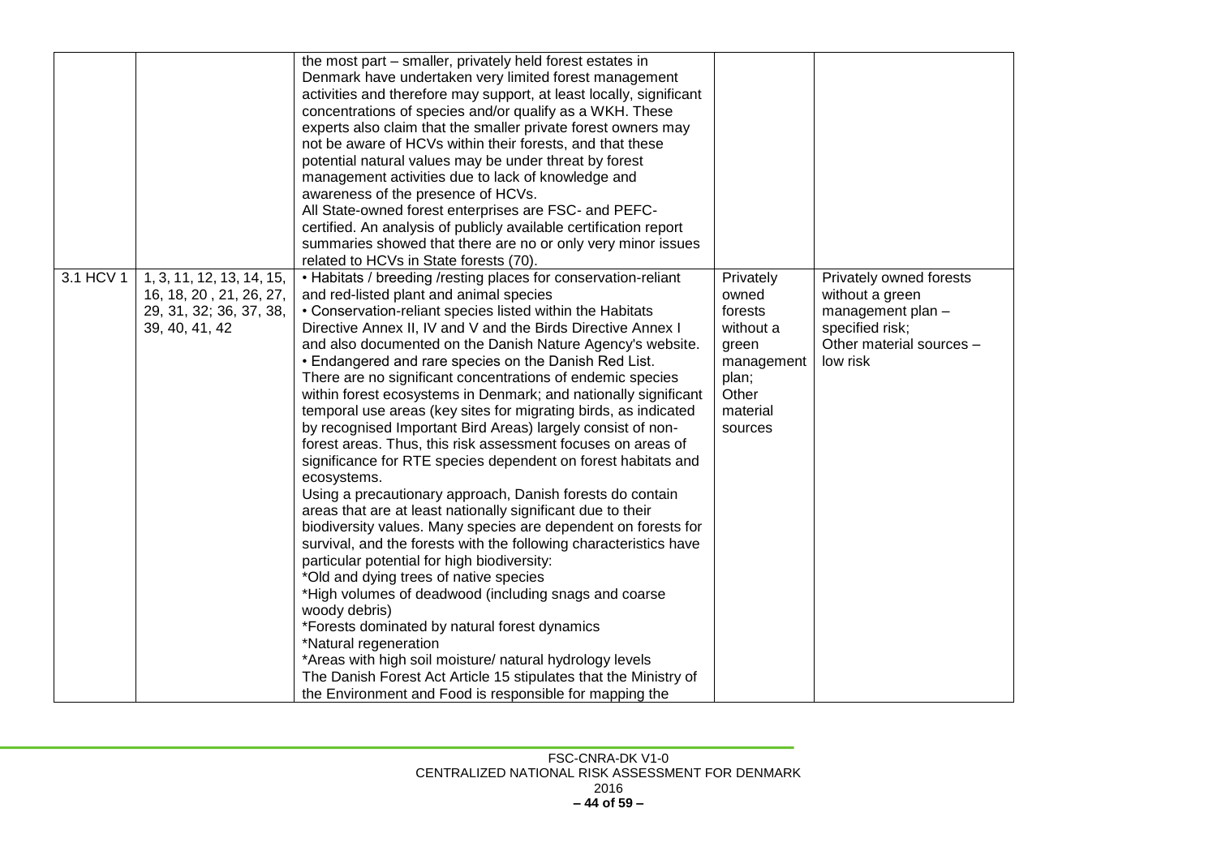| | | | | |
|---|---|---|---|---|
| | | the most part – smaller, privately held forest estates in Denmark have undertaken very limited forest management activities and therefore may support, at least locally, significant concentrations of species and/or qualify as a WKH. These experts also claim that the smaller private forest owners may not be aware of HCVs within their forests, and that these potential natural values may be under threat by forest management activities due to lack of knowledge and awareness of the presence of HCVs.<br>All State-owned forest enterprises are FSC- and PEFC-certified. An analysis of publicly available certification report summaries showed that there are no or only very minor issues related to HCVs in State forests (70). | | |
| 3.1 HCV 1 | 1, 3, 11, 12, 13, 14, 15, 16, 18, 20 , 21, 26, 27, 29, 31, 32; 36, 37, 38, 39, 40, 41, 42 | • Habitats / breeding /resting places for conservation-reliant and red-listed plant and animal species<br>• Conservation-reliant species listed within the Habitats Directive Annex II, IV and V and the Birds Directive Annex I and also documented on the Danish Nature Agency's website.<br>• Endangered and rare species on the Danish Red List.<br>There are no significant concentrations of endemic species within forest ecosystems in Denmark; and nationally significant temporal use areas (key sites for migrating birds, as indicated by recognised Important Bird Areas) largely consist of non-forest areas. Thus, this risk assessment focuses on areas of significance for RTE species dependent on forest habitats and ecosystems.<br>Using a precautionary approach, Danish forests do contain areas that are at least nationally significant due to their biodiversity values. Many species are dependent on forests for survival, and the forests with the following characteristics have particular potential for high biodiversity:<br>*Old and dying trees of native species<br>*High volumes of deadwood (including snags and coarse woody debris)<br>*Forests dominated by natural forest dynamics<br>*Natural regeneration<br>*Areas with high soil moisture/ natural hydrology levels<br>The Danish Forest Act Article 15 stipulates that the Ministry of the Environment and Food is responsible for mapping the | Privately owned forests without a green management plan;<br>Other material sources | Privately owned forests without a green management plan – specified risk;<br>Other material sources – low risk |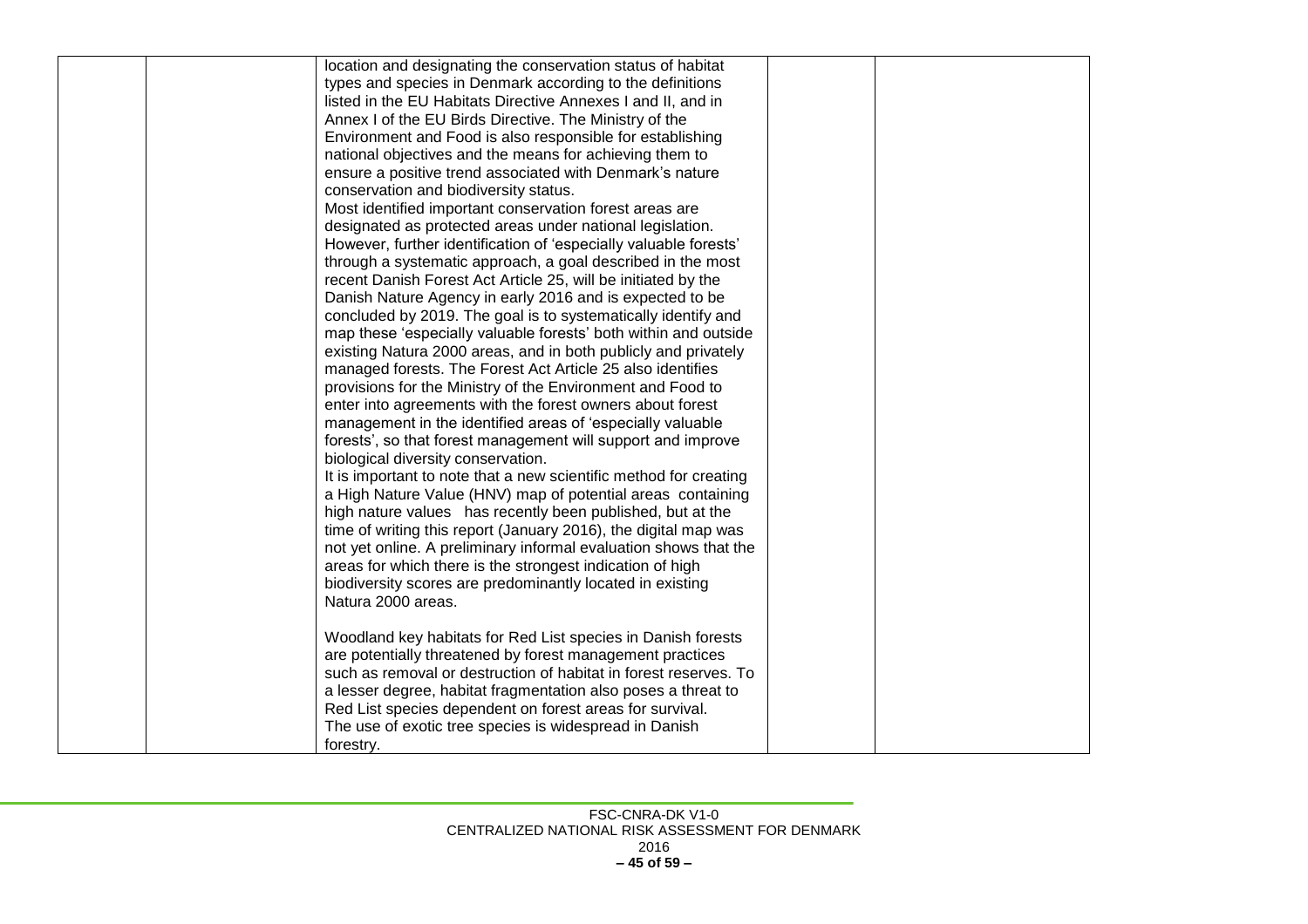| | | | | |
|---|---|---|---|---|
| | | location and designating the conservation status of habitat types and species in Denmark according to the definitions listed in the EU Habitats Directive Annexes I and II, and in Annex I of the EU Birds Directive. The Ministry of the Environment and Food is also responsible for establishing national objectives and the means for achieving them to ensure a positive trend associated with Denmark's nature conservation and biodiversity status.<br>Most identified important conservation forest areas are designated as protected areas under national legislation. However, further identification of 'especially valuable forests' through a systematic approach, a goal described in the most recent Danish Forest Act Article 25, will be initiated by the Danish Nature Agency in early 2016 and is expected to be concluded by 2019. The goal is to systematically identify and map these 'especially valuable forests' both within and outside existing Natura 2000 areas, and in both publicly and privately managed forests. The Forest Act Article 25 also identifies provisions for the Ministry of the Environment and Food to enter into agreements with the forest owners about forest management in the identified areas of 'especially valuable forests', so that forest management will support and improve biological diversity conservation.<br>It is important to note that a new scientific method for creating a High Nature Value (HNV) map of potential areas containing high nature values has recently been published, but at the time of writing this report (January 2016), the digital map was not yet online. A preliminary informal evaluation shows that the areas for which there is the strongest indication of high biodiversity scores are predominantly located in existing Natura 2000 areas.<br><br>Woodland key habitats for Red List species in Danish forests are potentially threatened by forest management practices such as removal or destruction of habitat in forest reserves. To a lesser degree, habitat fragmentation also poses a threat to Red List species dependent on forest areas for survival.<br>The use of exotic tree species is widespread in Danish forestry. | | |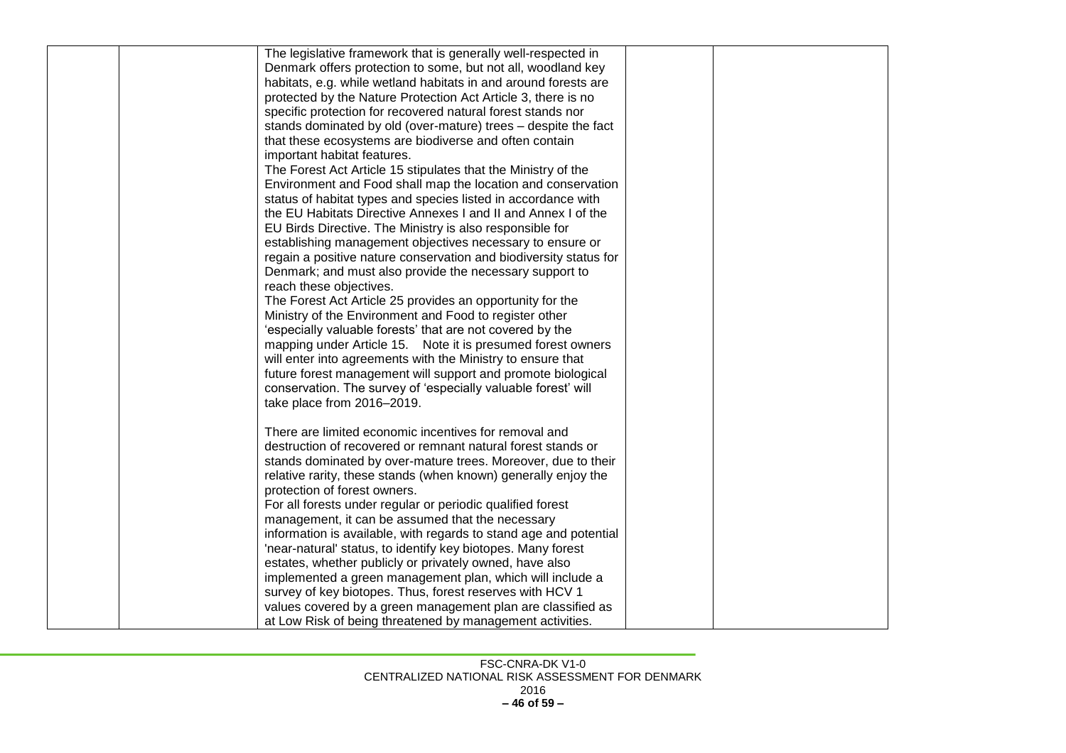| | | | | |
|---|---|---|---|---|
| | | The legislative framework that is generally well-respected in Denmark offers protection to some, but not all, woodland key habitats, e.g. while wetland habitats in and around forests are protected by the Nature Protection Act Article 3, there is no specific protection for recovered natural forest stands nor stands dominated by old (over-mature) trees – despite the fact that these ecosystems are biodiverse and often contain important habitat features.<br>The Forest Act Article 15 stipulates that the Ministry of the Environment and Food shall map the location and conservation status of habitat types and species listed in accordance with the EU Habitats Directive Annexes I and II and Annex I of the EU Birds Directive. The Ministry is also responsible for establishing management objectives necessary to ensure or regain a positive nature conservation and biodiversity status for Denmark; and must also provide the necessary support to reach these objectives.<br>The Forest Act Article 25 provides an opportunity for the Ministry of the Environment and Food to register other 'especially valuable forests' that are not covered by the mapping under Article 15. Note it is presumed forest owners will enter into agreements with the Ministry to ensure that future forest management will support and promote biological conservation. The survey of 'especially valuable forest' will take place from 2016–2019.<br><br>There are limited economic incentives for removal and destruction of recovered or remnant natural forest stands or stands dominated by over-mature trees. Moreover, due to their relative rarity, these stands (when known) generally enjoy the protection of forest owners.<br>For all forests under regular or periodic qualified forest management, it can be assumed that the necessary information is available, with regards to stand age and potential 'near-natural' status, to identify key biotopes. Many forest estates, whether publicly or privately owned, have also implemented a green management plan, which will include a survey of key biotopes. Thus, forest reserves with HCV 1 values covered by a green management plan are classified as at Low Risk of being threatened by management activities. | | |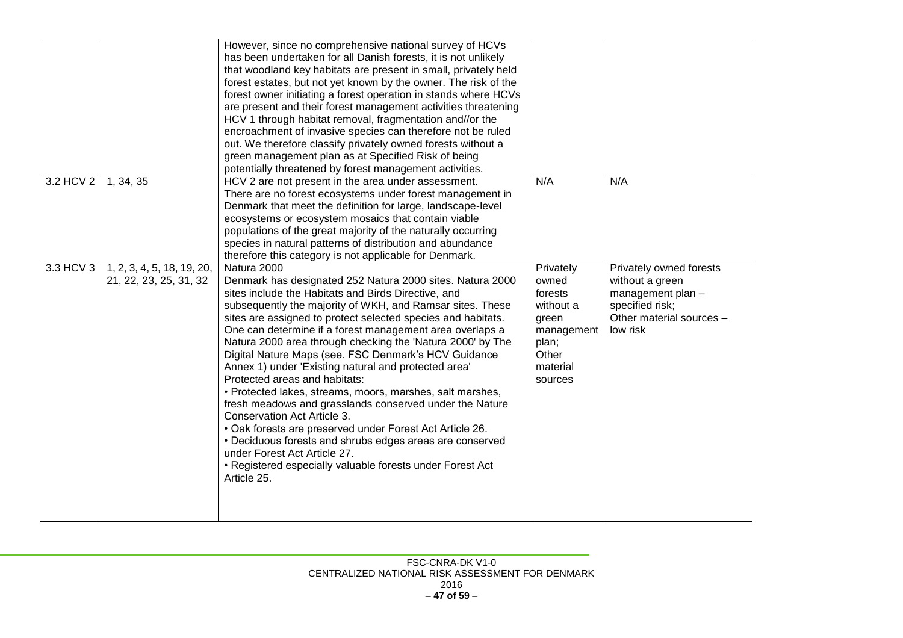| | | | | |
|---|---|---|---|---|
| | | However, since no comprehensive national survey of HCVs has been undertaken for all Danish forests, it is not unlikely that woodland key habitats are present in small, privately held forest estates, but not yet known by the owner. The risk of the forest owner initiating a forest operation in stands where HCVs are present and their forest management activities threatening HCV 1 through habitat removal, fragmentation and//or the encroachment of invasive species can therefore not be ruled out. We therefore classify privately owned forests without a green management plan as at Specified Risk of being potentially threatened by forest management activities. | | |
| 3.2 HCV 2 | 1, 34, 35 | HCV 2 are not present in the area under assessment. There are no forest ecosystems under forest management in Denmark that meet the definition for large, landscape-level ecosystems or ecosystem mosaics that contain viable populations of the great majority of the naturally occurring species in natural patterns of distribution and abundance therefore this category is not applicable for Denmark. | N/A | N/A |
| 3.3 HCV 3 | 1, 2, 3, 4, 5, 18, 19, 20, 21, 22, 23, 25, 31, 32 | Natura 2000<br>Denmark has designated 252 Natura 2000 sites. Natura 2000 sites include the Habitats and Birds Directive, and subsequently the majority of WKH, and Ramsar sites. These sites are assigned to protect selected species and habitats. One can determine if a forest management area overlaps a Natura 2000 area through checking the 'Natura 2000' by The Digital Nature Maps (see. FSC Denmark's HCV Guidance Annex 1) under 'Existing natural and protected area'<br>Protected areas and habitats:<br>• Protected lakes, streams, moors, marshes, salt marshes, fresh meadows and grasslands conserved under the Nature Conservation Act Article 3.<br>• Oak forests are preserved under Forest Act Article 26.<br>• Deciduous forests and shrubs edges areas are conserved under Forest Act Article 27.<br>• Registered especially valuable forests under Forest Act Article 25. | Privately owned forests without a green management plan;<br>Other material sources | Privately owned forests without a green management plan – specified risk;<br>Other material sources – low risk |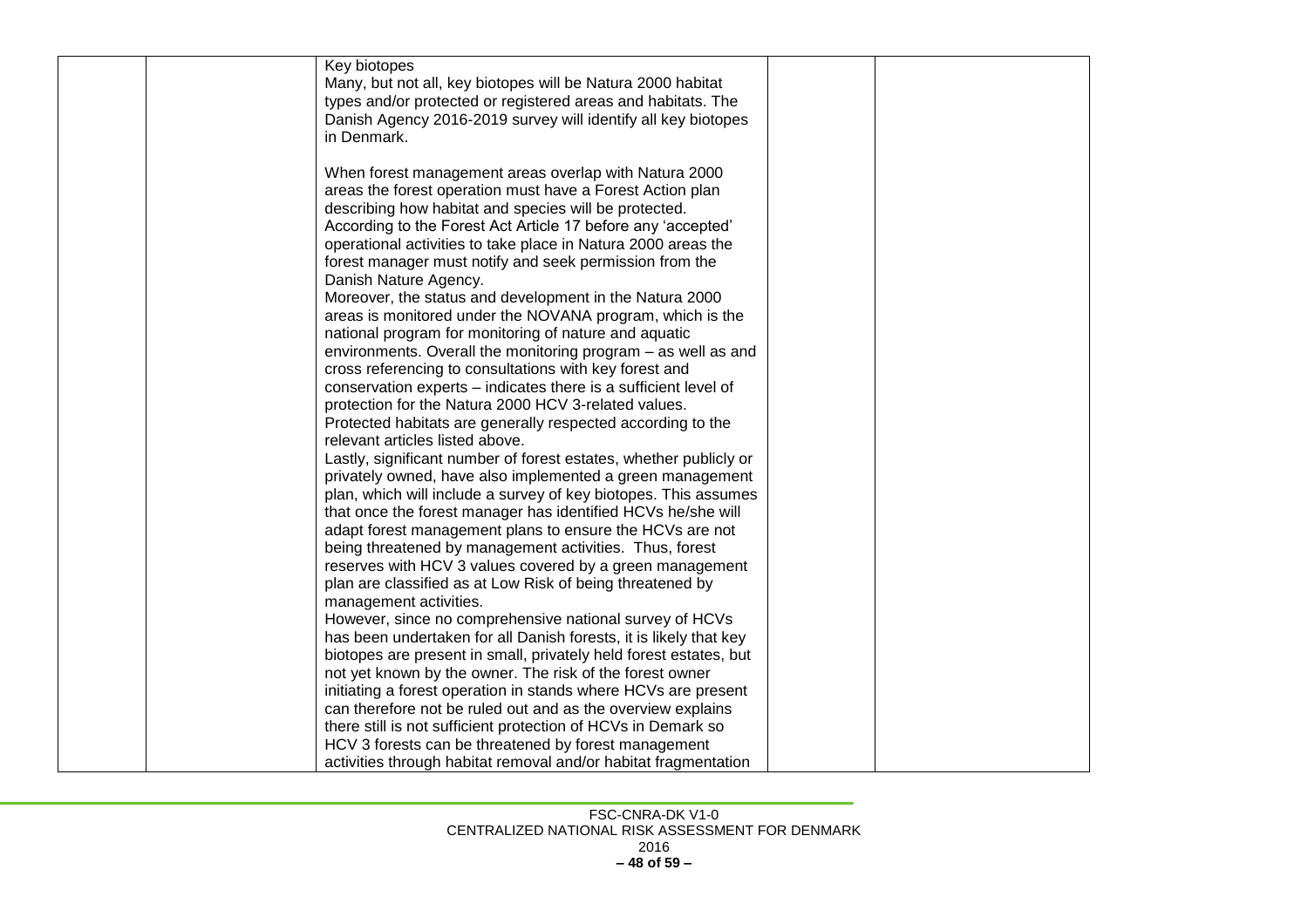| | | | | |
|---|---|---|---|---|
| | | Key biotopes<br>Many, but not all, key biotopes will be Natura 2000 habitat types and/or protected or registered areas and habitats. The Danish Agency 2016-2019 survey will identify all key biotopes in Denmark.<br><br>When forest management areas overlap with Natura 2000 areas the forest operation must have a Forest Action plan describing how habitat and species will be protected. According to the Forest Act Article 17 before any 'accepted' operational activities to take place in Natura 2000 areas the forest manager must notify and seek permission from the Danish Nature Agency.<br>Moreover, the status and development in the Natura 2000 areas is monitored under the NOVANA program, which is the national program for monitoring of nature and aquatic environments. Overall the monitoring program – as well as and cross referencing to consultations with key forest and conservation experts – indicates there is a sufficient level of protection for the Natura 2000 HCV 3-related values.<br>Protected habitats are generally respected according to the relevant articles listed above.<br>Lastly, significant number of forest estates, whether publicly or privately owned, have also implemented a green management plan, which will include a survey of key biotopes. This assumes that once the forest manager has identified HCVs he/she will adapt forest management plans to ensure the HCVs are not being threatened by management activities. Thus, forest reserves with HCV 3 values covered by a green management plan are classified as at Low Risk of being threatened by management activities.<br>However, since no comprehensive national survey of HCVs has been undertaken for all Danish forests, it is likely that key biotopes are present in small, privately held forest estates, but not yet known by the owner. The risk of the forest owner initiating a forest operation in stands where HCVs are present can therefore not be ruled out and as the overview explains there still is not sufficient protection of HCVs in Demark so HCV 3 forests can be threatened by forest management activities through habitat removal and/or habitat fragmentation | | |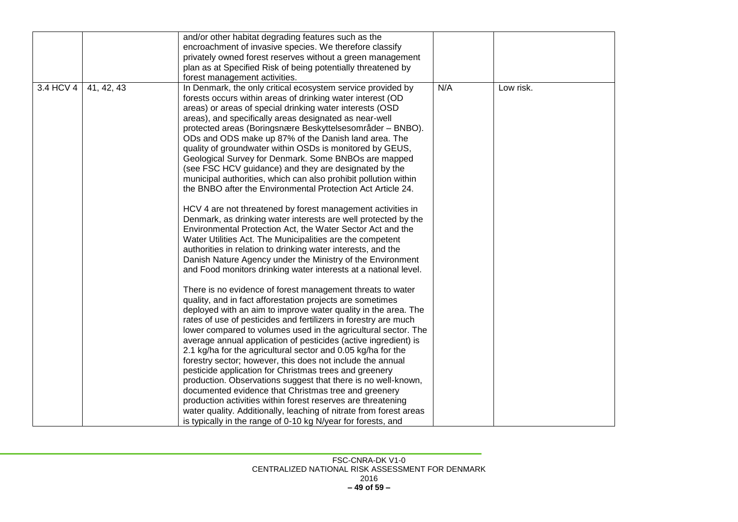| | | | | |
|---|---|---|---|---|
| | | and/or other habitat degrading features such as the encroachment of invasive species. We therefore classify privately owned forest reserves without a green management plan as at Specified Risk of being potentially threatened by forest management activities. | | |
| 3.4 HCV 4 | 41, 42, 43 | In Denmark, the only critical ecosystem service provided by forests occurs within areas of drinking water interest (OD areas) or areas of special drinking water interests (OSD areas), and specifically areas designated as near-well protected areas (Boringsnære Beskyttelsesområder – BNBO). ODs and ODS make up 87% of the Danish land area. The quality of groundwater within OSDs is monitored by GEUS, Geological Survey for Denmark. Some BNBOs are mapped (see FSC HCV guidance) and they are designated by the municipal authorities, which can also prohibit pollution within the BNBO after the Environmental Protection Act Article 24.<br><br>HCV 4 are not threatened by forest management activities in Denmark, as drinking water interests are well protected by the Environmental Protection Act, the Water Sector Act and the Water Utilities Act. The Municipalities are the competent authorities in relation to drinking water interests, and the Danish Nature Agency under the Ministry of the Environment and Food monitors drinking water interests at a national level.<br><br>There is no evidence of forest management threats to water quality, and in fact afforestation projects are sometimes deployed with an aim to improve water quality in the area. The rates of use of pesticides and fertilizers in forestry are much lower compared to volumes used in the agricultural sector. The average annual application of pesticides (active ingredient) is 2.1 kg/ha for the agricultural sector and 0.05 kg/ha for the forestry sector; however, this does not include the annual pesticide application for Christmas trees and greenery production. Observations suggest that there is no well-known, documented evidence that Christmas tree and greenery production activities within forest reserves are threatening water quality. Additionally, leaching of nitrate from forest areas is typically in the range of 0-10 kg N/year for forests, and | N/A | Low risk. |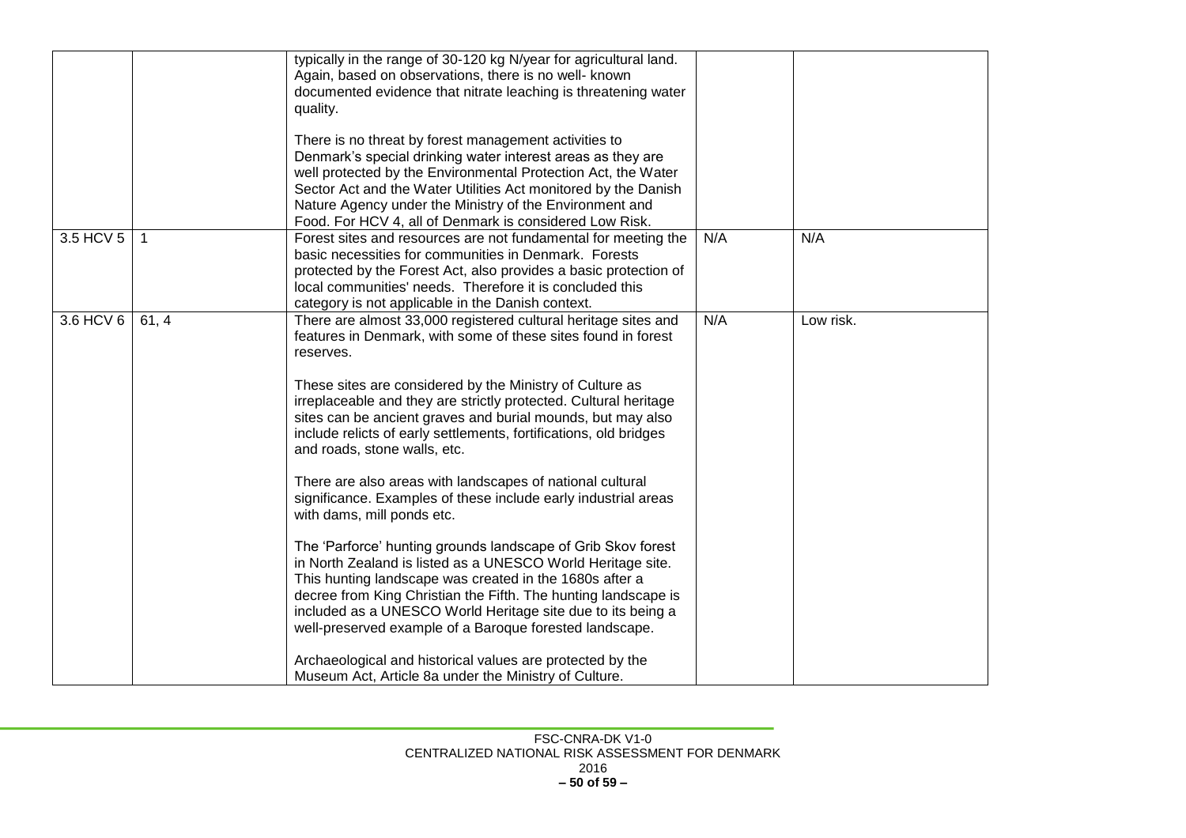|  |  | typically in the range of 30-120 kg N/year for agricultural land. Again, based on observations, there is no well- known documented evidence that nitrate leaching is threatening water quality.<br><br>There is no threat by forest management activities to Denmark's special drinking water interest areas as they are well protected by the Environmental Protection Act, the Water Sector Act and the Water Utilities Act monitored by the Danish Nature Agency under the Ministry of the Environment and Food. For HCV 4, all of Denmark is considered Low Risk. |  |  |
|---|---|---|---|---|
| 3.5 HCV 5 | 1 | Forest sites and resources are not fundamental for meeting the basic necessities for communities in Denmark. Forests protected by the Forest Act, also provides a basic protection of local communities' needs. Therefore it is concluded this category is not applicable in the Danish context. | N/A | N/A |
| 3.6 HCV 6 | 61, 4 | There are almost 33,000 registered cultural heritage sites and features in Denmark, with some of these sites found in forest reserves.<br><br>These sites are considered by the Ministry of Culture as irreplaceable and they are strictly protected. Cultural heritage sites can be ancient graves and burial mounds, but may also include relicts of early settlements, fortifications, old bridges and roads, stone walls, etc.<br><br>There are also areas with landscapes of national cultural significance. Examples of these include early industrial areas with dams, mill ponds etc.<br><br>The 'Parforce' hunting grounds landscape of Grib Skov forest in North Zealand is listed as a UNESCO World Heritage site. This hunting landscape was created in the 1680s after a decree from King Christian the Fifth. The hunting landscape is included as a UNESCO World Heritage site due to its being a well-preserved example of a Baroque forested landscape.<br><br>Archaeological and historical values are protected by the Museum Act, Article 8a under the Ministry of Culture. | N/A | Low risk. |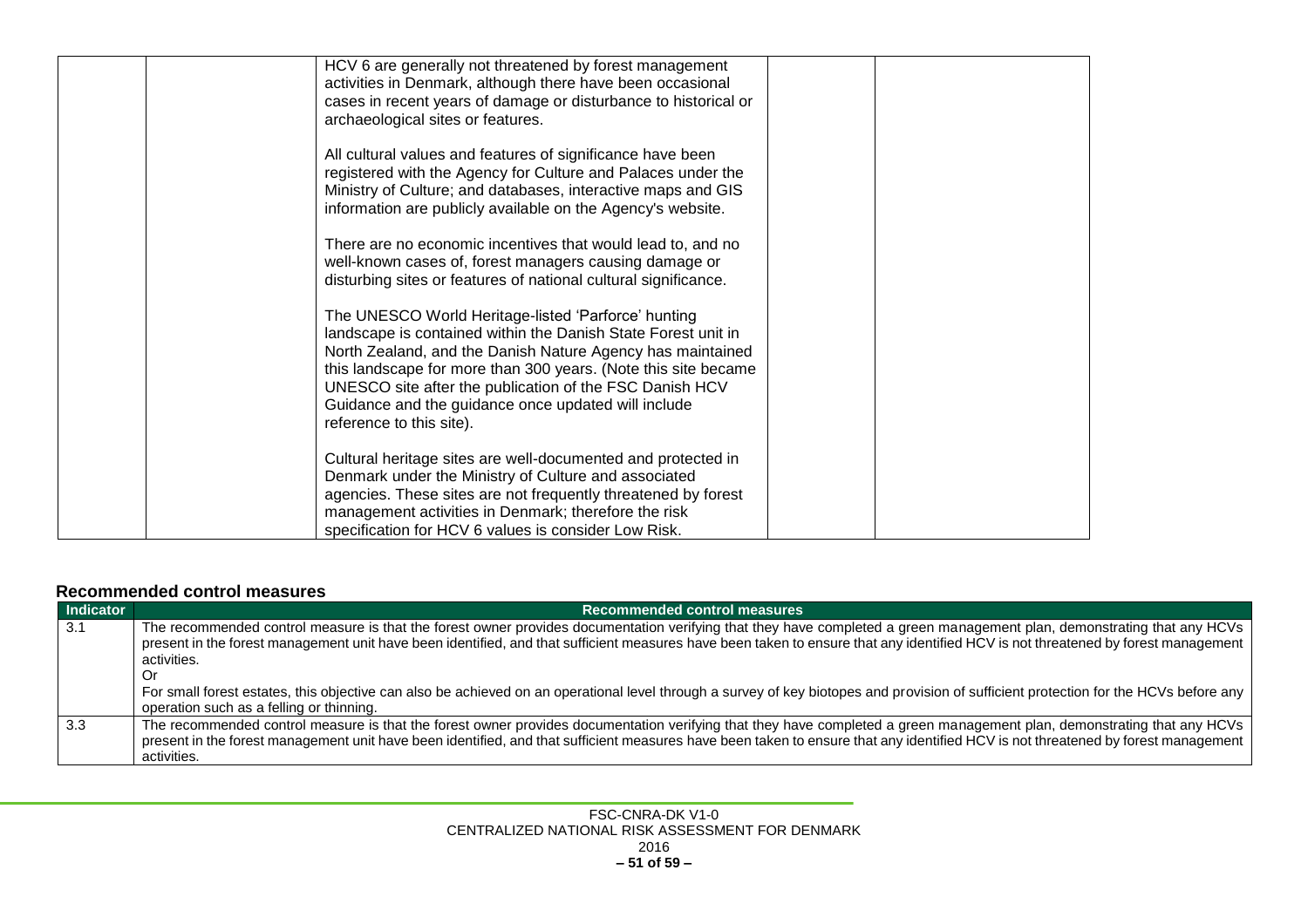| | | HCV 6 are generally not threatened by forest management activities in Denmark, although there have been occasional cases in recent years of damage or disturbance to historical or archaeological sites or features.<br><br>All cultural values and features of significance have been registered with the Agency for Culture and Palaces under the Ministry of Culture; and databases, interactive maps and GIS information are publicly available on the Agency's website.<br><br>There are no economic incentives that would lead to, and no well-known cases of, forest managers causing damage or disturbing sites or features of national cultural significance.<br><br>The UNESCO World Heritage-listed 'Parforce' hunting landscape is contained within the Danish State Forest unit in North Zealand, and the Danish Nature Agency has maintained this landscape for more than 300 years. (Note this site became UNESCO site after the publication of the FSC Danish HCV Guidance and the guidance once updated will include reference to this site).<br><br>Cultural heritage sites are well-documented and protected in Denmark under the Ministry of Culture and associated agencies. These sites are not frequently threatened by forest management activities in Denmark; therefore the risk specification for HCV 6 values is consider Low Risk. | | |
|---|---|---|---|---|

### Recommended control measures

| Indicator | Recommended control measures |
|---|---|
| 3.1 | The recommended control measure is that the forest owner provides documentation verifying that they have completed a green management plan, demonstrating that any HCVs present in the forest management unit have been identified, and that sufficient measures have been taken to ensure that any identified HCV is not threatened by forest management activities.<br>Or<br>For small forest estates, this objective can also be achieved on an operational level through a survey of key biotopes and provision of sufficient protection for the HCVs before any operation such as a felling or thinning. |
| 3.3 | The recommended control measure is that the forest owner provides documentation verifying that they have completed a green management plan, demonstrating that any HCVs present in the forest management unit have been identified, and that sufficient measures have been taken to ensure that any identified HCV is not threatened by forest management activities. |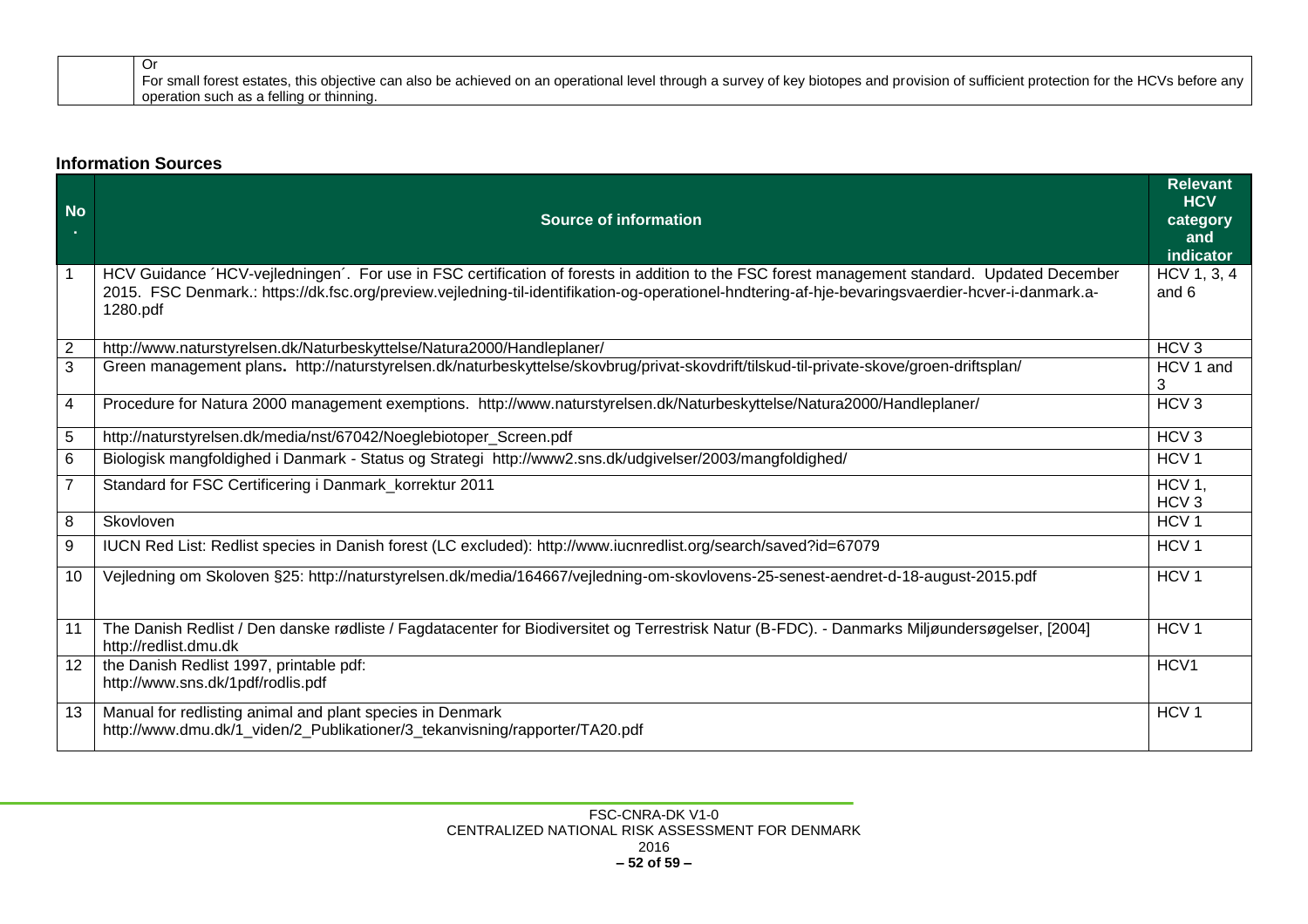| | Or<br>For small forest estates, this objective can also be achieved on an operational level through a survey of key biotopes and provision of sufficient protection for the HCVs before any operation such as a felling or thinning. |
|---|---|

**Information Sources**

| No. | Source of information | Relevant HCV category and indicator |
|---|---|---|
| 1 | HCV Guidance ´HCV-vejledningen´. For use in FSC certification of forests in addition to the FSC forest management standard. Updated December 2015. FSC Denmark.: https://dk.fsc.org/preview.vejledning-til-identifikation-og-operationel-hndtering-af-hje-bevaringsvaerdier-hcver-i-danmark.a-1280.pdf | HCV 1, 3, 4 and 6 |
| 2 | http://www.naturstyrelsen.dk/Naturbeskyttelse/Natura2000/Handleplaner/ | HCV 3 |
| 3 | Green management plans. http://naturstyrelsen.dk/naturbeskyttelse/skovbrug/privat-skovdrift/tilskud-til-private-skove/groen-driftsplan/ | HCV 1 and 3 |
| 4 | Procedure for Natura 2000 management exemptions. http://www.naturstyrelsen.dk/Naturbeskyttelse/Natura2000/Handleplaner/ | HCV 3 |
| 5 | http://naturstyrelsen.dk/media/nst/67042/Noeglebiotoper_Screen.pdf | HCV 3 |
| 6 | Biologisk mangfoldighed i Danmark - Status og Strategi http://www2.sns.dk/udgivelser/2003/mangfoldighed/ | HCV 1 |
| 7 | Standard for FSC Certificering i Danmark_korrektur 2011 | HCV 1, HCV 3 |
| 8 | Skovloven | HCV 1 |
| 9 | IUCN Red List: Redlist species in Danish forest (LC excluded): http://www.iucnredlist.org/search/saved?id=67079 | HCV 1 |
| 10 | Vejledning om Skoloven §25: http://naturstyrelsen.dk/media/164667/vejledning-om-skovlovens-25-senest-aendret-d-18-august-2015.pdf | HCV 1 |
| 11 | The Danish Redlist / Den danske rødliste / Fagdatacenter for Biodiversitet og Terrestrisk Natur (B-FDC). - Danmarks Miljøundersøgelser, [2004] http://redlist.dmu.dk | HCV 1 |
| 12 | the Danish Redlist 1997, printable pdf: http://www.sns.dk/1pdf/rodlis.pdf | HCV1 |
| 13 | Manual for redlisting animal and plant species in Denmark http://www.dmu.dk/1_viden/2_Publikationer/3_tekanvisning/rapporter/TA20.pdf | HCV 1 |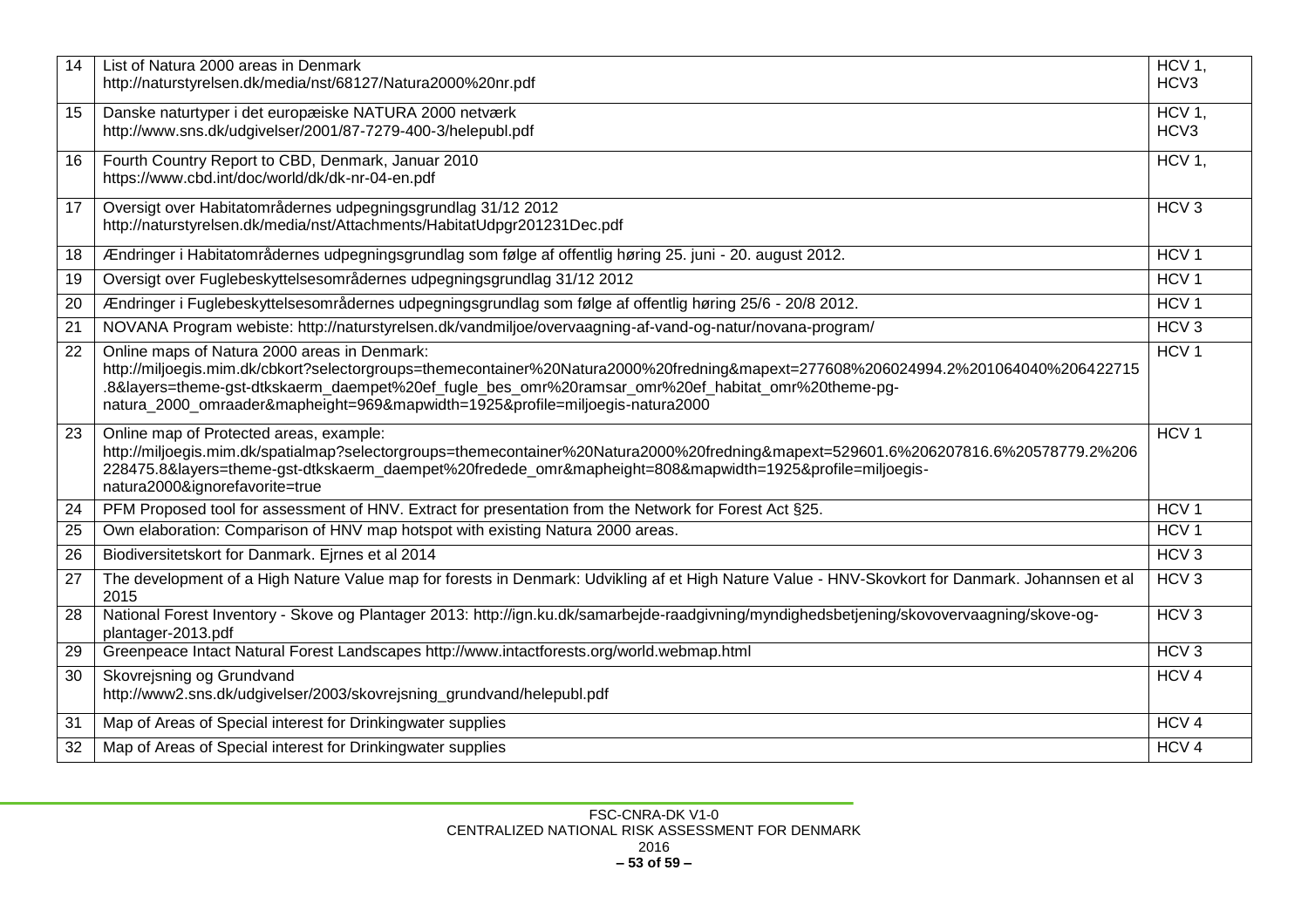| | | |
|---|---|---|
| 14 | List of Natura 2000 areas in Denmark<br>http://naturstyrelsen.dk/media/nst/68127/Natura2000%20nr.pdf | HCV 1, HCV3 |
| 15 | Danske naturtyper i det europæiske NATURA 2000 netværk<br>http://www.sns.dk/udgivelser/2001/87-7279-400-3/helepubl.pdf | HCV 1, HCV3 |
| 16 | Fourth Country Report to CBD, Denmark, Januar 2010<br>https://www.cbd.int/doc/world/dk/dk-nr-04-en.pdf | HCV 1, |
| 17 | Oversigt over Habitatområdernes udpegningsgrundlag 31/12 2012<br>http://naturstyrelsen.dk/media/nst/Attachments/HabitatUdpgr201231Dec.pdf | HCV 3 |
| 18 | Ændringer i Habitatområdernes udpegningsgrundlag som følge af offentlig høring 25. juni - 20. august 2012. | HCV 1 |
| 19 | Oversigt over Fuglebeskyttelsesområdernes udpegningsgrundlag 31/12 2012 | HCV 1 |
| 20 | Ændringer i Fuglebeskyttelsesområdernes udpegningsgrundlag som følge af offentlig høring 25/6 - 20/8 2012. | HCV 1 |
| 21 | NOVANA Program webiste: http://naturstyrelsen.dk/vandmiljoe/overvaagning-af-vand-og-natur/novana-program/ | HCV 3 |
| 22 | Online maps of Natura 2000 areas in Denmark:<br>http://miljoegis.mim.dk/cbkort?selectorgroups=themecontainer%20Natura2000%20fredning&mapext=277608%206024994.2%201064040%206422715.8&layers=theme-gst-dtkskaerm_daempet%20ef_fugle_bes_omr%20ramsar_omr%20ef_habitat_omr%20theme-pg-natura_2000_omraader&mapheight=969&mapwidth=1925&profile=miljoegis-natura2000 | HCV 1 |
| 23 | Online map of Protected areas, example:<br>http://miljoegis.mim.dk/spatialmap?selectorgroups=themecontainer%20Natura2000%20fredning&mapext=529601.6%206207816.6%20578779.2%206228475.8&layers=theme-gst-dtkskaerm_daempet%20fredede_omr&mapheight=808&mapwidth=1925&profile=miljoegis-natura2000&ignorefavorite=true | HCV 1 |
| 24 | PFM Proposed tool for assessment of HNV. Extract for presentation from the Network for Forest Act §25. | HCV 1 |
| 25 | Own elaboration: Comparison of HNV map hotspot with existing Natura 2000 areas. | HCV 1 |
| 26 | Biodiversitetskort for Danmark. Ejrnes et al 2014 | HCV 3 |
| 27 | The development of a High Nature Value map for forests in Denmark: Udvikling af et High Nature Value - HNV-Skovkort for Danmark. Johannsen et al 2015 | HCV 3 |
| 28 | National Forest Inventory - Skove og Plantager 2013: http://ign.ku.dk/samarbejde-raadgivning/myndighedsbetjening/skovovervaagning/skove-og-plantager-2013.pdf | HCV 3 |
| 29 | Greenpeace Intact Natural Forest Landscapes http://www.intactforests.org/world.webmap.html | HCV 3 |
| 30 | Skovrejsning og Grundvand<br>http://www2.sns.dk/udgivelser/2003/skovrejsning_grundvand/helepubl.pdf | HCV 4 |
| 31 | Map of Areas of Special interest for Drinkingwater supplies | HCV 4 |
| 32 | Map of Areas of Special interest for Drinkingwater supplies | HCV 4 |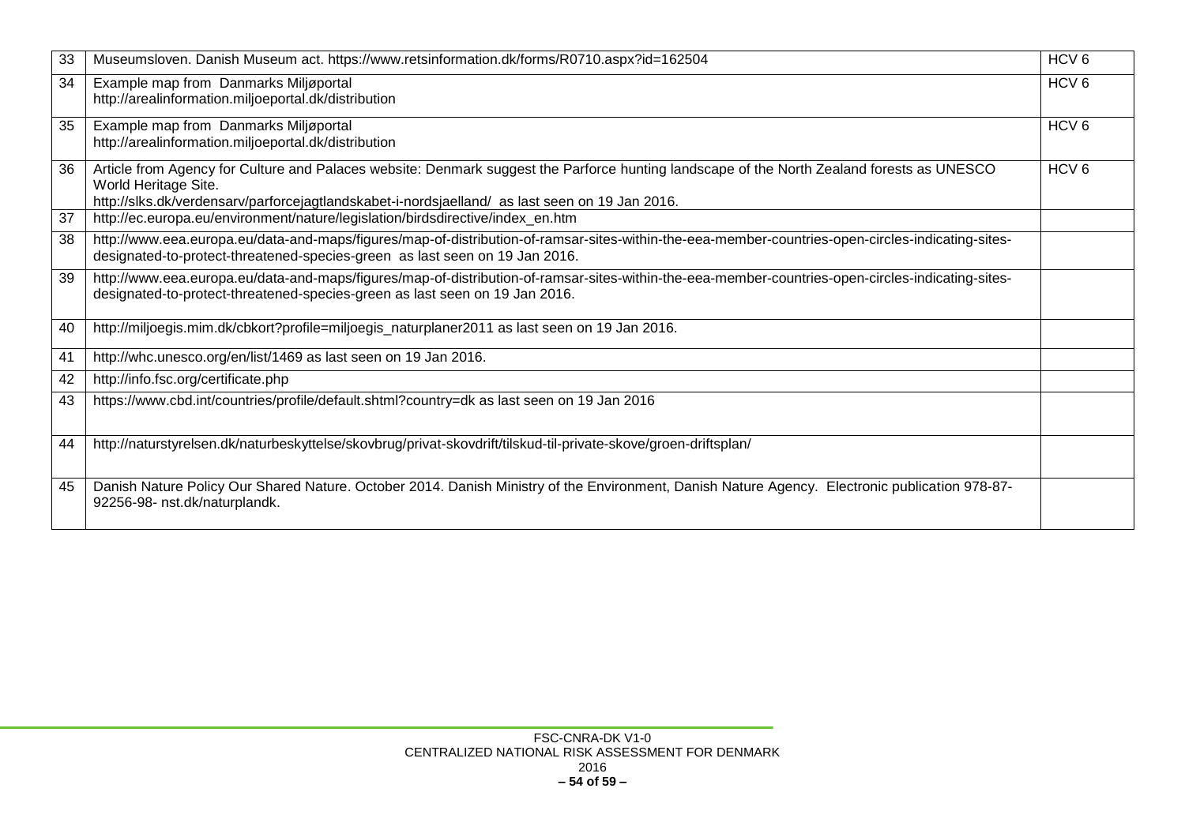| | | |
|---|---|---|
| 33 | Museumsloven. Danish Museum act. https://www.retsinformation.dk/forms/R0710.aspx?id=162504 | HCV 6 |
| 34 | Example map from Danmarks Miljøportal<br>http://arealinformation.miljoeportal.dk/distribution | HCV 6 |
| 35 | Example map from Danmarks Miljøportal<br>http://arealinformation.miljoeportal.dk/distribution | HCV 6 |
| 36 | Article from Agency for Culture and Palaces website: Denmark suggest the Parforce hunting landscape of the North Zealand forests as UNESCO World Heritage Site.<br>http://slks.dk/verdensarv/parforcejagtlandskabet-i-nordsjaelland/ as last seen on 19 Jan 2016. | HCV 6 |
| 37 | http://ec.europa.eu/environment/nature/legislation/birdsdirective/index_en.htm | |
| 38 | http://www.eea.europa.eu/data-and-maps/figures/map-of-distribution-of-ramsar-sites-within-the-eea-member-countries-open-circles-indicating-sites-designated-to-protect-threatened-species-green as last seen on 19 Jan 2016. | |
| 39 | http://www.eea.europa.eu/data-and-maps/figures/map-of-distribution-of-ramsar-sites-within-the-eea-member-countries-open-circles-indicating-sites-designated-to-protect-threatened-species-green as last seen on 19 Jan 2016. | |
| 40 | http://miljoegis.mim.dk/cbkort?profile=miljoegis_naturplaner2011 as last seen on 19 Jan 2016. | |
| 41 | http://whc.unesco.org/en/list/1469 as last seen on 19 Jan 2016. | |
| 42 | http://info.fsc.org/certificate.php | |
| 43 | https://www.cbd.int/countries/profile/default.shtml?country=dk as last seen on 19 Jan 2016 | |
| 44 | http://naturstyrelsen.dk/naturbeskyttelse/skovbrug/privat-skovdrift/tilskud-til-private-skove/groen-driftsplan/ | |
| 45 | Danish Nature Policy Our Shared Nature. October 2014. Danish Ministry of the Environment, Danish Nature Agency. Electronic publication 978-87-92256-98- nst.dk/naturplandk. | |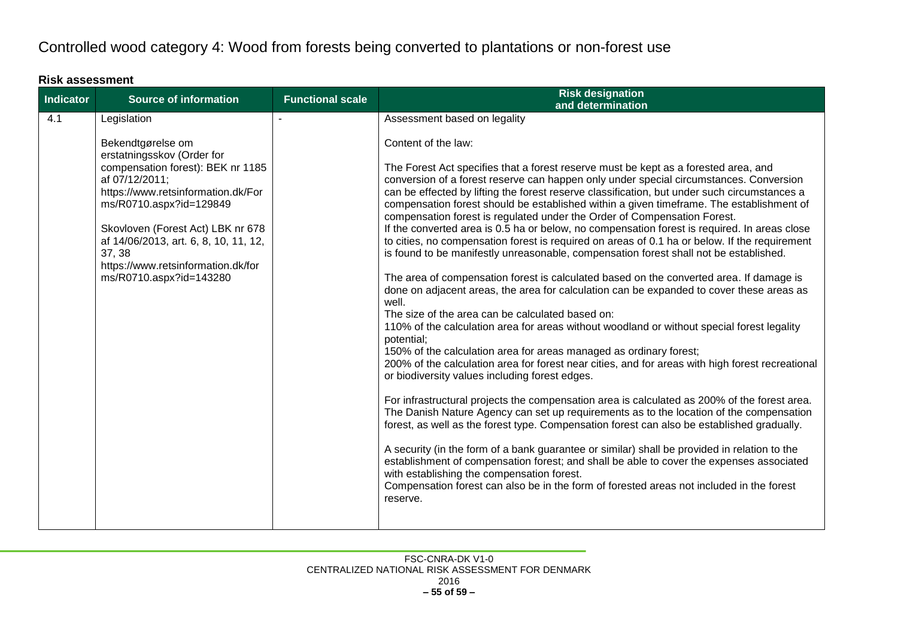# Controlled wood category 4: Wood from forests being converted to plantations or non-forest use

**Risk assessment**

| Indicator | Source of information | Functional scale | Risk designation and determination |
|---|---|---|---|
| 4.1 | Legislation<br><br>Bekendtgørelse om erstatningsskov (Order for compensation forest): BEK nr 1185 af 07/12/2011; https://www.retsinformation.dk/Forms/R0710.aspx?id=129849<br><br>Skovloven (Forest Act) LBK nr 678 af 14/06/2013, art. 6, 8, 10, 11, 12, 37, 38 https://www.retsinformation.dk/forms/R0710.aspx?id=143280 | - | Assessment based on legality<br><br>Content of the law:<br><br>The Forest Act specifies that a forest reserve must be kept as a forested area, and conversion of a forest reserve can happen only under special circumstances. Conversion can be effected by lifting the forest reserve classification, but under such circumstances a compensation forest should be established within a given timeframe. The establishment of compensation forest is regulated under the Order of Compensation Forest.<br>If the converted area is 0.5 ha or below, no compensation forest is required. In areas close to cities, no compensation forest is required on areas of 0.1 ha or below. If the requirement is found to be manifestly unreasonable, compensation forest shall not be established.<br><br>The area of compensation forest is calculated based on the converted area. If damage is done on adjacent areas, the area for calculation can be expanded to cover these areas as well.<br>The size of the area can be calculated based on:<br>110% of the calculation area for areas without woodland or without special forest legality potential;<br>150% of the calculation area for areas managed as ordinary forest;<br>200% of the calculation area for forest near cities, and for areas with high forest recreational or biodiversity values including forest edges.<br><br>For infrastructural projects the compensation area is calculated as 200% of the forest area. The Danish Nature Agency can set up requirements as to the location of the compensation forest, as well as the forest type. Compensation forest can also be established gradually.<br><br>A security (in the form of a bank guarantee or similar) shall be provided in relation to the establishment of compensation forest; and shall be able to cover the expenses associated with establishing the compensation forest.<br>Compensation forest can also be in the form of forested areas not included in the forest reserve. |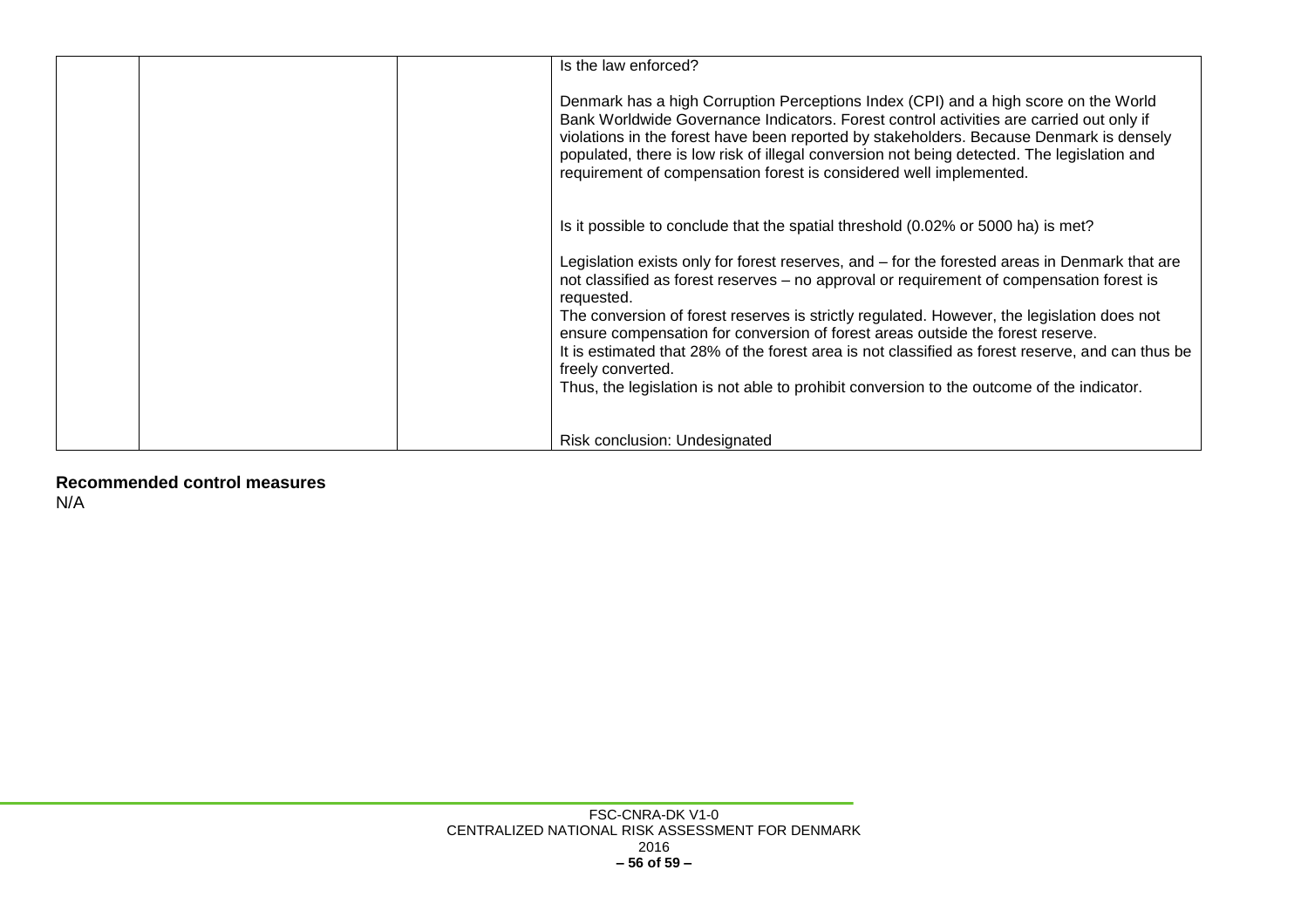|  |  |  | Is the law enforced?<br><br>Denmark has a high Corruption Perceptions Index (CPI) and a high score on the World Bank Worldwide Governance Indicators. Forest control activities are carried out only if violations in the forest have been reported by stakeholders. Because Denmark is densely populated, there is low risk of illegal conversion not being detected. The legislation and requirement of compensation forest is considered well implemented.<br><br>Is it possible to conclude that the spatial threshold (0.02% or 5000 ha) is met?<br><br>Legislation exists only for forest reserves, and – for the forested areas in Denmark that are not classified as forest reserves – no approval or requirement of compensation forest is requested.<br>The conversion of forest reserves is strictly regulated. However, the legislation does not ensure compensation for conversion of forest areas outside the forest reserve.<br>It is estimated that 28% of the forest area is not classified as forest reserve, and can thus be freely converted.<br>Thus, the legislation is not able to prohibit conversion to the outcome of the indicator.<br><br>Risk conclusion: Undesignated |
|---|---|---|---|

**Recommended control measures**

N/A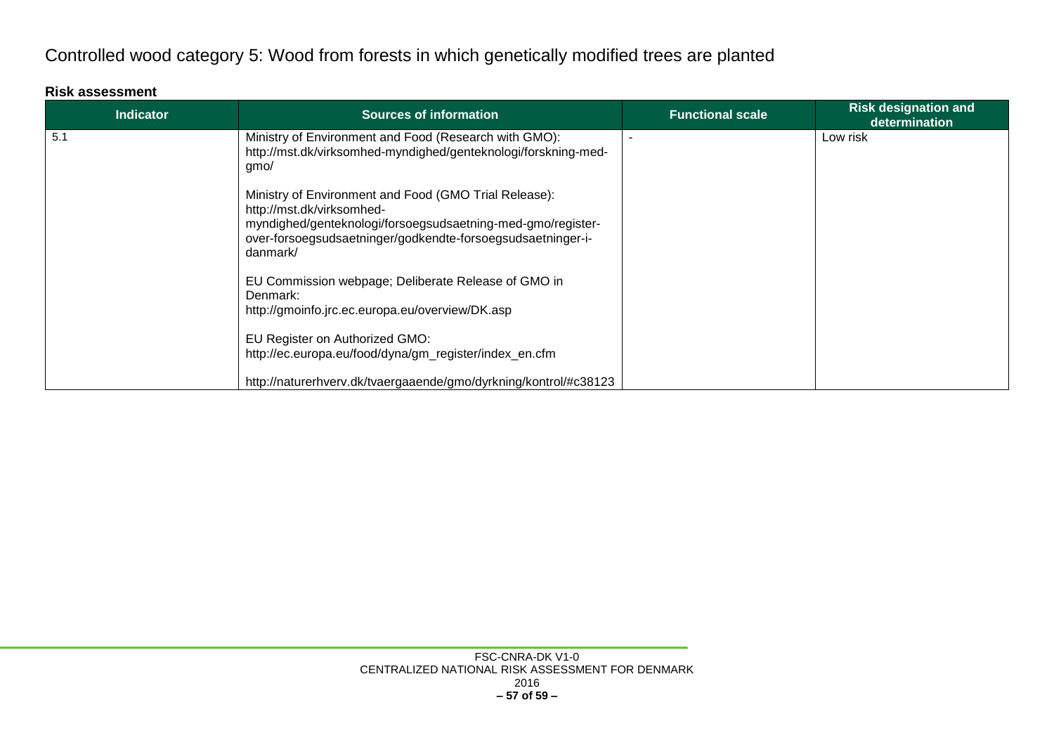## Controlled wood category 5: Wood from forests in which genetically modified trees are planted

**Risk assessment**

| Indicator | Sources of information | Functional scale | Risk designation and determination |
|---|---|---|---|
| 5.1 | Ministry of Environment and Food (Research with GMO): http://mst.dk/virksomhed-myndighed/genteknologi/forskning-med-gmo/<br><br>Ministry of Environment and Food (GMO Trial Release): http://mst.dk/virksomhed-myndighed/genteknologi/forsoegsudsaetning-med-gmo/register-over-forsoegsudsaetninger/godkendte-forsoegsudsaetninger-i-danmark/<br><br>EU Commission webpage; Deliberate Release of GMO in Denmark: http://gmoinfo.jrc.ec.europa.eu/overview/DK.asp<br><br>EU Register on Authorized GMO: http://ec.europa.eu/food/dyna/gm_register/index_en.cfm<br><br>http://naturerhverv.dk/tvaergaaende/gmo/dyrkning/kontrol/#c38123 | - | Low risk |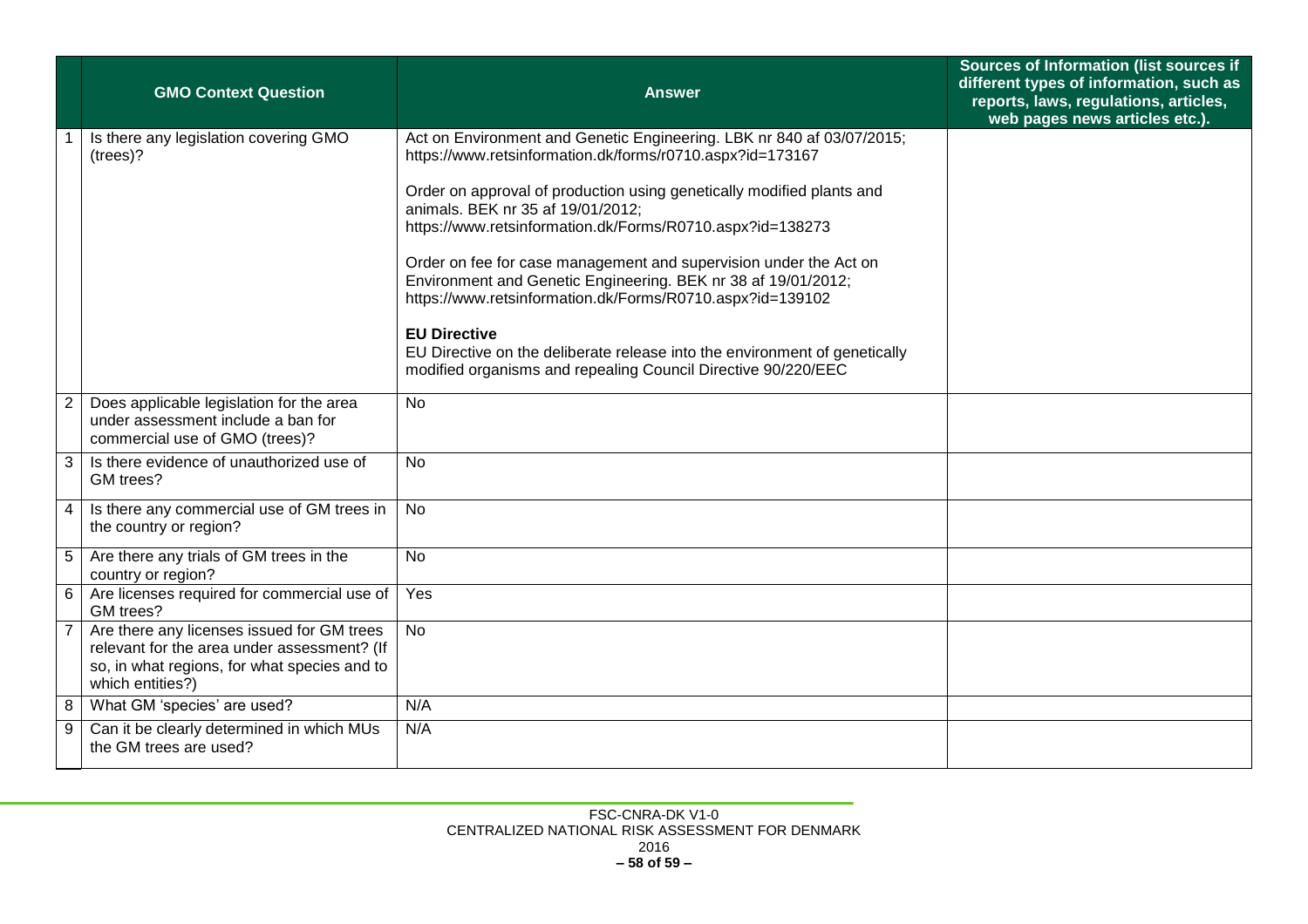|  | GMO Context Question | Answer | Sources of Information (list sources if different types of information, such as reports, laws, regulations, articles, web pages news articles etc.). |
|---|---|---|---|
| 1 | Is there any legislation covering GMO (trees)? | Act on Environment and Genetic Engineering. LBK nr 840 af 03/07/2015; https://www.retsinformation.dk/forms/r0710.aspx?id=173167<br><br>Order on approval of production using genetically modified plants and animals. BEK nr 35 af 19/01/2012; https://www.retsinformation.dk/Forms/R0710.aspx?id=138273<br><br>Order on fee for case management and supervision under the Act on Environment and Genetic Engineering. BEK nr 38 af 19/01/2012; https://www.retsinformation.dk/Forms/R0710.aspx?id=139102<br><br>**EU Directive**<br>EU Directive on the deliberate release into the environment of genetically modified organisms and repealing Council Directive 90/220/EEC |  |
| 2 | Does applicable legislation for the area under assessment include a ban for commercial use of GMO (trees)? | No |  |
| 3 | Is there evidence of unauthorized use of GM trees? | No |  |
| 4 | Is there any commercial use of GM trees in the country or region? | No |  |
| 5 | Are there any trials of GM trees in the country or region? | No |  |
| 6 | Are licenses required for commercial use of GM trees? | Yes |  |
| 7 | Are there any licenses issued for GM trees relevant for the area under assessment? (If so, in what regions, for what species and to which entities?) | No |  |
| 8 | What GM 'species' are used? | N/A |  |
| 9 | Can it be clearly determined in which MUs the GM trees are used? | N/A |  |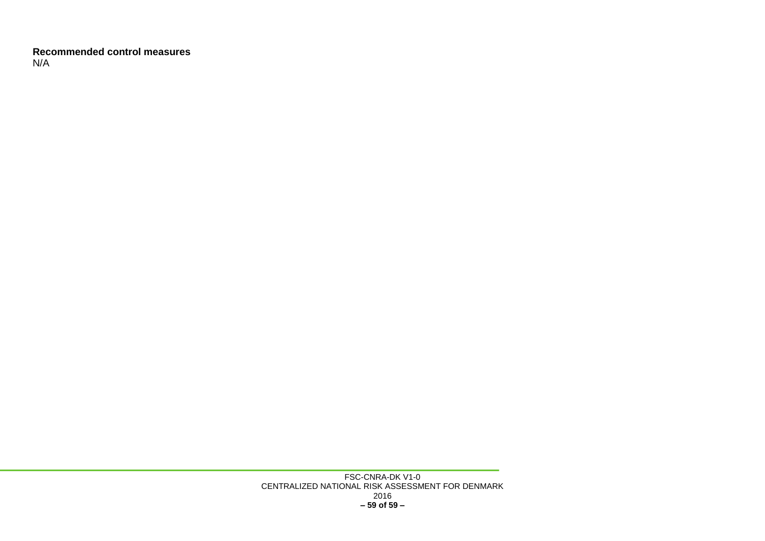**Recommended control measures**

N/A